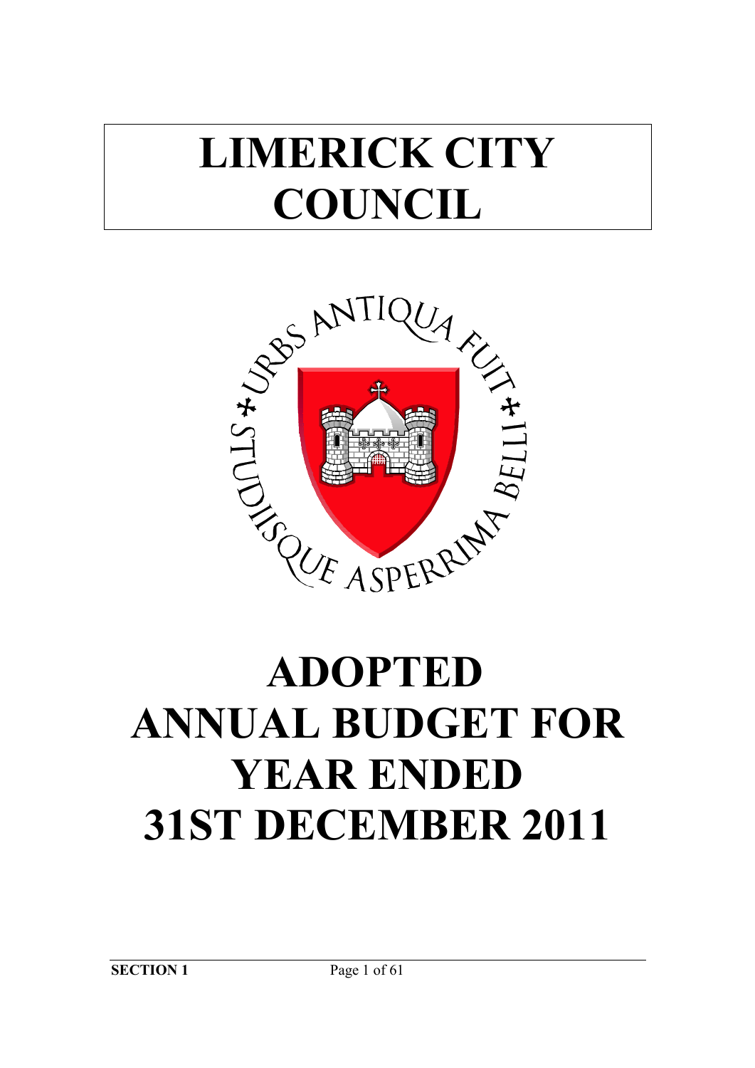# LIMERICK CITY COUNCIL

URBS ANTIQUA FUIT STUDIISQUE ASPERRIMA BELLI

# ADOPTED ANNUAL BUDGET FOR YEAR ENDED 31ST DECEMBER 2011

**SECTION 1**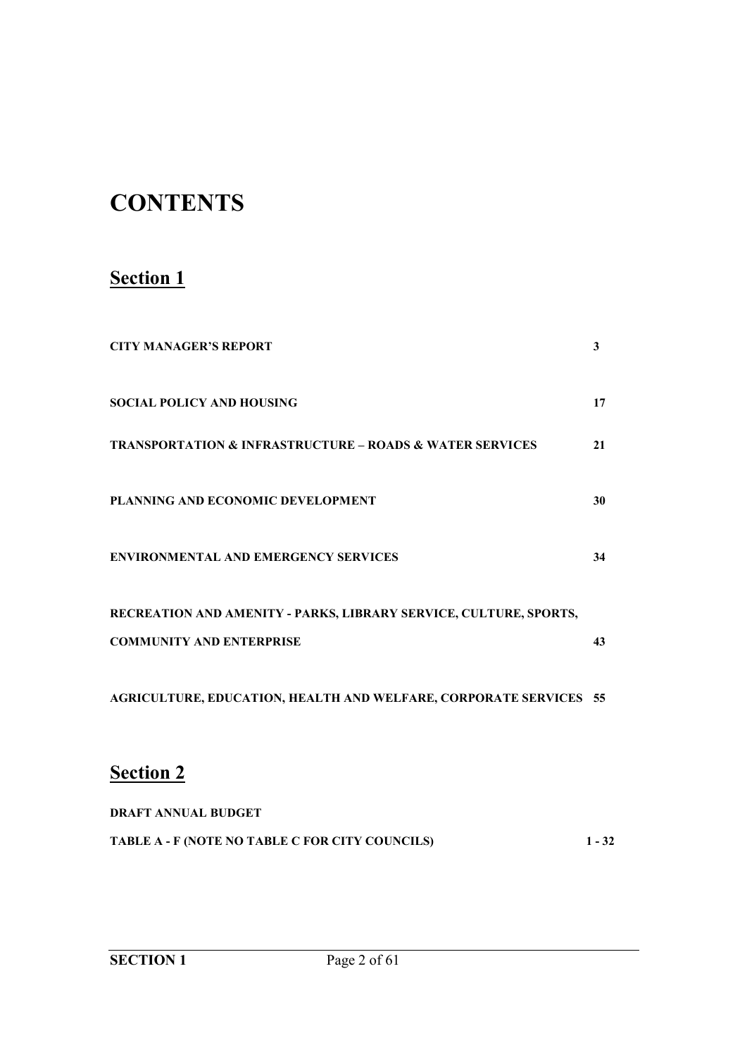# CONTENTS

## Section 1

| | |
|---|---|
| **CITY MANAGER'S REPORT** | **3** |
| **SOCIAL POLICY AND HOUSING** | **17** |
| **TRANSPORTATION & INFRASTRUCTURE – ROADS & WATER SERVICES** | **21** |
| **PLANNING AND ECONOMIC DEVELOPMENT** | **30** |
| **ENVIRONMENTAL AND EMERGENCY SERVICES** | **34** |
| **RECREATION AND AMENITY - PARKS, LIBRARY SERVICE, CULTURE, SPORTS, COMMUNITY AND ENTERPRISE** | **43** |
| **AGRICULTURE, EDUCATION, HEALTH AND WELFARE, CORPORATE SERVICES** | **55** |

## Section 2

| | |
|---|---|
| **DRAFT ANNUAL BUDGET** | |
| **TABLE A - F (NOTE NO TABLE C FOR CITY COUNCILS)** | **1 - 32** |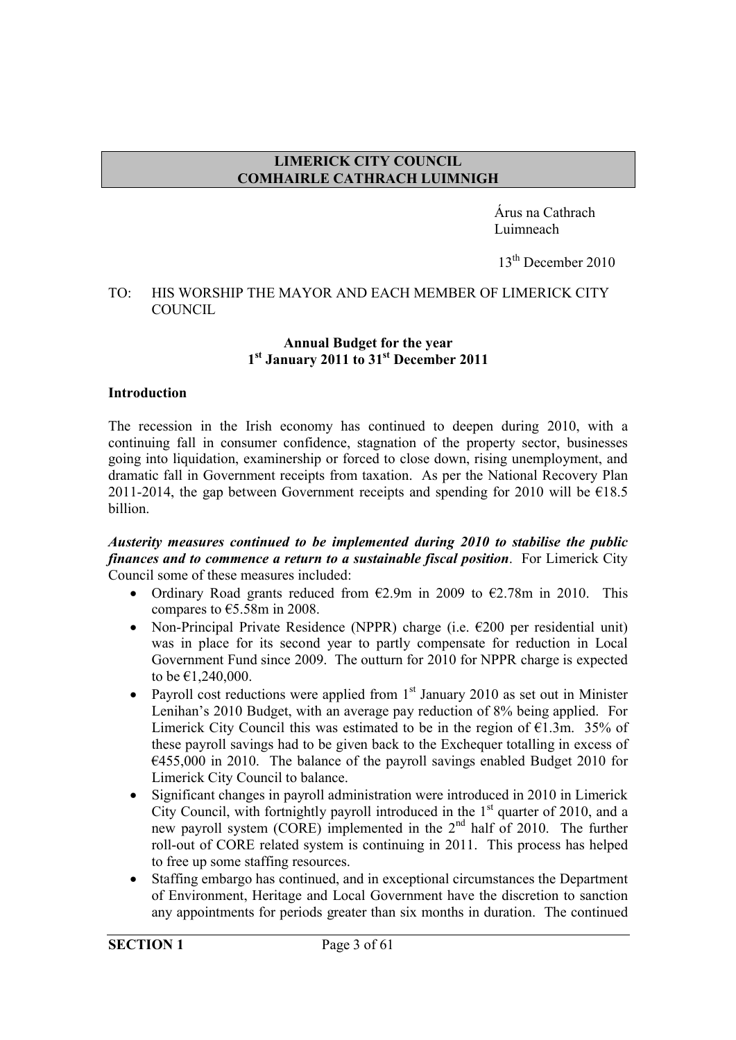**LIMERICK CITY COUNCIL**
**COMHAIRLE CATHRACH LUIMNIGH**

Árus na Cathrach
Luimneach

13th December 2010

TO: HIS WORSHIP THE MAYOR AND EACH MEMBER OF LIMERICK CITY COUNCIL

**Annual Budget for the year**
**1st January 2011 to 31st December 2011**

## Introduction

The recession in the Irish economy has continued to deepen during 2010, with a continuing fall in consumer confidence, stagnation of the property sector, businesses going into liquidation, examinership or forced to close down, rising unemployment, and dramatic fall in Government receipts from taxation. As per the National Recovery Plan 2011-2014, the gap between Government receipts and spending for 2010 will be €18.5 billion.

***Austerity measures continued to be implemented during 2010 to stabilise the public finances and to commence a return to a sustainable fiscal position***. For Limerick City Council some of these measures included:

- Ordinary Road grants reduced from €2.9m in 2009 to €2.78m in 2010. This compares to €5.58m in 2008.
- Non-Principal Private Residence (NPPR) charge (i.e. €200 per residential unit) was in place for its second year to partly compensate for reduction in Local Government Fund since 2009. The outturn for 2010 for NPPR charge is expected to be €1,240,000.
- Payroll cost reductions were applied from 1st January 2010 as set out in Minister Lenihan's 2010 Budget, with an average pay reduction of 8% being applied. For Limerick City Council this was estimated to be in the region of €1.3m. 35% of these payroll savings had to be given back to the Exchequer totalling in excess of €455,000 in 2010. The balance of the payroll savings enabled Budget 2010 for Limerick City Council to balance.
- Significant changes in payroll administration were introduced in 2010 in Limerick City Council, with fortnightly payroll introduced in the 1st quarter of 2010, and a new payroll system (CORE) implemented in the 2nd half of 2010. The further roll-out of CORE related system is continuing in 2011. This process has helped to free up some staffing resources.
- Staffing embargo has continued, and in exceptional circumstances the Department of Environment, Heritage and Local Government have the discretion to sanction any appointments for periods greater than six months in duration. The continued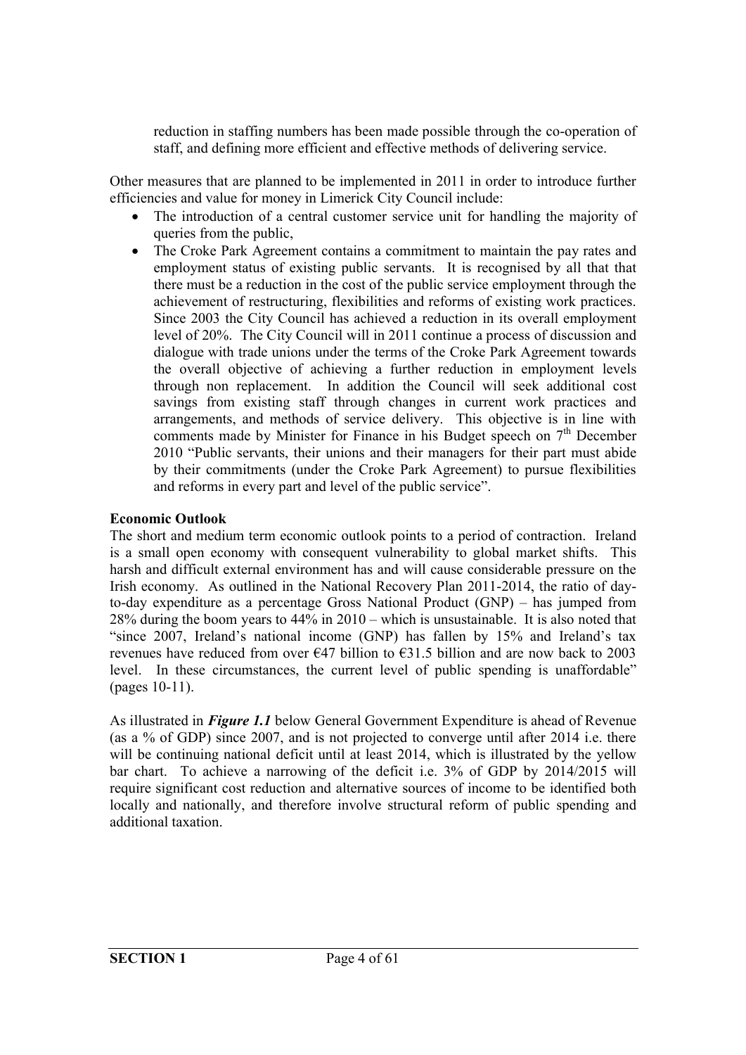reduction in staffing numbers has been made possible through the co-operation of staff, and defining more efficient and effective methods of delivering service.

Other measures that are planned to be implemented in 2011 in order to introduce further efficiencies and value for money in Limerick City Council include:

- The introduction of a central customer service unit for handling the majority of queries from the public,
- The Croke Park Agreement contains a commitment to maintain the pay rates and employment status of existing public servants. It is recognised by all that that there must be a reduction in the cost of the public service employment through the achievement of restructuring, flexibilities and reforms of existing work practices. Since 2003 the City Council has achieved a reduction in its overall employment level of 20%. The City Council will in 2011 continue a process of discussion and dialogue with trade unions under the terms of the Croke Park Agreement towards the overall objective of achieving a further reduction in employment levels through non replacement. In addition the Council will seek additional cost savings from existing staff through changes in current work practices and arrangements, and methods of service delivery. This objective is in line with comments made by Minister for Finance in his Budget speech on 7th December 2010 "Public servants, their unions and their managers for their part must abide by their commitments (under the Croke Park Agreement) to pursue flexibilities and reforms in every part and level of the public service".

**Economic Outlook**

The short and medium term economic outlook points to a period of contraction. Ireland is a small open economy with consequent vulnerability to global market shifts. This harsh and difficult external environment has and will cause considerable pressure on the Irish economy. As outlined in the National Recovery Plan 2011-2014, the ratio of day-to-day expenditure as a percentage Gross National Product (GNP) – has jumped from 28% during the boom years to 44% in 2010 – which is unsustainable. It is also noted that "since 2007, Ireland's national income (GNP) has fallen by 15% and Ireland's tax revenues have reduced from over €47 billion to €31.5 billion and are now back to 2003 level. In these circumstances, the current level of public spending is unaffordable" (pages 10-11).

As illustrated in ***Figure 1.1*** below General Government Expenditure is ahead of Revenue (as a % of GDP) since 2007, and is not projected to converge until after 2014 i.e. there will be continuing national deficit until at least 2014, which is illustrated by the yellow bar chart. To achieve a narrowing of the deficit i.e. 3% of GDP by 2014/2015 will require significant cost reduction and alternative sources of income to be identified both locally and nationally, and therefore involve structural reform of public spending and additional taxation.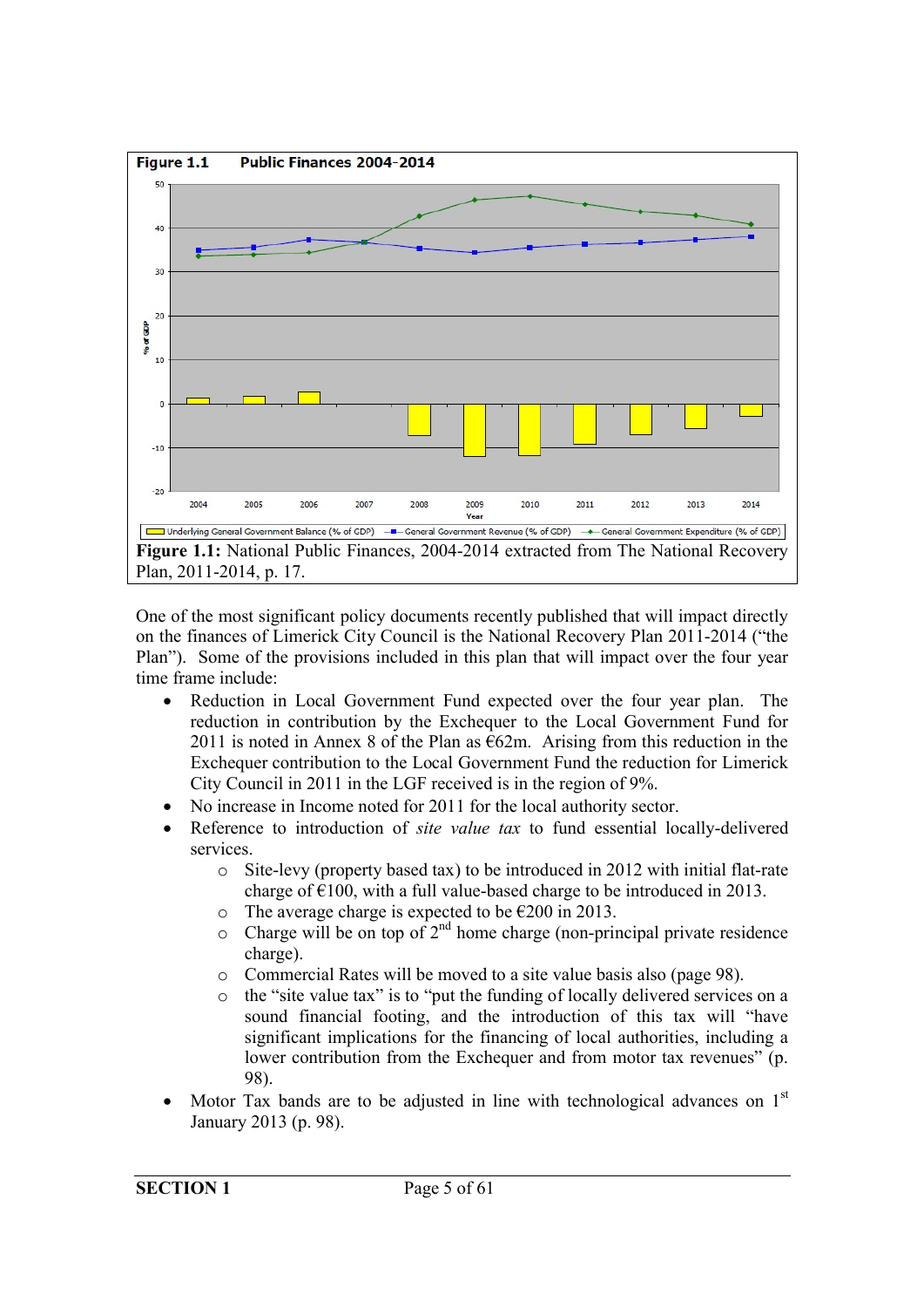**Figure 1.1 Public Finances 2004-2014**

**Figure 1.1:** National Public Finances, 2004-2014 extracted from The National Recovery Plan, 2011-2014, p. 17.

One of the most significant policy documents recently published that will impact directly on the finances of Limerick City Council is the National Recovery Plan 2011-2014 ("the Plan"). Some of the provisions included in this plan that will impact over the four year time frame include:

- Reduction in Local Government Fund expected over the four year plan. The reduction in contribution by the Exchequer to the Local Government Fund for 2011 is noted in Annex 8 of the Plan as €62m. Arising from this reduction in the Exchequer contribution to the Local Government Fund the reduction for Limerick City Council in 2011 in the LGF received is in the region of 9%.
- No increase in Income noted for 2011 for the local authority sector.
- Reference to introduction of *site value tax* to fund essential locally-delivered services.
    - Site-levy (property based tax) to be introduced in 2012 with initial flat-rate charge of €100, with a full value-based charge to be introduced in 2013.
    - The average charge is expected to be €200 in 2013.
    - Charge will be on top of 2nd home charge (non-principal private residence charge).
    - Commercial Rates will be moved to a site value basis also (page 98).
    - the "site value tax" is to "put the funding of locally delivered services on a sound financial footing, and the introduction of this tax will "have significant implications for the financing of local authorities, including a lower contribution from the Exchequer and from motor tax revenues" (p. 98).
- Motor Tax bands are to be adjusted in line with technological advances on 1st January 2013 (p. 98).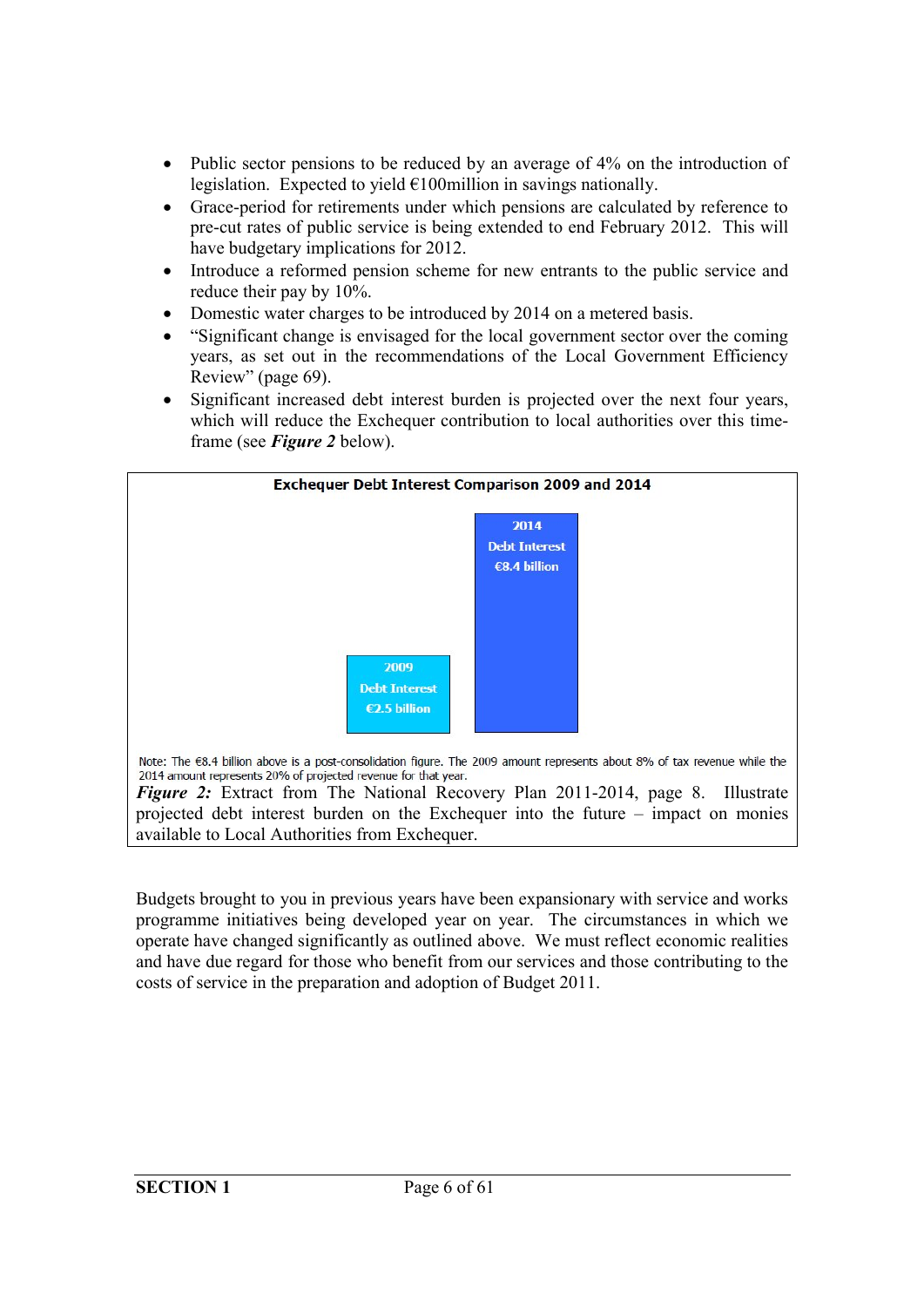- Public sector pensions to be reduced by an average of 4% on the introduction of legislation. Expected to yield €100million in savings nationally.
- Grace-period for retirements under which pensions are calculated by reference to pre-cut rates of public service is being extended to end February 2012. This will have budgetary implications for 2012.
- Introduce a reformed pension scheme for new entrants to the public service and reduce their pay by 10%.
- Domestic water charges to be introduced by 2014 on a metered basis.
- "Significant change is envisaged for the local government sector over the coming years, as set out in the recommendations of the Local Government Efficiency Review" (page 69).
- Significant increased debt interest burden is projected over the next four years, which will reduce the Exchequer contribution to local authorities over this time-frame (see ***Figure 2*** below).

**Exchequer Debt Interest Comparison 2009 and 2014**

| Year | Debt Interest |
|---|---|
| 2009 | €2.5 billion |
| 2014 | €8.4 billion |

Note: The €8.4 billion above is a post-consolidation figure. The 2009 amount represents about 8% of tax revenue while the 2014 amount represents 20% of projected revenue for that year.

***Figure 2:*** Extract from The National Recovery Plan 2011-2014, page 8. Illustrate projected debt interest burden on the Exchequer into the future – impact on monies available to Local Authorities from Exchequer.

Budgets brought to you in previous years have been expansionary with service and works programme initiatives being developed year on year. The circumstances in which we operate have changed significantly as outlined above. We must reflect economic realities and have due regard for those who benefit from our services and those contributing to the costs of service in the preparation and adoption of Budget 2011.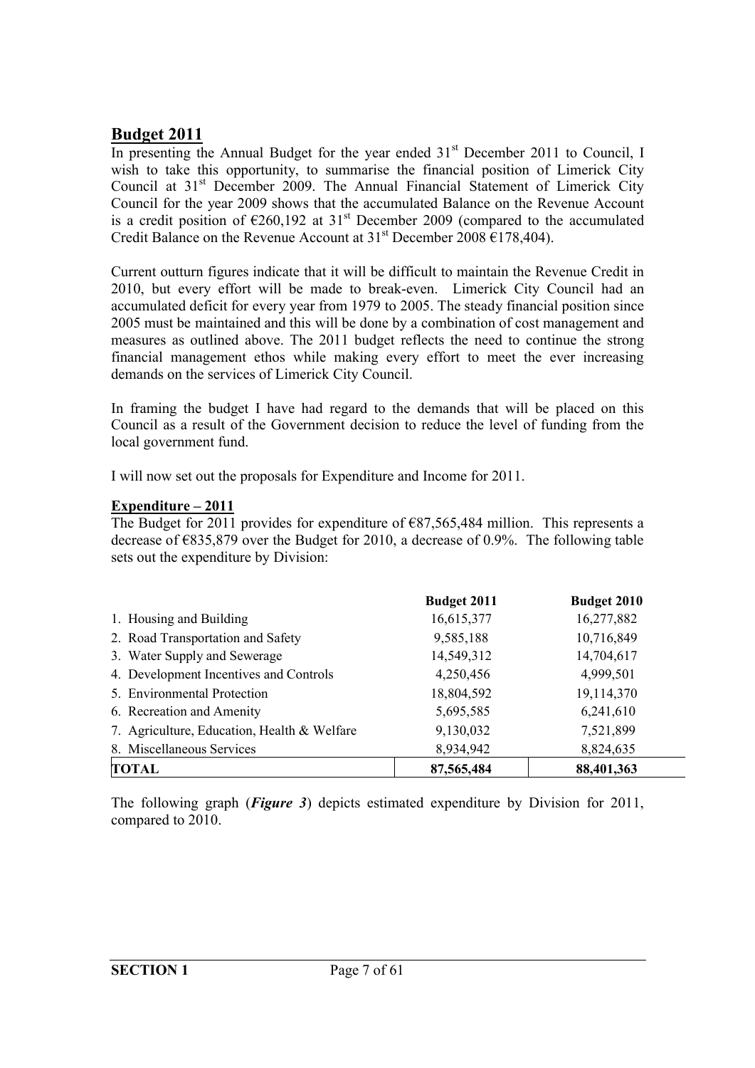## Budget 2011

In presenting the Annual Budget for the year ended 31st December 2011 to Council, I wish to take this opportunity, to summarise the financial position of Limerick City Council at 31st December 2009. The Annual Financial Statement of Limerick City Council for the year 2009 shows that the accumulated Balance on the Revenue Account is a credit position of €260,192 at 31st December 2009 (compared to the accumulated Credit Balance on the Revenue Account at 31st December 2008 €178,404).

Current outturn figures indicate that it will be difficult to maintain the Revenue Credit in 2010, but every effort will be made to break-even. Limerick City Council had an accumulated deficit for every year from 1979 to 2005. The steady financial position since 2005 must be maintained and this will be done by a combination of cost management and measures as outlined above. The 2011 budget reflects the need to continue the strong financial management ethos while making every effort to meet the ever increasing demands on the services of Limerick City Council.

In framing the budget I have had regard to the demands that will be placed on this Council as a result of the Government decision to reduce the level of funding from the local government fund.

I will now set out the proposals for Expenditure and Income for 2011.

### Expenditure – 2011

The Budget for 2011 provides for expenditure of €87,565,484 million. This represents a decrease of €835,879 over the Budget for 2010, a decrease of 0.9%. The following table sets out the expenditure by Division:

| | **Budget 2011** | **Budget 2010** |
|---|---|---|
| 1. Housing and Building | 16,615,377 | 16,277,882 |
| 2. Road Transportation and Safety | 9,585,188 | 10,716,849 |
| 3. Water Supply and Sewerage | 14,549,312 | 14,704,617 |
| 4. Development Incentives and Controls | 4,250,456 | 4,999,501 |
| 5. Environmental Protection | 18,804,592 | 19,114,370 |
| 6. Recreation and Amenity | 5,695,585 | 6,241,610 |
| 7. Agriculture, Education, Health & Welfare | 9,130,032 | 7,521,899 |
| 8. Miscellaneous Services | 8,934,942 | 8,824,635 |
| **TOTAL** | **87,565,484** | **88,401,363** |

The following graph (***Figure 3***) depicts estimated expenditure by Division for 2011, compared to 2010.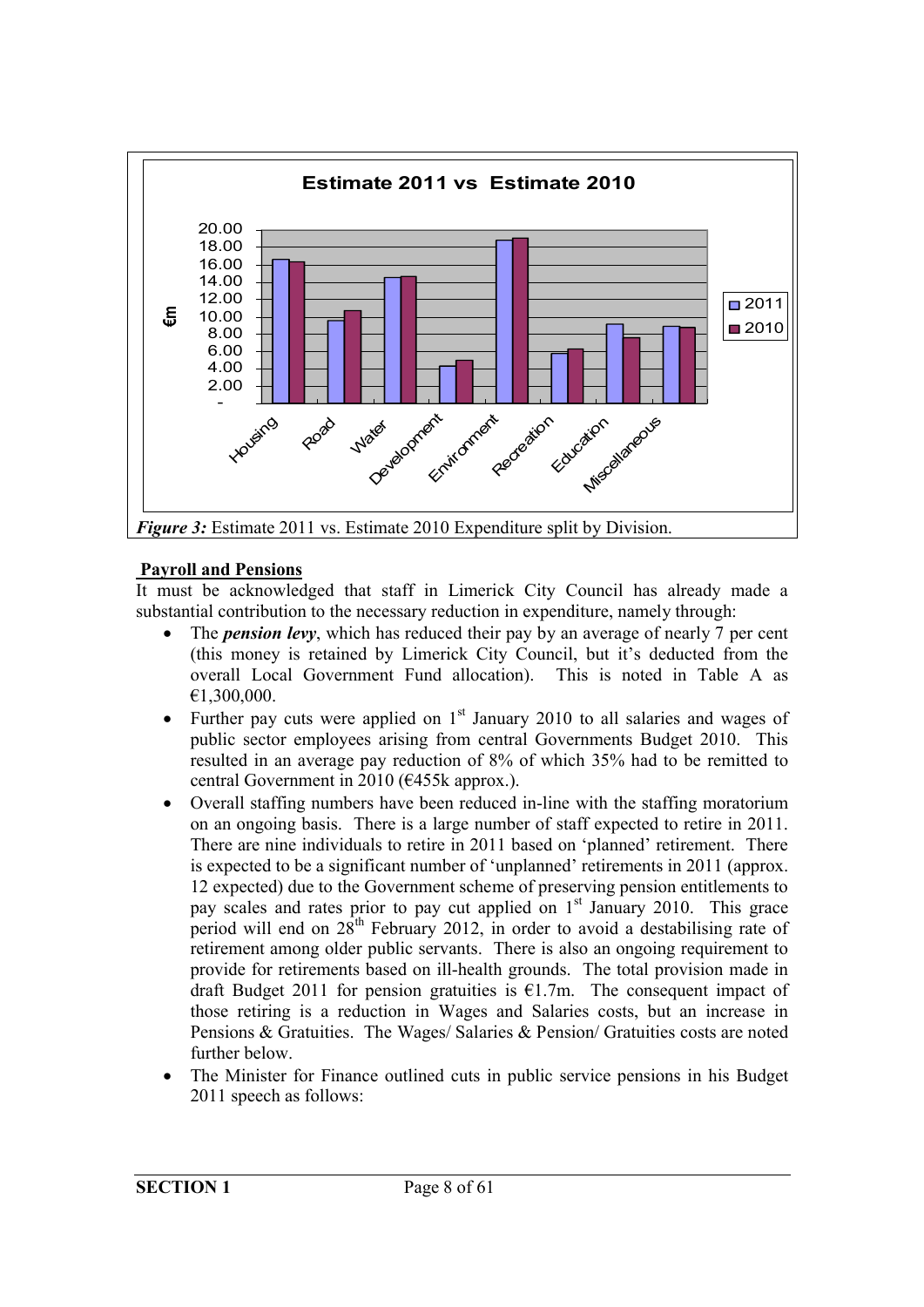**Estimate 2011 vs Estimate 2010**

*Figure 3:* Estimate 2011 vs. Estimate 2010 Expenditure split by Division.

**Payroll and Pensions**

It must be acknowledged that staff in Limerick City Council has already made a substantial contribution to the necessary reduction in expenditure, namely through:

- The ***pension levy***, which has reduced their pay by an average of nearly 7 per cent (this money is retained by Limerick City Council, but it's deducted from the overall Local Government Fund allocation). This is noted in Table A as €1,300,000.
- Further pay cuts were applied on 1st January 2010 to all salaries and wages of public sector employees arising from central Governments Budget 2010. This resulted in an average pay reduction of 8% of which 35% had to be remitted to central Government in 2010 (€455k approx.).
- Overall staffing numbers have been reduced in-line with the staffing moratorium on an ongoing basis. There is a large number of staff expected to retire in 2011. There are nine individuals to retire in 2011 based on 'planned' retirement. There is expected to be a significant number of 'unplanned' retirements in 2011 (approx. 12 expected) due to the Government scheme of preserving pension entitlements to pay scales and rates prior to pay cut applied on 1st January 2010. This grace period will end on 28th February 2012, in order to avoid a destabilising rate of retirement among older public servants. There is also an ongoing requirement to provide for retirements based on ill-health grounds. The total provision made in draft Budget 2011 for pension gratuities is €1.7m. The consequent impact of those retiring is a reduction in Wages and Salaries costs, but an increase in Pensions & Gratuities. The Wages/ Salaries & Pension/ Gratuities costs are noted further below.
- The Minister for Finance outlined cuts in public service pensions in his Budget 2011 speech as follows: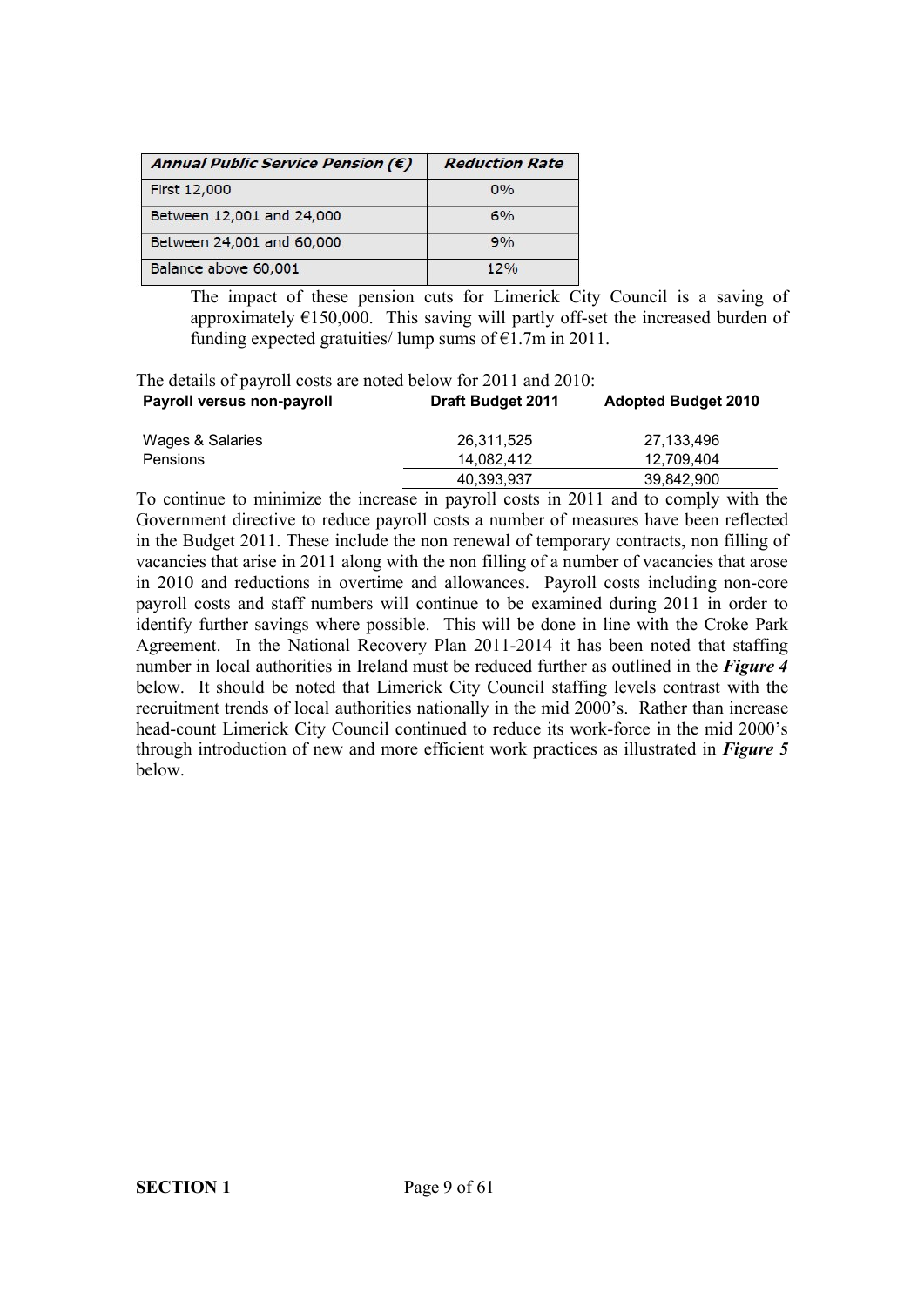| *Annual Public Service Pension (€)* | *Reduction Rate* |
|---|---|
| First 12,000 | 0% |
| Between 12,001 and 24,000 | 6% |
| Between 24,001 and 60,000 | 9% |
| Balance above 60,001 | 12% |

The impact of these pension cuts for Limerick City Council is a saving of approximately €150,000. This saving will partly off-set the increased burden of funding expected gratuities/ lump sums of €1.7m in 2011.

The details of payroll costs are noted below for 2011 and 2010:

| Payroll versus non-payroll | Draft Budget 2011 | Adopted Budget 2010 |
|---|---|---|
| Wages & Salaries | 26,311,525 | 27,133,496 |
| Pensions | 14,082,412 | 12,709,404 |
| | 40,393,937 | 39,842,900 |

To continue to minimize the increase in payroll costs in 2011 and to comply with the Government directive to reduce payroll costs a number of measures have been reflected in the Budget 2011. These include the non renewal of temporary contracts, non filling of vacancies that arise in 2011 along with the non filling of a number of vacancies that arose in 2010 and reductions in overtime and allowances. Payroll costs including non-core payroll costs and staff numbers will continue to be examined during 2011 in order to identify further savings where possible. This will be done in line with the Croke Park Agreement. In the National Recovery Plan 2011-2014 it has been noted that staffing number in local authorities in Ireland must be reduced further as outlined in the ***Figure 4*** below. It should be noted that Limerick City Council staffing levels contrast with the recruitment trends of local authorities nationally in the mid 2000's. Rather than increase head-count Limerick City Council continued to reduce its work-force in the mid 2000's through introduction of new and more efficient work practices as illustrated in ***Figure 5*** below.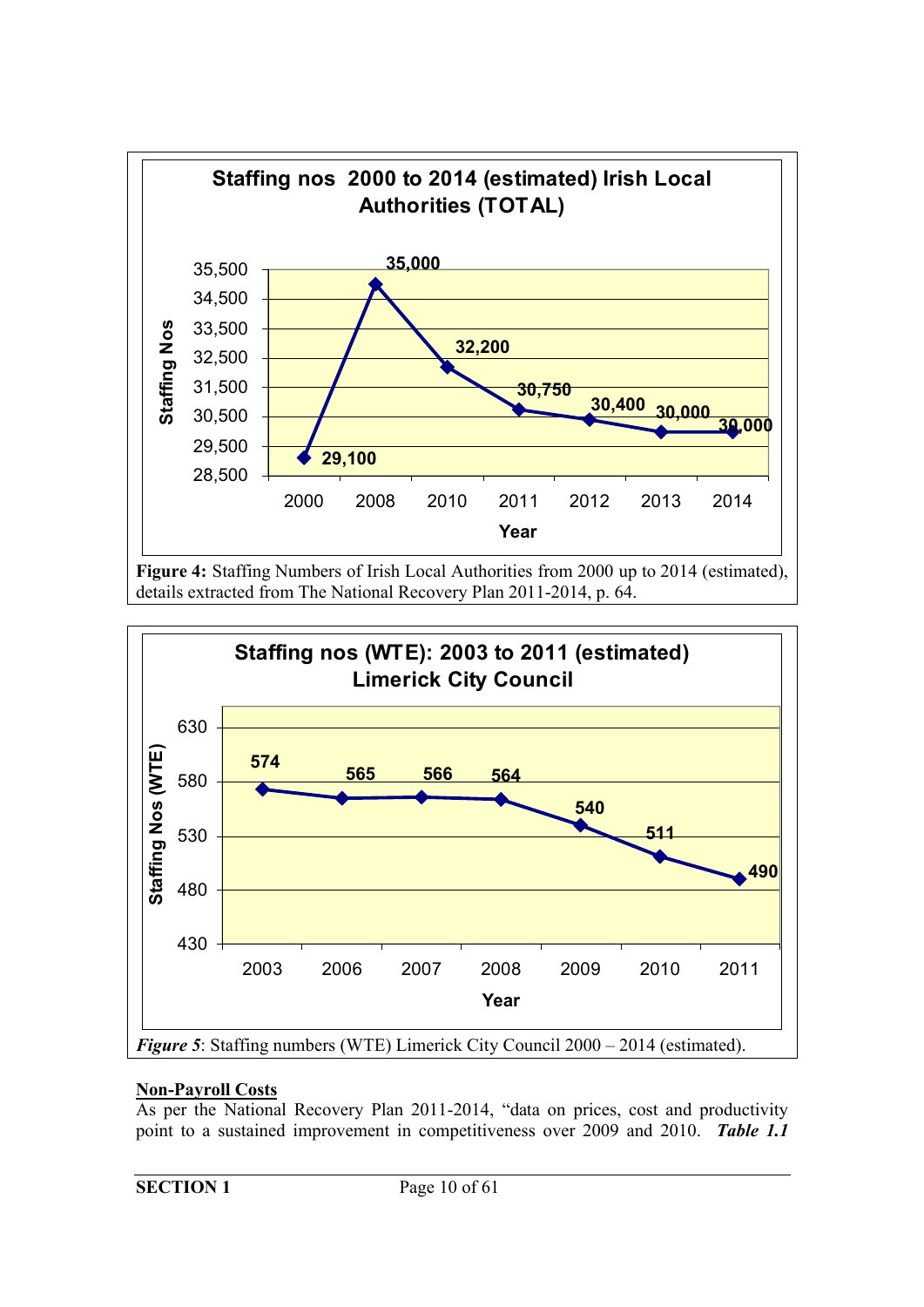**Staffing nos 2000 to 2014 (estimated) Irish Local Authorities (TOTAL)**

| Year | Staffing Nos |
|---|---|
| 2000 | 29,100 |
| 2008 | 35,000 |
| 2010 | 32,200 |
| 2011 | 30,750 |
| 2012 | 30,400 |
| 2013 | 30,000 |
| 2014 | 30,000 |

**Figure 4:** Staffing Numbers of Irish Local Authorities from 2000 up to 2014 (estimated), details extracted from The National Recovery Plan 2011-2014, p. 64.

**Staffing nos (WTE): 2003 to 2011 (estimated) Limerick City Council**

| Year | Staffing Nos (WTE) |
|---|---|
| 2003 | 574 |
| 2006 | 565 |
| 2007 | 566 |
| 2008 | 564 |
| 2009 | 540 |
| 2010 | 511 |
| 2011 | 490 |

***Figure 5***: Staffing numbers (WTE) Limerick City Council 2000 – 2014 (estimated).

<u>**Non-Payroll Costs**</u>

As per the National Recovery Plan 2011-2014, "data on prices, cost and productivity point to a sustained improvement in competitiveness over 2009 and 2010. ***Table 1.1***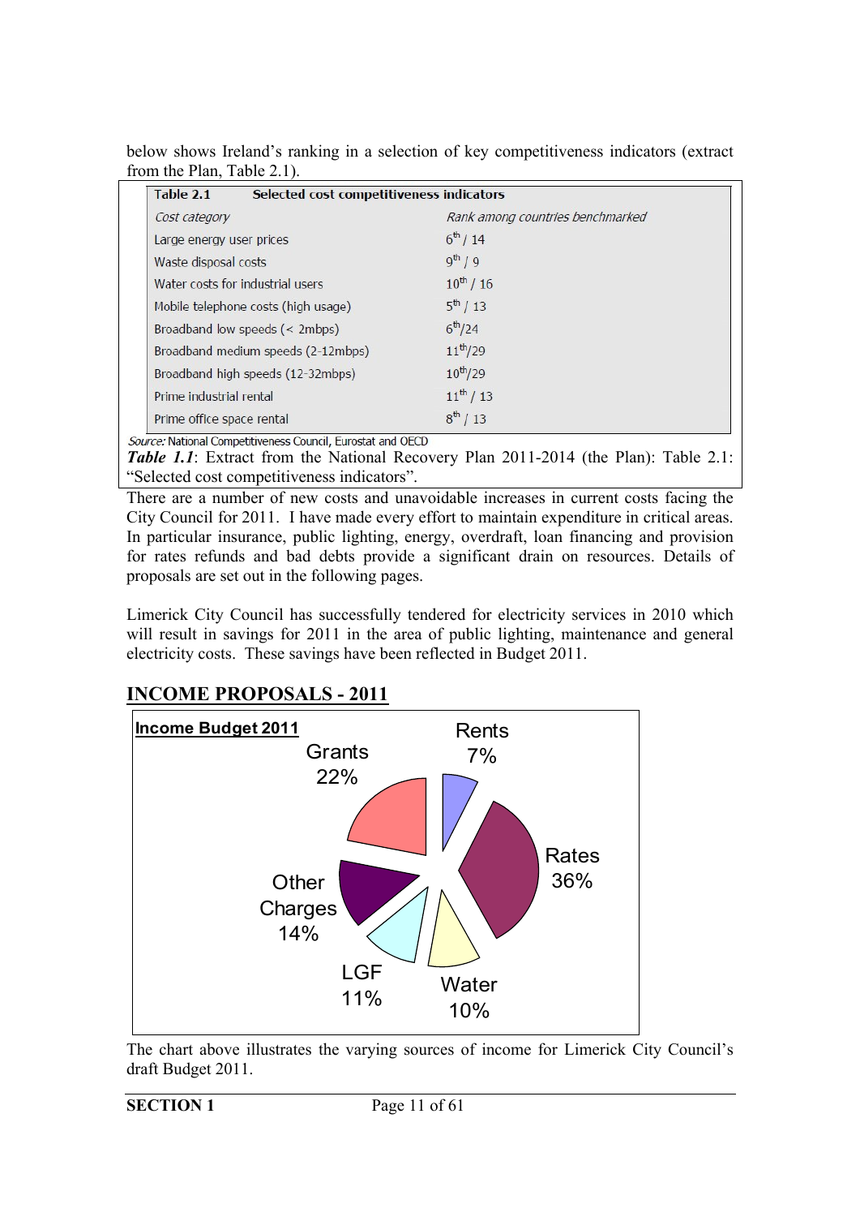below shows Ireland's ranking in a selection of key competitiveness indicators (extract from the Plan, Table 2.1).

| Table 2.1 Selected cost competitiveness indicators | |
|---|---|
| *Cost category* | *Rank among countries benchmarked* |
| Large energy user prices | 6th / 14 |
| Waste disposal costs | 9th / 9 |
| Water costs for industrial users | 10th / 16 |
| Mobile telephone costs (high usage) | 5th / 13 |
| Broadband low speeds (< 2mbps) | 6th/24 |
| Broadband medium speeds (2-12mbps) | 11th/29 |
| Broadband high speeds (12-32mbps) | 10th/29 |
| Prime industrial rental | 11th / 13 |
| Prime office space rental | 8th / 13 |

*Source:* National Competitiveness Council, Eurostat and OECD

***Table 1.1***: Extract from the National Recovery Plan 2011-2014 (the Plan): Table 2.1: "Selected cost competitiveness indicators".

There are a number of new costs and unavoidable increases in current costs facing the City Council for 2011. I have made every effort to maintain expenditure in critical areas. In particular insurance, public lighting, energy, overdraft, loan financing and provision for rates refunds and bad debts provide a significant drain on resources. Details of proposals are set out in the following pages.

Limerick City Council has successfully tendered for electricity services in 2010 which will result in savings for 2011 in the area of public lighting, maintenance and general electricity costs. These savings have been reflected in Budget 2011.

## INCOME PROPOSALS - 2011

**Income Budget 2011**

Rents 7%

Rates 36%

Water 10%

LGF 11%

Other Charges 14%

Grants 22%

The chart above illustrates the varying sources of income for Limerick City Council's draft Budget 2011.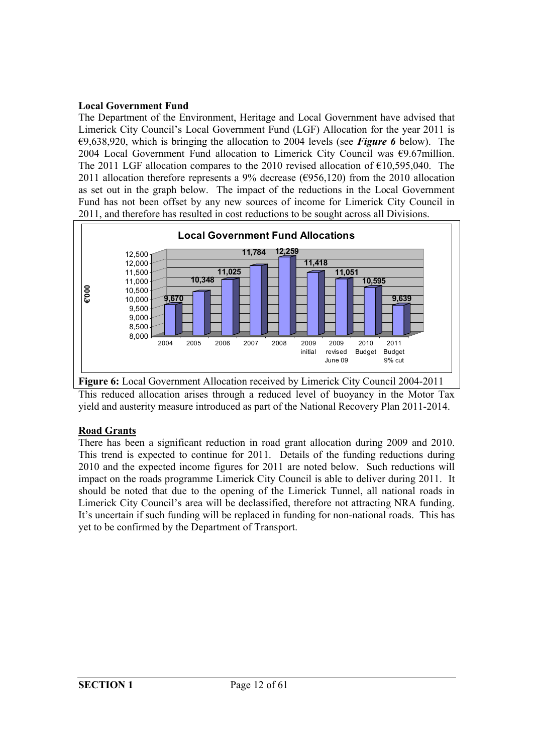**Local Government Fund**

The Department of the Environment, Heritage and Local Government have advised that Limerick City Council's Local Government Fund (LGF) Allocation for the year 2011 is €9,638,920, which is bringing the allocation to 2004 levels (see ***Figure 6*** below). The 2004 Local Government Fund allocation to Limerick City Council was €9.67million. The 2011 LGF allocation compares to the 2010 revised allocation of €10,595,040. The 2011 allocation therefore represents a 9% decrease (€956,120) from the 2010 allocation as set out in the graph below. The impact of the reductions in the Local Government Fund has not been offset by any new sources of income for Limerick City Council in 2011, and therefore has resulted in cost reductions to be sought across all Divisions.

**Local Government Fund Allocations**

| Year | €'000 |
|---|---|
| 2004 | 9,670 |
| 2005 | 10,348 |
| 2006 | 11,025 |
| 2007 | 11,784 |
| 2008 | 12,259 |
| 2009 initial | 11,418 |
| 2009 revised June 09 | 11,051 |
| 2010 Budget | 10,595 |
| 2011 Budget 9% cut | 9,639 |

**Figure 6:** Local Government Allocation received by Limerick City Council 2004-2011

This reduced allocation arises through a reduced level of buoyancy in the Motor Tax yield and austerity measure introduced as part of the National Recovery Plan 2011-2014.

**Road Grants**

There has been a significant reduction in road grant allocation during 2009 and 2010. This trend is expected to continue for 2011. Details of the funding reductions during 2010 and the expected income figures for 2011 are noted below. Such reductions will impact on the roads programme Limerick City Council is able to deliver during 2011. It should be noted that due to the opening of the Limerick Tunnel, all national roads in Limerick City Council's area will be declassified, therefore not attracting NRA funding. It's uncertain if such funding will be replaced in funding for non-national roads. This has yet to be confirmed by the Department of Transport.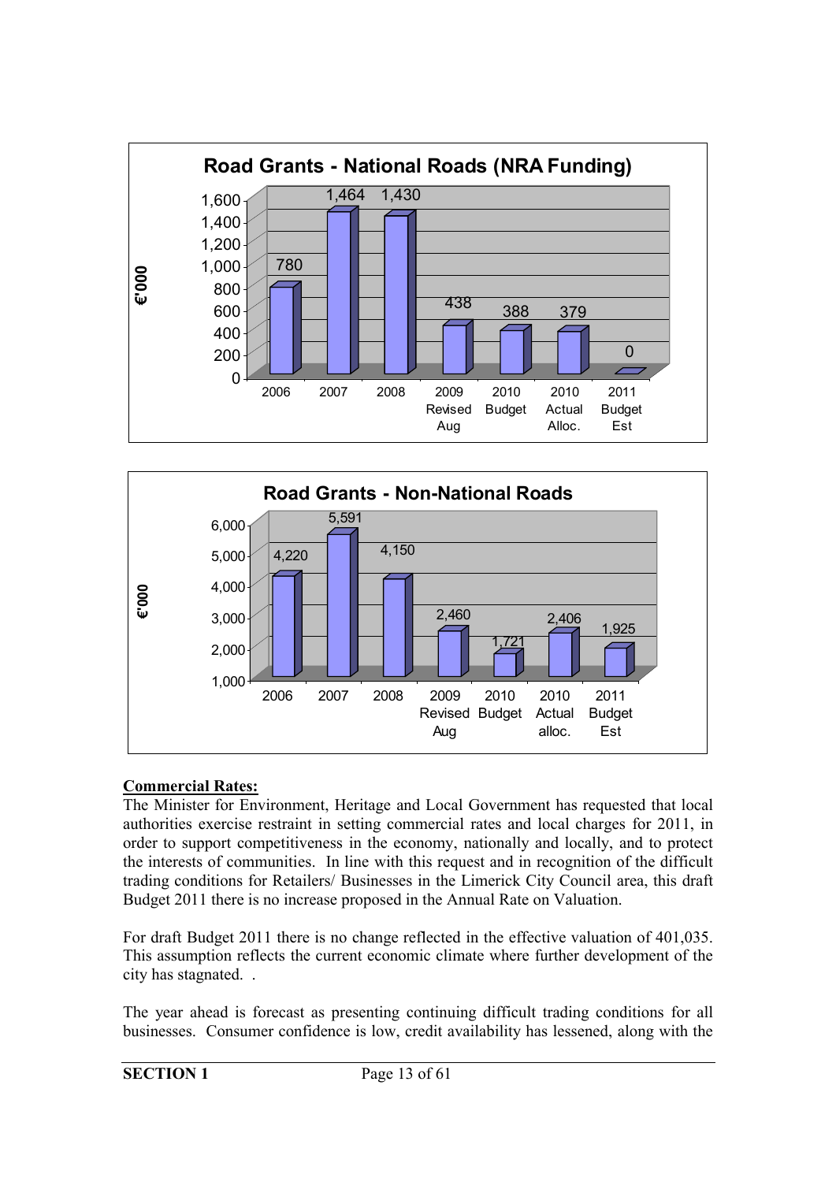**Road Grants - National Roads (NRA Funding)**

| €'000 | 2006 | 2007 | 2008 | 2009 Revised Aug | 2010 Budget | 2010 Actual Alloc. | 2011 Budget Est |
|---|---|---|---|---|---|---|---|
| National Roads (NRA Funding) | 780 | 1,464 | 1,430 | 438 | 388 | 379 | 0 |

**Road Grants - Non-National Roads**

| €'000 | 2006 | 2007 | 2008 | 2009 Revised Aug | 2010 Budget | 2010 Actual alloc. | 2011 Budget Est |
|---|---|---|---|---|---|---|---|
| Non-National Roads | 4,220 | 5,591 | 4,150 | 2,460 | 1,721 | 2,406 | 1,925 |

**<u>Commercial Rates:</u>**

The Minister for Environment, Heritage and Local Government has requested that local authorities exercise restraint in setting commercial rates and local charges for 2011, in order to support competitiveness in the economy, nationally and locally, and to protect the interests of communities. In line with this request and in recognition of the difficult trading conditions for Retailers/ Businesses in the Limerick City Council area, this draft Budget 2011 there is no increase proposed in the Annual Rate on Valuation.

For draft Budget 2011 there is no change reflected in the effective valuation of 401,035. This assumption reflects the current economic climate where further development of the city has stagnated. .

The year ahead is forecast as presenting continuing difficult trading conditions for all businesses. Consumer confidence is low, credit availability has lessened, along with the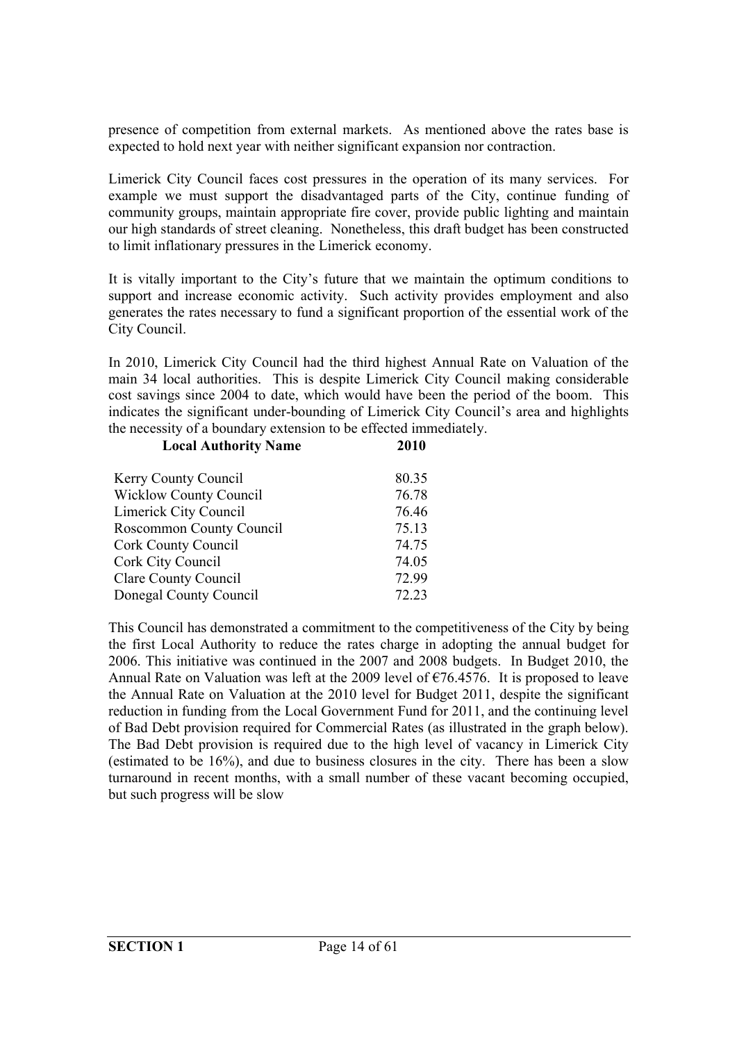presence of competition from external markets. As mentioned above the rates base is expected to hold next year with neither significant expansion nor contraction.

Limerick City Council faces cost pressures in the operation of its many services. For example we must support the disadvantaged parts of the City, continue funding of community groups, maintain appropriate fire cover, provide public lighting and maintain our high standards of street cleaning. Nonetheless, this draft budget has been constructed to limit inflationary pressures in the Limerick economy.

It is vitally important to the City's future that we maintain the optimum conditions to support and increase economic activity. Such activity provides employment and also generates the rates necessary to fund a significant proportion of the essential work of the City Council.

In 2010, Limerick City Council had the third highest Annual Rate on Valuation of the main 34 local authorities. This is despite Limerick City Council making considerable cost savings since 2004 to date, which would have been the period of the boom. This indicates the significant under-bounding of Limerick City Council's area and highlights the necessity of a boundary extension to be effected immediately.

| Local Authority Name | 2010 |
|---|---|
| Kerry County Council | 80.35 |
| Wicklow County Council | 76.78 |
| Limerick City Council | 76.46 |
| Roscommon County Council | 75.13 |
| Cork County Council | 74.75 |
| Cork City Council | 74.05 |
| Clare County Council | 72.99 |
| Donegal County Council | 72.23 |

This Council has demonstrated a commitment to the competitiveness of the City by being the first Local Authority to reduce the rates charge in adopting the annual budget for 2006. This initiative was continued in the 2007 and 2008 budgets. In Budget 2010, the Annual Rate on Valuation was left at the 2009 level of €76.4576. It is proposed to leave the Annual Rate on Valuation at the 2010 level for Budget 2011, despite the significant reduction in funding from the Local Government Fund for 2011, and the continuing level of Bad Debt provision required for Commercial Rates (as illustrated in the graph below). The Bad Debt provision is required due to the high level of vacancy in Limerick City (estimated to be 16%), and due to business closures in the city. There has been a slow turnaround in recent months, with a small number of these vacant becoming occupied, but such progress will be slow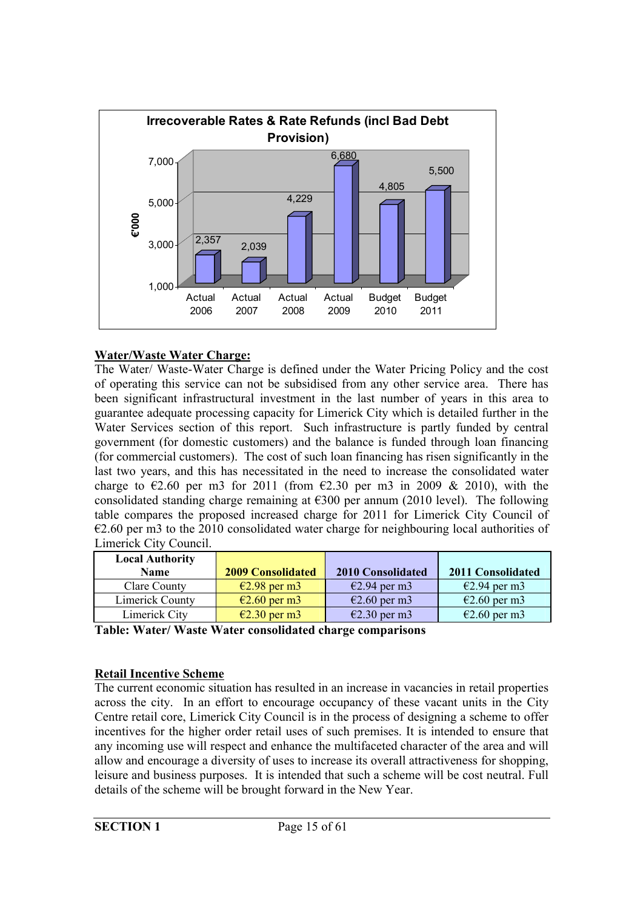**Irrecoverable Rates & Rate Refunds (incl Bad Debt Provision)**

| €'000 | Actual 2006 | Actual 2007 | Actual 2008 | Actual 2009 | Budget 2010 | Budget 2011 |
|---|---|---|---|---|---|---|
| | 2,357 | 2,039 | 4,229 | 6,680 | 4,805 | 5,500 |

**Water/Waste Water Charge:**

The Water/ Waste-Water Charge is defined under the Water Pricing Policy and the cost of operating this service can not be subsidised from any other service area. There has been significant infrastructural investment in the last number of years in this area to guarantee adequate processing capacity for Limerick City which is detailed further in the Water Services section of this report. Such infrastructure is partly funded by central government (for domestic customers) and the balance is funded through loan financing (for commercial customers). The cost of such loan financing has risen significantly in the last two years, and this has necessitated in the need to increase the consolidated water charge to €2.60 per m3 for 2011 (from €2.30 per m3 in 2009 & 2010), with the consolidated standing charge remaining at €300 per annum (2010 level). The following table compares the proposed increased charge for 2011 for Limerick City Council of €2.60 per m3 to the 2010 consolidated water charge for neighbouring local authorities of Limerick City Council.

| Local Authority Name | 2009 Consolidated | 2010 Consolidated | 2011 Consolidated |
|---|---|---|---|
| Clare County | €2.98 per m3 | €2.94 per m3 | €2.94 per m3 |
| Limerick County | €2.60 per m3 | €2.60 per m3 | €2.60 per m3 |
| Limerick City | €2.30 per m3 | €2.30 per m3 | €2.60 per m3 |

**Table: Water/ Waste Water consolidated charge comparisons**

**Retail Incentive Scheme**

The current economic situation has resulted in an increase in vacancies in retail properties across the city. In an effort to encourage occupancy of these vacant units in the City Centre retail core, Limerick City Council is in the process of designing a scheme to offer incentives for the higher order retail uses of such premises. It is intended to ensure that any incoming use will respect and enhance the multifaceted character of the area and will allow and encourage a diversity of uses to increase its overall attractiveness for shopping, leisure and business purposes. It is intended that such a scheme will be cost neutral. Full details of the scheme will be brought forward in the New Year.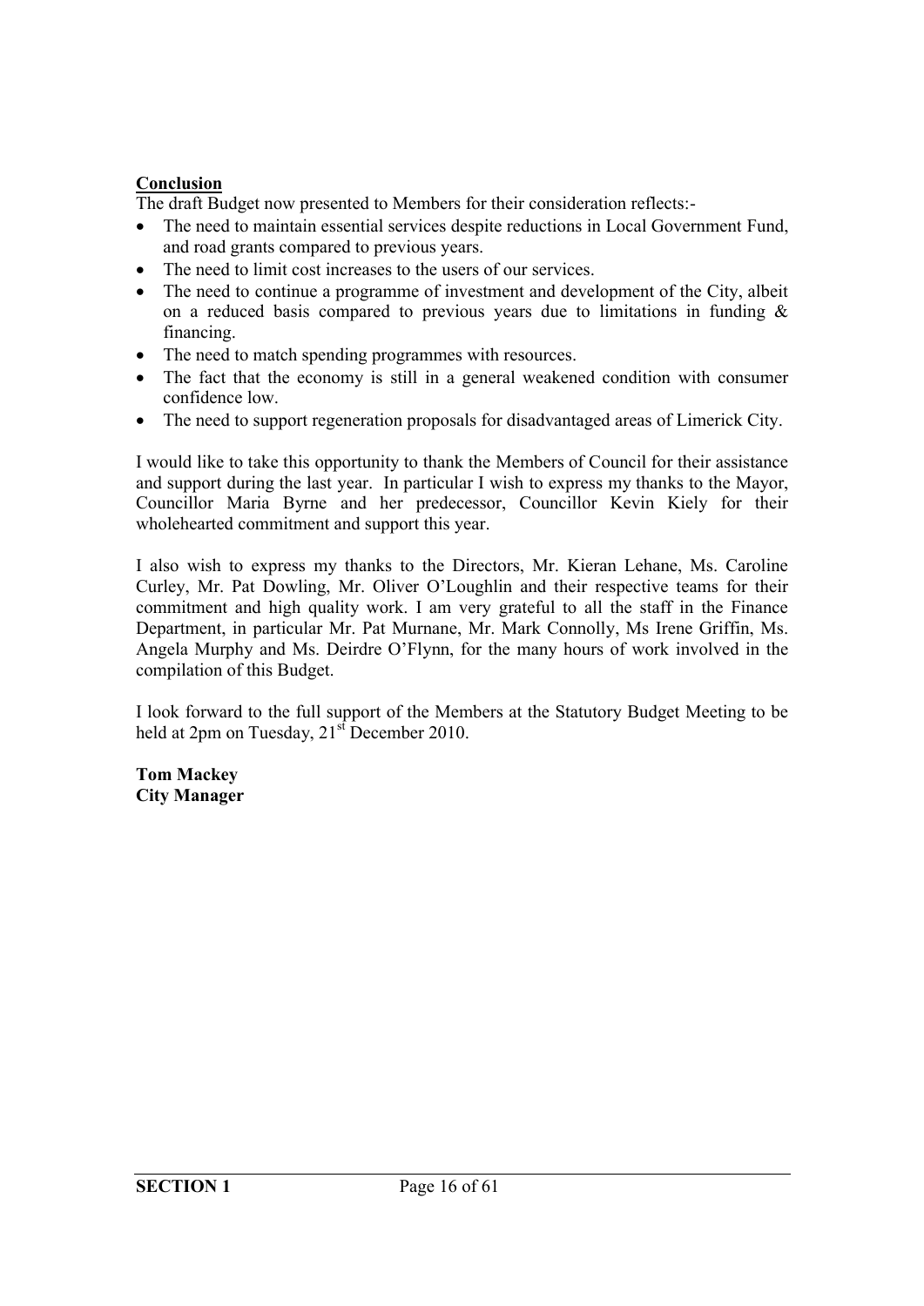**Conclusion**

The draft Budget now presented to Members for their consideration reflects:-

- The need to maintain essential services despite reductions in Local Government Fund, and road grants compared to previous years.
- The need to limit cost increases to the users of our services.
- The need to continue a programme of investment and development of the City, albeit on a reduced basis compared to previous years due to limitations in funding & financing.
- The need to match spending programmes with resources.
- The fact that the economy is still in a general weakened condition with consumer confidence low.
- The need to support regeneration proposals for disadvantaged areas of Limerick City.

I would like to take this opportunity to thank the Members of Council for their assistance and support during the last year. In particular I wish to express my thanks to the Mayor, Councillor Maria Byrne and her predecessor, Councillor Kevin Kiely for their wholehearted commitment and support this year.

I also wish to express my thanks to the Directors, Mr. Kieran Lehane, Ms. Caroline Curley, Mr. Pat Dowling, Mr. Oliver O'Loughlin and their respective teams for their commitment and high quality work. I am very grateful to all the staff in the Finance Department, in particular Mr. Pat Murnane, Mr. Mark Connolly, Ms Irene Griffin, Ms. Angela Murphy and Ms. Deirdre O'Flynn, for the many hours of work involved in the compilation of this Budget.

I look forward to the full support of the Members at the Statutory Budget Meeting to be held at 2pm on Tuesday, 21st December 2010.

**Tom Mackey**
**City Manager**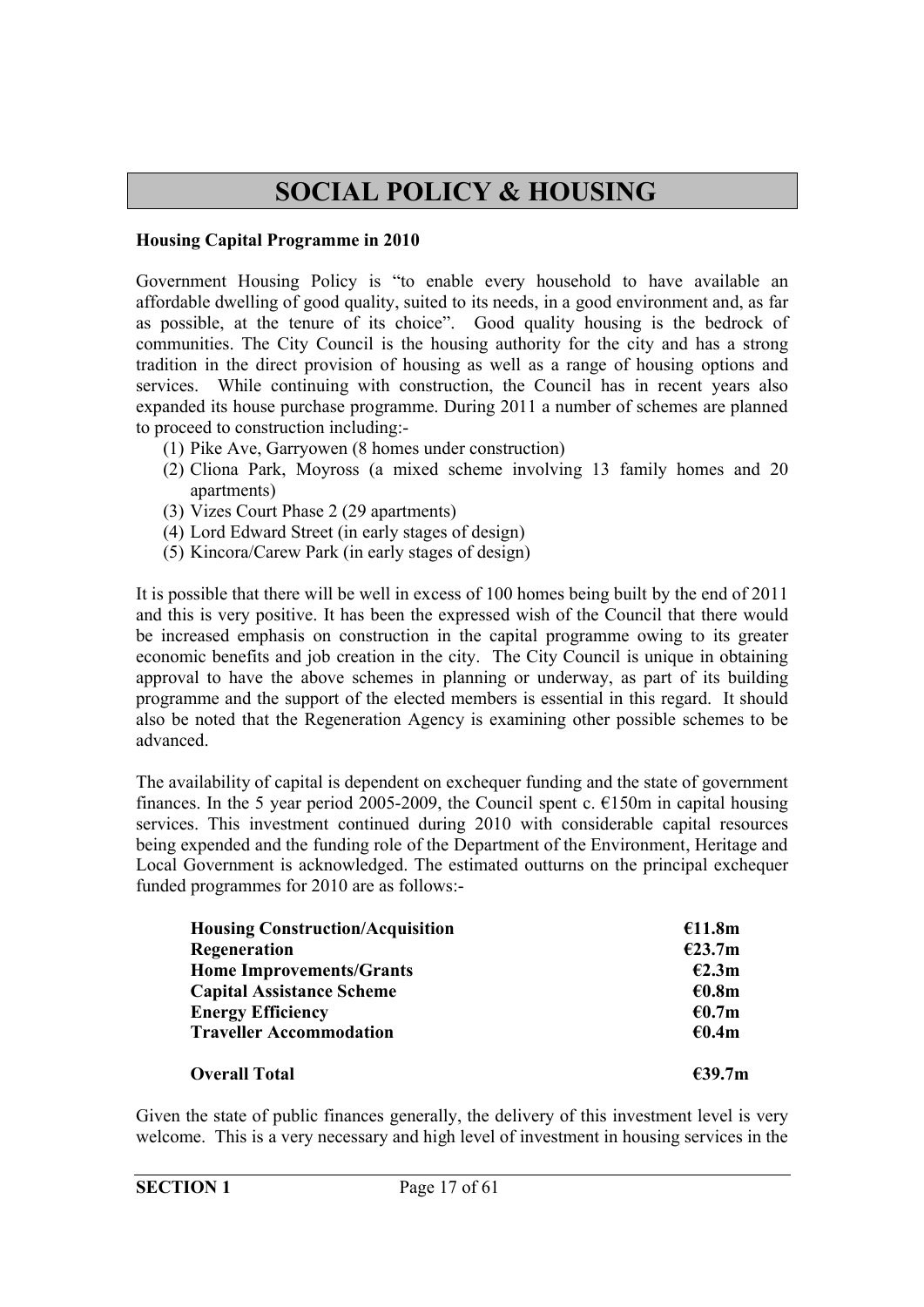# SOCIAL POLICY & HOUSING

**Housing Capital Programme in 2010**

Government Housing Policy is "to enable every household to have available an affordable dwelling of good quality, suited to its needs, in a good environment and, as far as possible, at the tenure of its choice". Good quality housing is the bedrock of communities. The City Council is the housing authority for the city and has a strong tradition in the direct provision of housing as well as a range of housing options and services. While continuing with construction, the Council has in recent years also expanded its house purchase programme. During 2011 a number of schemes are planned to proceed to construction including:-

1. Pike Ave, Garryowen (8 homes under construction)
2. Cliona Park, Moyross (a mixed scheme involving 13 family homes and 20 apartments)
3. Vizes Court Phase 2 (29 apartments)
4. Lord Edward Street (in early stages of design)
5. Kincora/Carew Park (in early stages of design)

It is possible that there will be well in excess of 100 homes being built by the end of 2011 and this is very positive. It has been the expressed wish of the Council that there would be increased emphasis on construction in the capital programme owing to its greater economic benefits and job creation in the city. The City Council is unique in obtaining approval to have the above schemes in planning or underway, as part of its building programme and the support of the elected members is essential in this regard. It should also be noted that the Regeneration Agency is examining other possible schemes to be advanced.

The availability of capital is dependent on exchequer funding and the state of government finances. In the 5 year period 2005-2009, the Council spent c. €150m in capital housing services. This investment continued during 2010 with considerable capital resources being expended and the funding role of the Department of the Environment, Heritage and Local Government is acknowledged. The estimated outturns on the principal exchequer funded programmes for 2010 are as follows:-

| | |
|---|---|
| **Housing Construction/Acquisition** | **€11.8m** |
| **Regeneration** | **€23.7m** |
| **Home Improvements/Grants** | **€2.3m** |
| **Capital Assistance Scheme** | **€0.8m** |
| **Energy Efficiency** | **€0.7m** |
| **Traveller Accommodation** | **€0.4m** |
| **Overall Total** | **€39.7m** |

Given the state of public finances generally, the delivery of this investment level is very welcome. This is a very necessary and high level of investment in housing services in the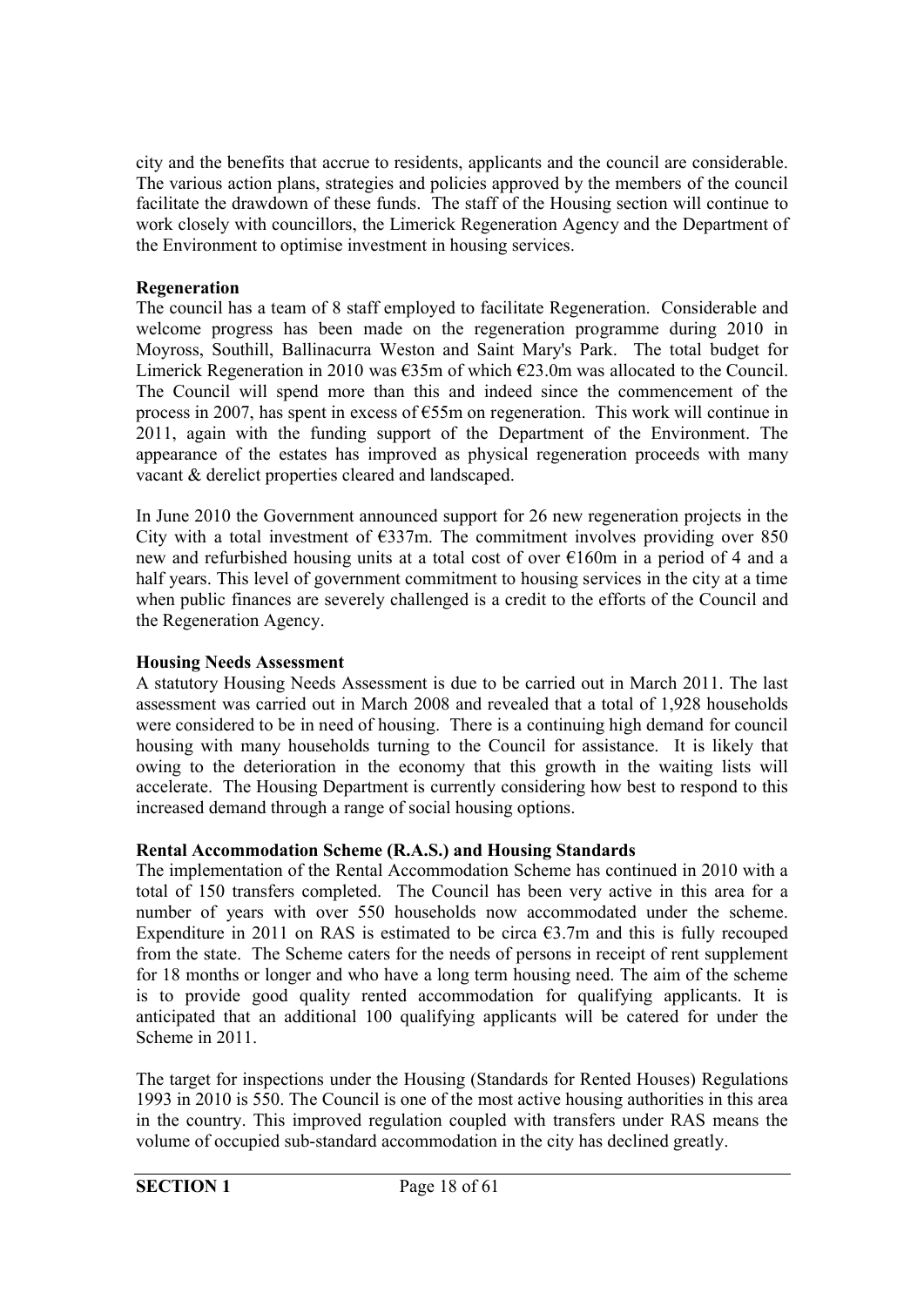city and the benefits that accrue to residents, applicants and the council are considerable. The various action plans, strategies and policies approved by the members of the council facilitate the drawdown of these funds. The staff of the Housing section will continue to work closely with councillors, the Limerick Regeneration Agency and the Department of the Environment to optimise investment in housing services.

**Regeneration**

The council has a team of 8 staff employed to facilitate Regeneration. Considerable and welcome progress has been made on the regeneration programme during 2010 in Moyross, Southill, Ballinacurra Weston and Saint Mary's Park. The total budget for Limerick Regeneration in 2010 was €35m of which €23.0m was allocated to the Council. The Council will spend more than this and indeed since the commencement of the process in 2007, has spent in excess of €55m on regeneration. This work will continue in 2011, again with the funding support of the Department of the Environment. The appearance of the estates has improved as physical regeneration proceeds with many vacant & derelict properties cleared and landscaped.

In June 2010 the Government announced support for 26 new regeneration projects in the City with a total investment of €337m. The commitment involves providing over 850 new and refurbished housing units at a total cost of over €160m in a period of 4 and a half years. This level of government commitment to housing services in the city at a time when public finances are severely challenged is a credit to the efforts of the Council and the Regeneration Agency.

**Housing Needs Assessment**

A statutory Housing Needs Assessment is due to be carried out in March 2011. The last assessment was carried out in March 2008 and revealed that a total of 1,928 households were considered to be in need of housing. There is a continuing high demand for council housing with many households turning to the Council for assistance. It is likely that owing to the deterioration in the economy that this growth in the waiting lists will accelerate. The Housing Department is currently considering how best to respond to this increased demand through a range of social housing options.

**Rental Accommodation Scheme (R.A.S.) and Housing Standards**

The implementation of the Rental Accommodation Scheme has continued in 2010 with a total of 150 transfers completed. The Council has been very active in this area for a number of years with over 550 households now accommodated under the scheme. Expenditure in 2011 on RAS is estimated to be circa €3.7m and this is fully recouped from the state. The Scheme caters for the needs of persons in receipt of rent supplement for 18 months or longer and who have a long term housing need. The aim of the scheme is to provide good quality rented accommodation for qualifying applicants. It is anticipated that an additional 100 qualifying applicants will be catered for under the Scheme in 2011.

The target for inspections under the Housing (Standards for Rented Houses) Regulations 1993 in 2010 is 550. The Council is one of the most active housing authorities in this area in the country. This improved regulation coupled with transfers under RAS means the volume of occupied sub-standard accommodation in the city has declined greatly.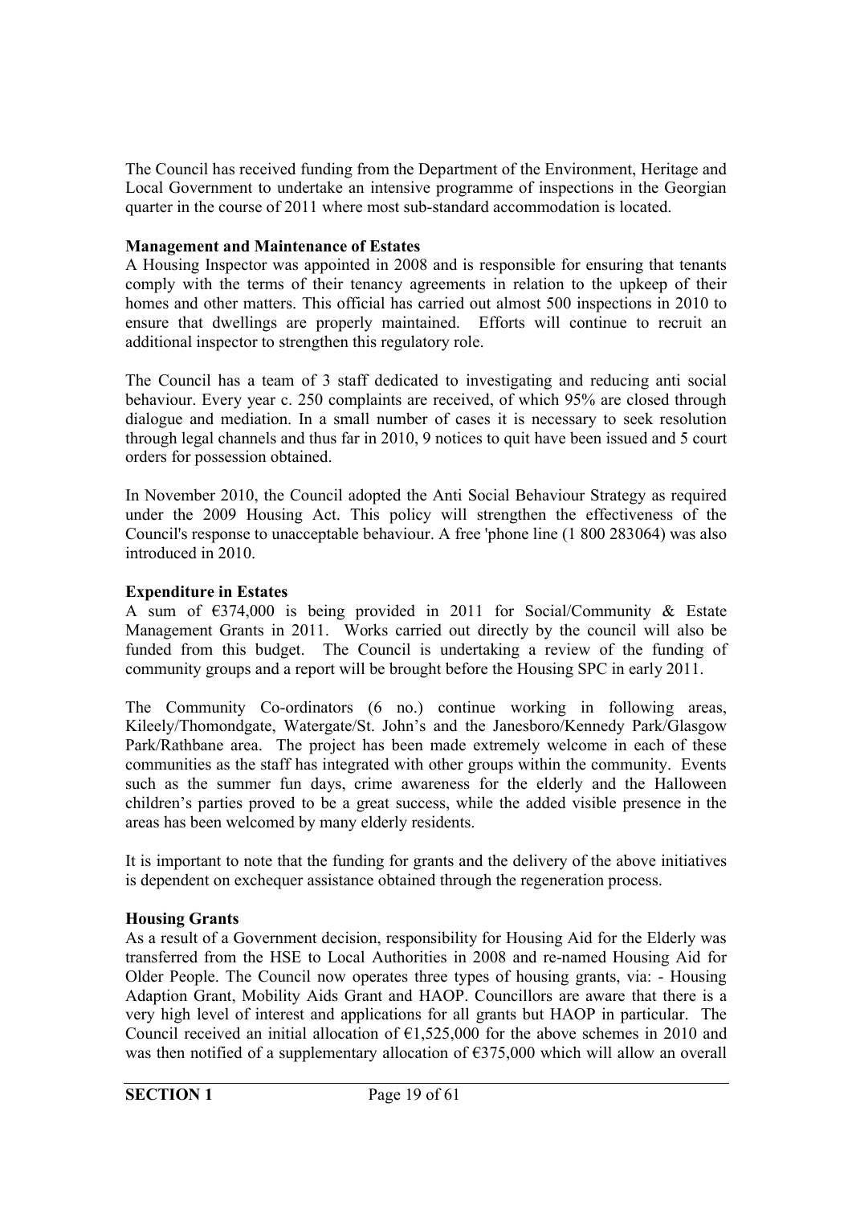The Council has received funding from the Department of the Environment, Heritage and Local Government to undertake an intensive programme of inspections in the Georgian quarter in the course of 2011 where most sub-standard accommodation is located.

**Management and Maintenance of Estates**

A Housing Inspector was appointed in 2008 and is responsible for ensuring that tenants comply with the terms of their tenancy agreements in relation to the upkeep of their homes and other matters. This official has carried out almost 500 inspections in 2010 to ensure that dwellings are properly maintained. Efforts will continue to recruit an additional inspector to strengthen this regulatory role.

The Council has a team of 3 staff dedicated to investigating and reducing anti social behaviour. Every year c. 250 complaints are received, of which 95% are closed through dialogue and mediation. In a small number of cases it is necessary to seek resolution through legal channels and thus far in 2010, 9 notices to quit have been issued and 5 court orders for possession obtained.

In November 2010, the Council adopted the Anti Social Behaviour Strategy as required under the 2009 Housing Act. This policy will strengthen the effectiveness of the Council's response to unacceptable behaviour. A free 'phone line (1 800 283064) was also introduced in 2010.

**Expenditure in Estates**

A sum of €374,000 is being provided in 2011 for Social/Community & Estate Management Grants in 2011. Works carried out directly by the council will also be funded from this budget. The Council is undertaking a review of the funding of community groups and a report will be brought before the Housing SPC in early 2011.

The Community Co-ordinators (6 no.) continue working in following areas, Kileely/Thomondgate, Watergate/St. John's and the Janesboro/Kennedy Park/Glasgow Park/Rathbane area. The project has been made extremely welcome in each of these communities as the staff has integrated with other groups within the community. Events such as the summer fun days, crime awareness for the elderly and the Halloween children's parties proved to be a great success, while the added visible presence in the areas has been welcomed by many elderly residents.

It is important to note that the funding for grants and the delivery of the above initiatives is dependent on exchequer assistance obtained through the regeneration process.

**Housing Grants**

As a result of a Government decision, responsibility for Housing Aid for the Elderly was transferred from the HSE to Local Authorities in 2008 and re-named Housing Aid for Older People. The Council now operates three types of housing grants, via: - Housing Adaption Grant, Mobility Aids Grant and HAOP. Councillors are aware that there is a very high level of interest and applications for all grants but HAOP in particular. The Council received an initial allocation of €1,525,000 for the above schemes in 2010 and was then notified of a supplementary allocation of €375,000 which will allow an overall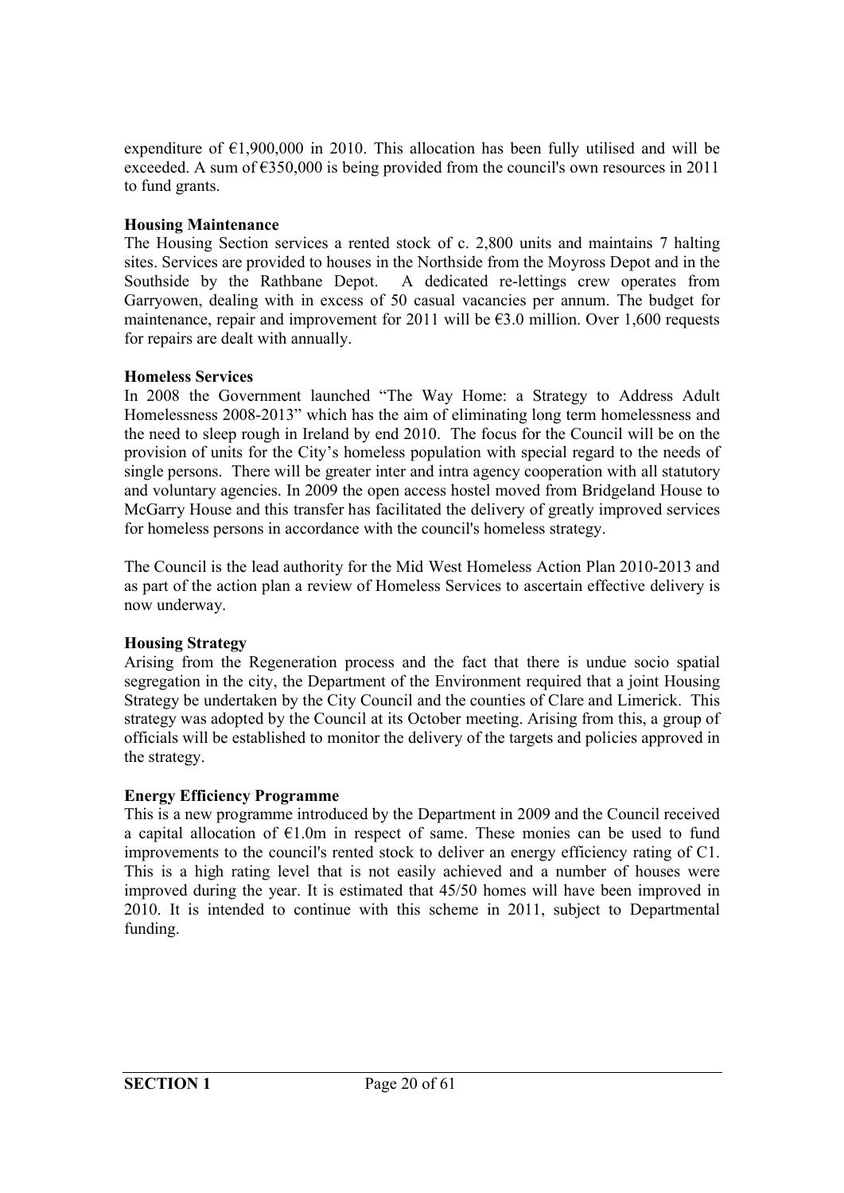expenditure of €1,900,000 in 2010. This allocation has been fully utilised and will be exceeded. A sum of €350,000 is being provided from the council's own resources in 2011 to fund grants.

**Housing Maintenance**

The Housing Section services a rented stock of c. 2,800 units and maintains 7 halting sites. Services are provided to houses in the Northside from the Moyross Depot and in the Southside by the Rathbane Depot. A dedicated re-lettings crew operates from Garryowen, dealing with in excess of 50 casual vacancies per annum. The budget for maintenance, repair and improvement for 2011 will be €3.0 million. Over 1,600 requests for repairs are dealt with annually.

**Homeless Services**

In 2008 the Government launched "The Way Home: a Strategy to Address Adult Homelessness 2008-2013" which has the aim of eliminating long term homelessness and the need to sleep rough in Ireland by end 2010. The focus for the Council will be on the provision of units for the City's homeless population with special regard to the needs of single persons. There will be greater inter and intra agency cooperation with all statutory and voluntary agencies. In 2009 the open access hostel moved from Bridgeland House to McGarry House and this transfer has facilitated the delivery of greatly improved services for homeless persons in accordance with the council's homeless strategy.

The Council is the lead authority for the Mid West Homeless Action Plan 2010-2013 and as part of the action plan a review of Homeless Services to ascertain effective delivery is now underway.

**Housing Strategy**

Arising from the Regeneration process and the fact that there is undue socio spatial segregation in the city, the Department of the Environment required that a joint Housing Strategy be undertaken by the City Council and the counties of Clare and Limerick. This strategy was adopted by the Council at its October meeting. Arising from this, a group of officials will be established to monitor the delivery of the targets and policies approved in the strategy.

**Energy Efficiency Programme**

This is a new programme introduced by the Department in 2009 and the Council received a capital allocation of €1.0m in respect of same. These monies can be used to fund improvements to the council's rented stock to deliver an energy efficiency rating of C1. This is a high rating level that is not easily achieved and a number of houses were improved during the year. It is estimated that 45/50 homes will have been improved in 2010. It is intended to continue with this scheme in 2011, subject to Departmental funding.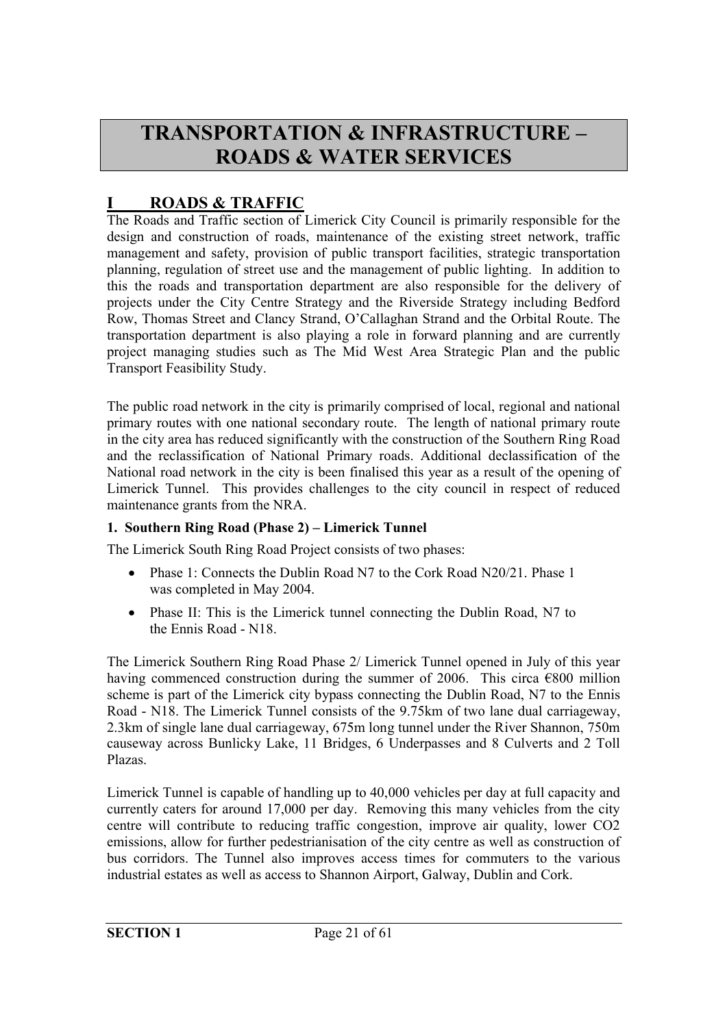# TRANSPORTATION & INFRASTRUCTURE – ROADS & WATER SERVICES

## I ROADS & TRAFFIC

The Roads and Traffic section of Limerick City Council is primarily responsible for the design and construction of roads, maintenance of the existing street network, traffic management and safety, provision of public transport facilities, strategic transportation planning, regulation of street use and the management of public lighting. In addition to this the roads and transportation department are also responsible for the delivery of projects under the City Centre Strategy and the Riverside Strategy including Bedford Row, Thomas Street and Clancy Strand, O'Callaghan Strand and the Orbital Route. The transportation department is also playing a role in forward planning and are currently project managing studies such as The Mid West Area Strategic Plan and the public Transport Feasibility Study.

The public road network in the city is primarily comprised of local, regional and national primary routes with one national secondary route. The length of national primary route in the city area has reduced significantly with the construction of the Southern Ring Road and the reclassification of National Primary roads. Additional declassification of the National road network in the city is been finalised this year as a result of the opening of Limerick Tunnel. This provides challenges to the city council in respect of reduced maintenance grants from the NRA.

### 1. Southern Ring Road (Phase 2) – Limerick Tunnel

The Limerick South Ring Road Project consists of two phases:

- Phase 1: Connects the Dublin Road N7 to the Cork Road N20/21. Phase 1 was completed in May 2004.
- Phase II: This is the Limerick tunnel connecting the Dublin Road, N7 to the Ennis Road - N18.

The Limerick Southern Ring Road Phase 2/ Limerick Tunnel opened in July of this year having commenced construction during the summer of 2006. This circa €800 million scheme is part of the Limerick city bypass connecting the Dublin Road, N7 to the Ennis Road - N18. The Limerick Tunnel consists of the 9.75km of two lane dual carriageway, 2.3km of single lane dual carriageway, 675m long tunnel under the River Shannon, 750m causeway across Bunlicky Lake, 11 Bridges, 6 Underpasses and 8 Culverts and 2 Toll Plazas.

Limerick Tunnel is capable of handling up to 40,000 vehicles per day at full capacity and currently caters for around 17,000 per day. Removing this many vehicles from the city centre will contribute to reducing traffic congestion, improve air quality, lower $CO_2$ emissions, allow for further pedestrianisation of the city centre as well as construction of bus corridors. The Tunnel also improves access times for commuters to the various industrial estates as well as access to Shannon Airport, Galway, Dublin and Cork.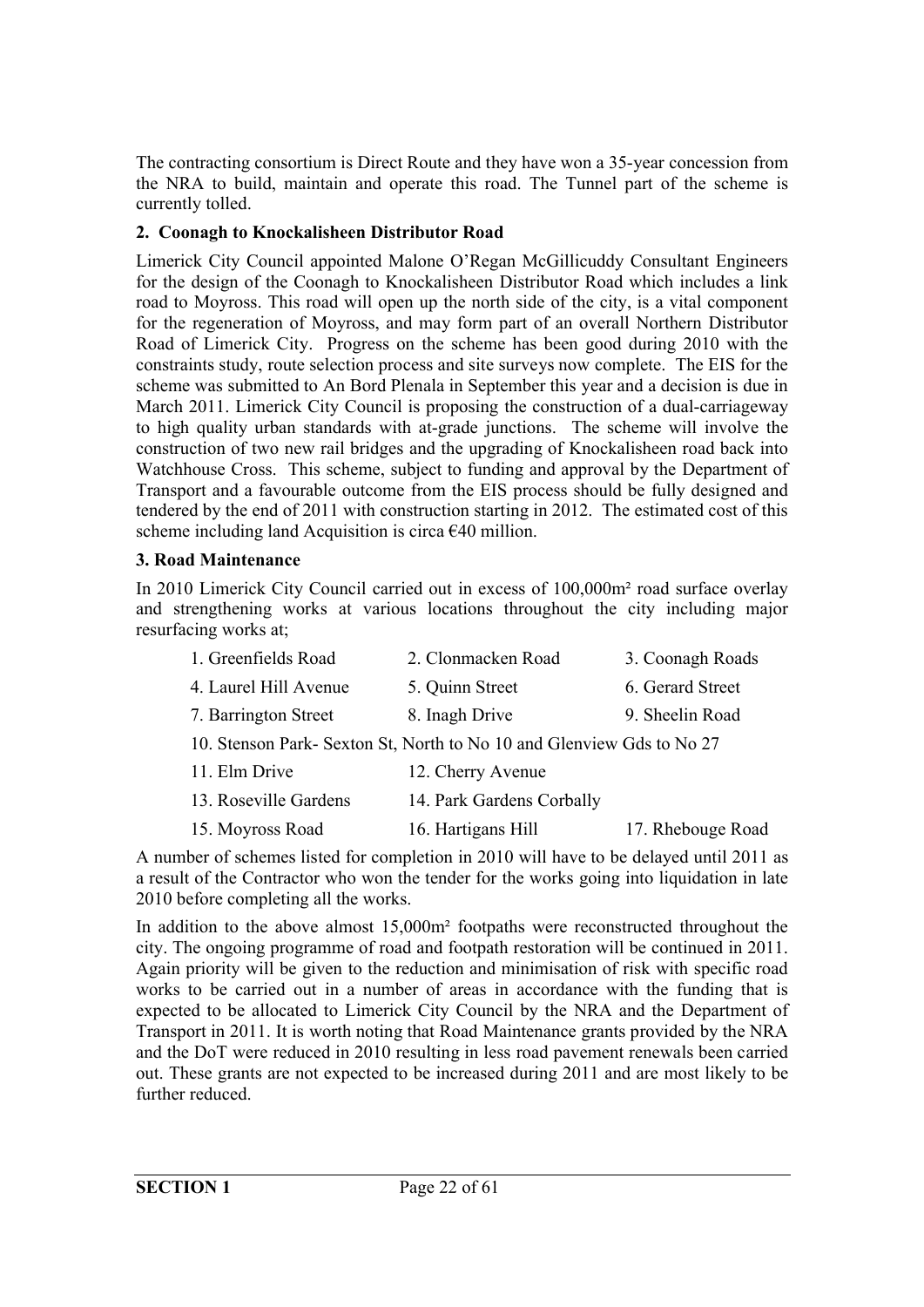The contracting consortium is Direct Route and they have won a 35-year concession from the NRA to build, maintain and operate this road. The Tunnel part of the scheme is currently tolled.

**2. Coonagh to Knockalisheen Distributor Road**

Limerick City Council appointed Malone O'Regan McGillicuddy Consultant Engineers for the design of the Coonagh to Knockalisheen Distributor Road which includes a link road to Moyross. This road will open up the north side of the city, is a vital component for the regeneration of Moyross, and may form part of an overall Northern Distributor Road of Limerick City. Progress on the scheme has been good during 2010 with the constraints study, route selection process and site surveys now complete. The EIS for the scheme was submitted to An Bord Plenala in September this year and a decision is due in March 2011. Limerick City Council is proposing the construction of a dual-carriageway to high quality urban standards with at-grade junctions. The scheme will involve the construction of two new rail bridges and the upgrading of Knockalisheen road back into Watchhouse Cross. This scheme, subject to funding and approval by the Department of Transport and a favourable outcome from the EIS process should be fully designed and tendered by the end of 2011 with construction starting in 2012. The estimated cost of this scheme including land Acquisition is circa €40 million.

**3. Road Maintenance**

In 2010 Limerick City Council carried out in excess of 100,000m² road surface overlay and strengthening works at various locations throughout the city including major resurfacing works at;

| | | |
|---|---|---|
| 1. Greenfields Road | 2. Clonmacken Road | 3. Coonagh Roads |
| 4. Laurel Hill Avenue | 5. Quinn Street | 6. Gerard Street |
| 7. Barrington Street | 8. Inagh Drive | 9. Sheelin Road |
| 10. Stenson Park- Sexton St, North to No 10 and Glenview Gds to No 27 | | |
| 11. Elm Drive | 12. Cherry Avenue | |
| 13. Roseville Gardens | 14. Park Gardens Corbally | |
| 15. Moyross Road | 16. Hartigans Hill | 17. Rhebouge Road |

A number of schemes listed for completion in 2010 will have to be delayed until 2011 as a result of the Contractor who won the tender for the works going into liquidation in late 2010 before completing all the works.

In addition to the above almost 15,000m² footpaths were reconstructed throughout the city. The ongoing programme of road and footpath restoration will be continued in 2011. Again priority will be given to the reduction and minimisation of risk with specific road works to be carried out in a number of areas in accordance with the funding that is expected to be allocated to Limerick City Council by the NRA and the Department of Transport in 2011. It is worth noting that Road Maintenance grants provided by the NRA and the DoT were reduced in 2010 resulting in less road pavement renewals been carried out. These grants are not expected to be increased during 2011 and are most likely to be further reduced.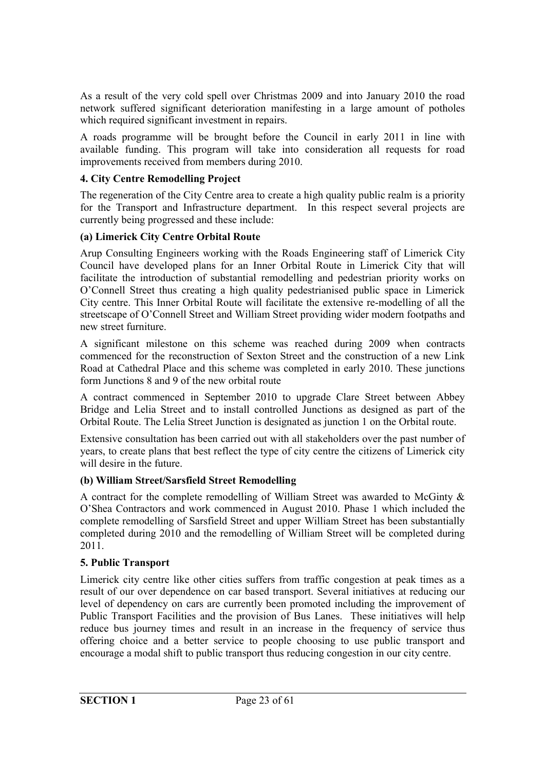As a result of the very cold spell over Christmas 2009 and into January 2010 the road network suffered significant deterioration manifesting in a large amount of potholes which required significant investment in repairs.

A roads programme will be brought before the Council in early 2011 in line with available funding. This program will take into consideration all requests for road improvements received from members during 2010.

### 4. City Centre Remodelling Project

The regeneration of the City Centre area to create a high quality public realm is a priority for the Transport and Infrastructure department. In this respect several projects are currently being progressed and these include:

#### (a) Limerick City Centre Orbital Route

Arup Consulting Engineers working with the Roads Engineering staff of Limerick City Council have developed plans for an Inner Orbital Route in Limerick City that will facilitate the introduction of substantial remodelling and pedestrian priority works on O'Connell Street thus creating a high quality pedestrianised public space in Limerick City centre. This Inner Orbital Route will facilitate the extensive re-modelling of all the streetscape of O'Connell Street and William Street providing wider modern footpaths and new street furniture.

A significant milestone on this scheme was reached during 2009 when contracts commenced for the reconstruction of Sexton Street and the construction of a new Link Road at Cathedral Place and this scheme was completed in early 2010. These junctions form Junctions 8 and 9 of the new orbital route

A contract commenced in September 2010 to upgrade Clare Street between Abbey Bridge and Lelia Street and to install controlled Junctions as designed as part of the Orbital Route. The Lelia Street Junction is designated as junction 1 on the Orbital route.

Extensive consultation has been carried out with all stakeholders over the past number of years, to create plans that best reflect the type of city centre the citizens of Limerick city will desire in the future.

#### (b) William Street/Sarsfield Street Remodelling

A contract for the complete remodelling of William Street was awarded to McGinty & O'Shea Contractors and work commenced in August 2010. Phase 1 which included the complete remodelling of Sarsfield Street and upper William Street has been substantially completed during 2010 and the remodelling of William Street will be completed during 2011.

### 5. Public Transport

Limerick city centre like other cities suffers from traffic congestion at peak times as a result of our over dependence on car based transport. Several initiatives at reducing our level of dependency on cars are currently been promoted including the improvement of Public Transport Facilities and the provision of Bus Lanes. These initiatives will help reduce bus journey times and result in an increase in the frequency of service thus offering choice and a better service to people choosing to use public transport and encourage a modal shift to public transport thus reducing congestion in our city centre.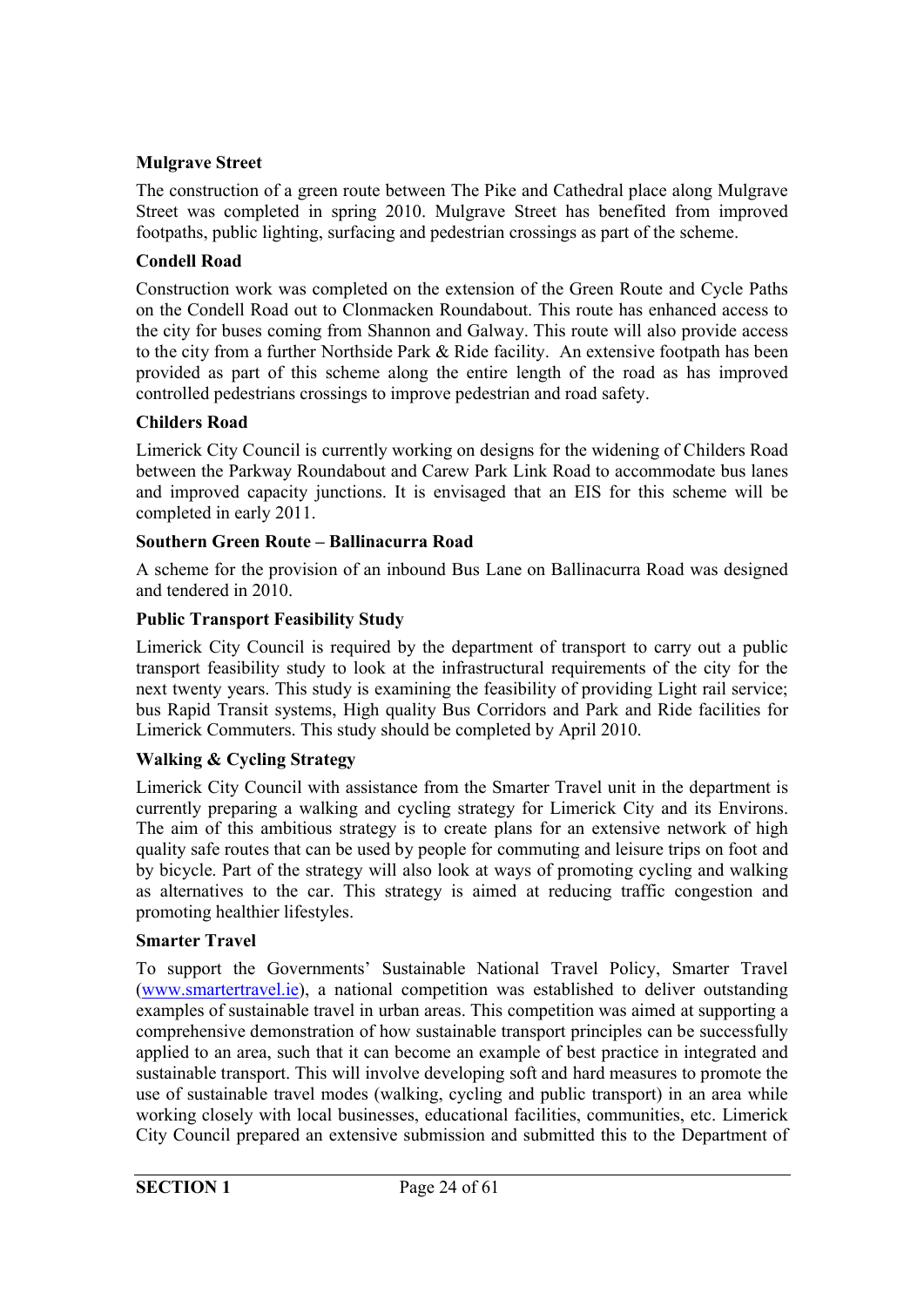**Mulgrave Street**

The construction of a green route between The Pike and Cathedral place along Mulgrave Street was completed in spring 2010. Mulgrave Street has benefited from improved footpaths, public lighting, surfacing and pedestrian crossings as part of the scheme.

**Condell Road**

Construction work was completed on the extension of the Green Route and Cycle Paths on the Condell Road out to Clonmacken Roundabout. This route has enhanced access to the city for buses coming from Shannon and Galway. This route will also provide access to the city from a further Northside Park & Ride facility. An extensive footpath has been provided as part of this scheme along the entire length of the road as has improved controlled pedestrians crossings to improve pedestrian and road safety.

**Childers Road**

Limerick City Council is currently working on designs for the widening of Childers Road between the Parkway Roundabout and Carew Park Link Road to accommodate bus lanes and improved capacity junctions. It is envisaged that an EIS for this scheme will be completed in early 2011.

**Southern Green Route – Ballinacurra Road**

A scheme for the provision of an inbound Bus Lane on Ballinacurra Road was designed and tendered in 2010.

**Public Transport Feasibility Study**

Limerick City Council is required by the department of transport to carry out a public transport feasibility study to look at the infrastructural requirements of the city for the next twenty years. This study is examining the feasibility of providing Light rail service; bus Rapid Transit systems, High quality Bus Corridors and Park and Ride facilities for Limerick Commuters. This study should be completed by April 2010.

**Walking & Cycling Strategy**

Limerick City Council with assistance from the Smarter Travel unit in the department is currently preparing a walking and cycling strategy for Limerick City and its Environs. The aim of this ambitious strategy is to create plans for an extensive network of high quality safe routes that can be used by people for commuting and leisure trips on foot and by bicycle. Part of the strategy will also look at ways of promoting cycling and walking as alternatives to the car. This strategy is aimed at reducing traffic congestion and promoting healthier lifestyles.

**Smarter Travel**

To support the Governments' Sustainable National Travel Policy, Smarter Travel (www.smartertravel.ie), a national competition was established to deliver outstanding examples of sustainable travel in urban areas. This competition was aimed at supporting a comprehensive demonstration of how sustainable transport principles can be successfully applied to an area, such that it can become an example of best practice in integrated and sustainable transport. This will involve developing soft and hard measures to promote the use of sustainable travel modes (walking, cycling and public transport) in an area while working closely with local businesses, educational facilities, communities, etc. Limerick City Council prepared an extensive submission and submitted this to the Department of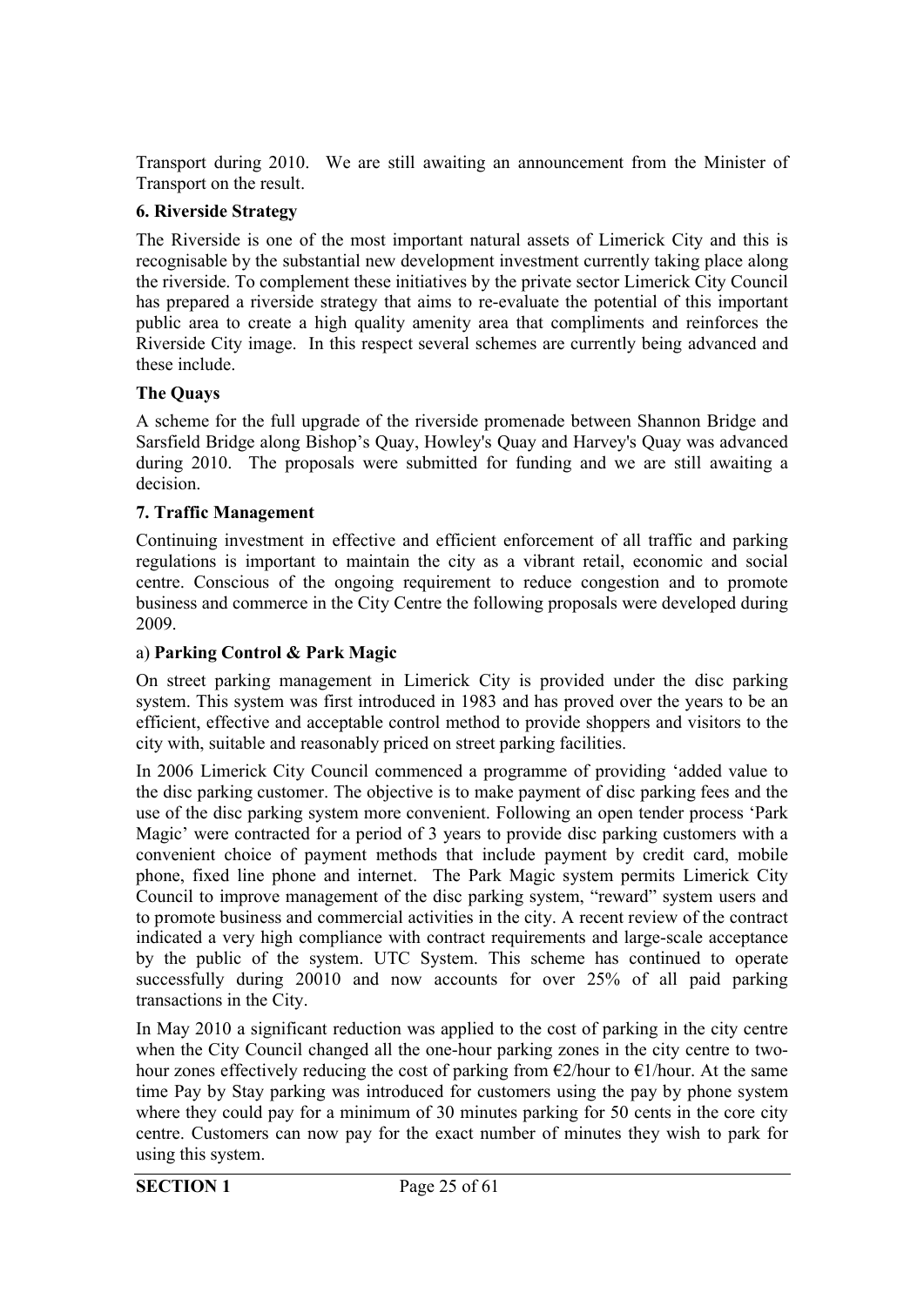Transport during 2010. We are still awaiting an announcement from the Minister of Transport on the result.

### 6. Riverside Strategy

The Riverside is one of the most important natural assets of Limerick City and this is recognisable by the substantial new development investment currently taking place along the riverside. To complement these initiatives by the private sector Limerick City Council has prepared a riverside strategy that aims to re-evaluate the potential of this important public area to create a high quality amenity area that compliments and reinforces the Riverside City image. In this respect several schemes are currently being advanced and these include.

### The Quays

A scheme for the full upgrade of the riverside promenade between Shannon Bridge and Sarsfield Bridge along Bishop's Quay, Howley's Quay and Harvey's Quay was advanced during 2010. The proposals were submitted for funding and we are still awaiting a decision.

### 7. Traffic Management

Continuing investment in effective and efficient enforcement of all traffic and parking regulations is important to maintain the city as a vibrant retail, economic and social centre. Conscious of the ongoing requirement to reduce congestion and to promote business and commerce in the City Centre the following proposals were developed during 2009.

#### a) **Parking Control & Park Magic**

On street parking management in Limerick City is provided under the disc parking system. This system was first introduced in 1983 and has proved over the years to be an efficient, effective and acceptable control method to provide shoppers and visitors to the city with, suitable and reasonably priced on street parking facilities.

In 2006 Limerick City Council commenced a programme of providing 'added value to the disc parking customer. The objective is to make payment of disc parking fees and the use of the disc parking system more convenient. Following an open tender process 'Park Magic' were contracted for a period of 3 years to provide disc parking customers with a convenient choice of payment methods that include payment by credit card, mobile phone, fixed line phone and internet. The Park Magic system permits Limerick City Council to improve management of the disc parking system, "reward" system users and to promote business and commercial activities in the city. A recent review of the contract indicated a very high compliance with contract requirements and large-scale acceptance by the public of the system. UTC System. This scheme has continued to operate successfully during 20010 and now accounts for over 25% of all paid parking transactions in the City.

In May 2010 a significant reduction was applied to the cost of parking in the city centre when the City Council changed all the one-hour parking zones in the city centre to two-hour zones effectively reducing the cost of parking from €2/hour to €1/hour. At the same time Pay by Stay parking was introduced for customers using the pay by phone system where they could pay for a minimum of 30 minutes parking for 50 cents in the core city centre. Customers can now pay for the exact number of minutes they wish to park for using this system.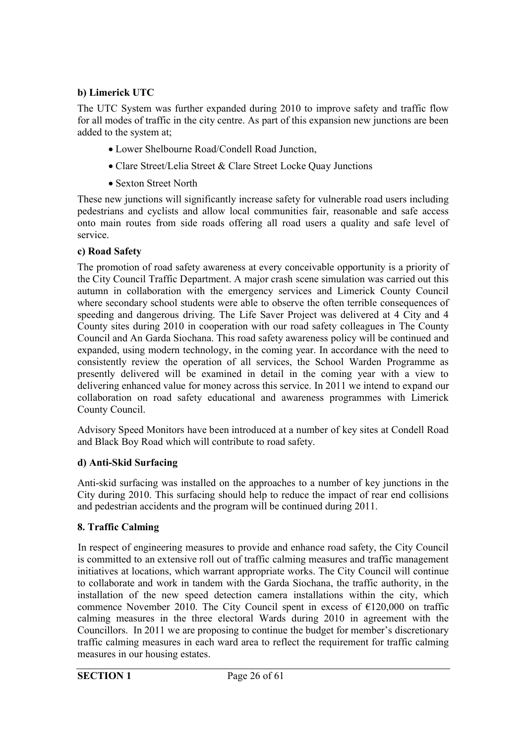### b) Limerick UTC

The UTC System was further expanded during 2010 to improve safety and traffic flow for all modes of traffic in the city centre. As part of this expansion new junctions are been added to the system at;

- Lower Shelbourne Road/Condell Road Junction,
- Clare Street/Lelia Street & Clare Street Locke Quay Junctions
- Sexton Street North

These new junctions will significantly increase safety for vulnerable road users including pedestrians and cyclists and allow local communities fair, reasonable and safe access onto main routes from side roads offering all road users a quality and safe level of service.

### c) Road Safety

The promotion of road safety awareness at every conceivable opportunity is a priority of the City Council Traffic Department. A major crash scene simulation was carried out this autumn in collaboration with the emergency services and Limerick County Council where secondary school students were able to observe the often terrible consequences of speeding and dangerous driving. The Life Saver Project was delivered at 4 City and 4 County sites during 2010 in cooperation with our road safety colleagues in The County Council and An Garda Siochana. This road safety awareness policy will be continued and expanded, using modern technology, in the coming year. In accordance with the need to consistently review the operation of all services, the School Warden Programme as presently delivered will be examined in detail in the coming year with a view to delivering enhanced value for money across this service. In 2011 we intend to expand our collaboration on road safety educational and awareness programmes with Limerick County Council.

Advisory Speed Monitors have been introduced at a number of key sites at Condell Road and Black Boy Road which will contribute to road safety.

### d) Anti-Skid Surfacing

Anti-skid surfacing was installed on the approaches to a number of key junctions in the City during 2010. This surfacing should help to reduce the impact of rear end collisions and pedestrian accidents and the program will be continued during 2011.

## 8. Traffic Calming

In respect of engineering measures to provide and enhance road safety, the City Council is committed to an extensive roll out of traffic calming measures and traffic management initiatives at locations, which warrant appropriate works. The City Council will continue to collaborate and work in tandem with the Garda Siochana, the traffic authority, in the installation of the new speed detection camera installations within the city, which commence November 2010. The City Council spent in excess of €120,000 on traffic calming measures in the three electoral Wards during 2010 in agreement with the Councillors. In 2011 we are proposing to continue the budget for member's discretionary traffic calming measures in each ward area to reflect the requirement for traffic calming measures in our housing estates.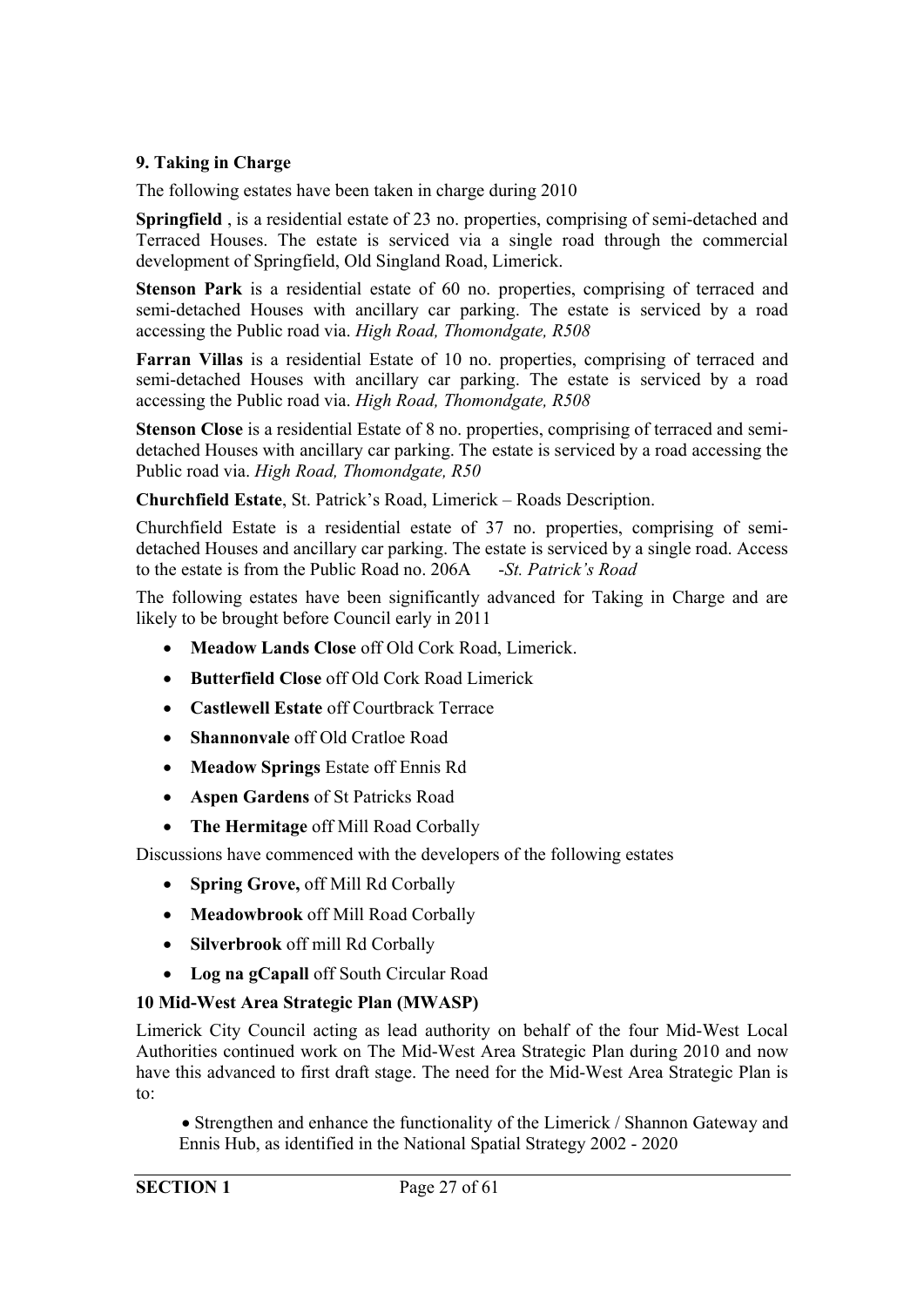## 9. Taking in Charge

The following estates have been taken in charge during 2010

**Springfield** , is a residential estate of 23 no. properties, comprising of semi-detached and Terraced Houses. The estate is serviced via a single road through the commercial development of Springfield, Old Singland Road, Limerick.

**Stenson Park** is a residential estate of 60 no. properties, comprising of terraced and semi-detached Houses with ancillary car parking. The estate is serviced by a road accessing the Public road via. *High Road, Thomondgate, R508*

**Farran Villas** is a residential Estate of 10 no. properties, comprising of terraced and semi-detached Houses with ancillary car parking. The estate is serviced by a road accessing the Public road via. *High Road, Thomondgate, R508*

**Stenson Close** is a residential Estate of 8 no. properties, comprising of terraced and semi-detached Houses with ancillary car parking. The estate is serviced by a road accessing the Public road via. *High Road, Thomondgate, R50*

**Churchfield Estate**, St. Patrick's Road, Limerick – Roads Description.

Churchfield Estate is a residential estate of 37 no. properties, comprising of semi-detached Houses and ancillary car parking. The estate is serviced by a single road. Access to the estate is from the Public Road no. 206A -*St. Patrick's Road*

The following estates have been significantly advanced for Taking in Charge and are likely to be brought before Council early in 2011

- **Meadow Lands Close** off Old Cork Road, Limerick.
- **Butterfield Close** off Old Cork Road Limerick
- **Castlewell Estate** off Courtbrack Terrace
- **Shannonvale** off Old Cratloe Road
- **Meadow Springs** Estate off Ennis Rd
- **Aspen Gardens** of St Patricks Road
- **The Hermitage** off Mill Road Corbally

Discussions have commenced with the developers of the following estates

- **Spring Grove,** off Mill Rd Corbally
- **Meadowbrook** off Mill Road Corbally
- **Silverbrook** off mill Rd Corbally
- **Log na gCapall** off South Circular Road

## 10 Mid-West Area Strategic Plan (MWASP)

Limerick City Council acting as lead authority on behalf of the four Mid-West Local Authorities continued work on The Mid-West Area Strategic Plan during 2010 and now have this advanced to first draft stage. The need for the Mid-West Area Strategic Plan is to:

- Strengthen and enhance the functionality of the Limerick / Shannon Gateway and Ennis Hub, as identified in the National Spatial Strategy 2002 - 2020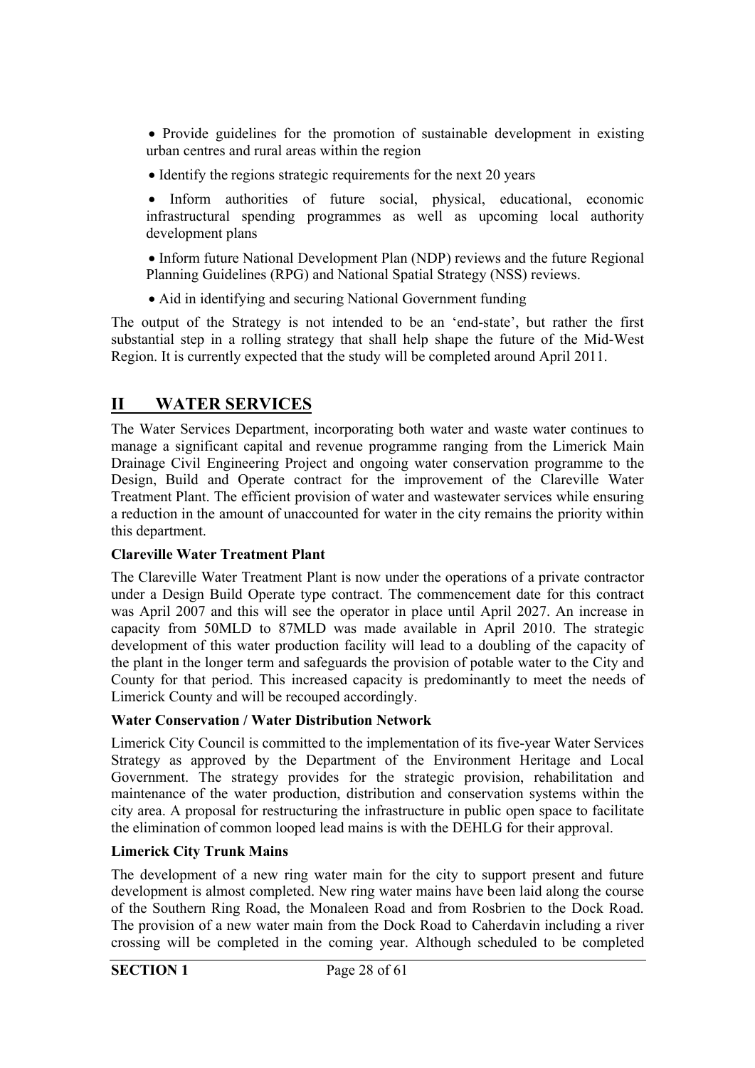- Provide guidelines for the promotion of sustainable development in existing urban centres and rural areas within the region
- Identify the regions strategic requirements for the next 20 years
- Inform authorities of future social, physical, educational, economic infrastructural spending programmes as well as upcoming local authority development plans
- Inform future National Development Plan (NDP) reviews and the future Regional Planning Guidelines (RPG) and National Spatial Strategy (NSS) reviews.
- Aid in identifying and securing National Government funding

The output of the Strategy is not intended to be an 'end-state', but rather the first substantial step in a rolling strategy that shall help shape the future of the Mid-West Region. It is currently expected that the study will be completed around April 2011.

## II WATER SERVICES

The Water Services Department, incorporating both water and waste water continues to manage a significant capital and revenue programme ranging from the Limerick Main Drainage Civil Engineering Project and ongoing water conservation programme to the Design, Build and Operate contract for the improvement of the Clareville Water Treatment Plant. The efficient provision of water and wastewater services while ensuring a reduction in the amount of unaccounted for water in the city remains the priority within this department.

**Clareville Water Treatment Plant**

The Clareville Water Treatment Plant is now under the operations of a private contractor under a Design Build Operate type contract. The commencement date for this contract was April 2007 and this will see the operator in place until April 2027. An increase in capacity from 50MLD to 87MLD was made available in April 2010. The strategic development of this water production facility will lead to a doubling of the capacity of the plant in the longer term and safeguards the provision of potable water to the City and County for that period. This increased capacity is predominantly to meet the needs of Limerick County and will be recouped accordingly.

**Water Conservation / Water Distribution Network**

Limerick City Council is committed to the implementation of its five-year Water Services Strategy as approved by the Department of the Environment Heritage and Local Government. The strategy provides for the strategic provision, rehabilitation and maintenance of the water production, distribution and conservation systems within the city area. A proposal for restructuring the infrastructure in public open space to facilitate the elimination of common looped lead mains is with the DEHLG for their approval.

**Limerick City Trunk Mains**

The development of a new ring water main for the city to support present and future development is almost completed. New ring water mains have been laid along the course of the Southern Ring Road, the Monaleen Road and from Rosbrien to the Dock Road. The provision of a new water main from the Dock Road to Caherdavin including a river crossing will be completed in the coming year. Although scheduled to be completed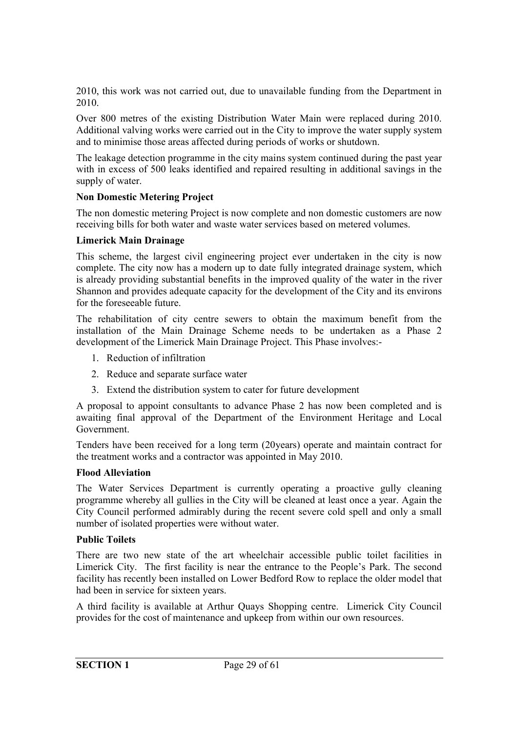2010, this work was not carried out, due to unavailable funding from the Department in 2010.

Over 800 metres of the existing Distribution Water Main were replaced during 2010. Additional valving works were carried out in the City to improve the water supply system and to minimise those areas affected during periods of works or shutdown.

The leakage detection programme in the city mains system continued during the past year with in excess of 500 leaks identified and repaired resulting in additional savings in the supply of water.

**Non Domestic Metering Project**

The non domestic metering Project is now complete and non domestic customers are now receiving bills for both water and waste water services based on metered volumes.

**Limerick Main Drainage**

This scheme, the largest civil engineering project ever undertaken in the city is now complete. The city now has a modern up to date fully integrated drainage system, which is already providing substantial benefits in the improved quality of the water in the river Shannon and provides adequate capacity for the development of the City and its environs for the foreseeable future.

The rehabilitation of city centre sewers to obtain the maximum benefit from the installation of the Main Drainage Scheme needs to be undertaken as a Phase 2 development of the Limerick Main Drainage Project. This Phase involves:-

1. Reduction of infiltration
2. Reduce and separate surface water
3. Extend the distribution system to cater for future development

A proposal to appoint consultants to advance Phase 2 has now been completed and is awaiting final approval of the Department of the Environment Heritage and Local Government.

Tenders have been received for a long term (20years) operate and maintain contract for the treatment works and a contractor was appointed in May 2010.

**Flood Alleviation**

The Water Services Department is currently operating a proactive gully cleaning programme whereby all gullies in the City will be cleaned at least once a year. Again the City Council performed admirably during the recent severe cold spell and only a small number of isolated properties were without water.

**Public Toilets**

There are two new state of the art wheelchair accessible public toilet facilities in Limerick City. The first facility is near the entrance to the People's Park. The second facility has recently been installed on Lower Bedford Row to replace the older model that had been in service for sixteen years.

A third facility is available at Arthur Quays Shopping centre. Limerick City Council provides for the cost of maintenance and upkeep from within our own resources.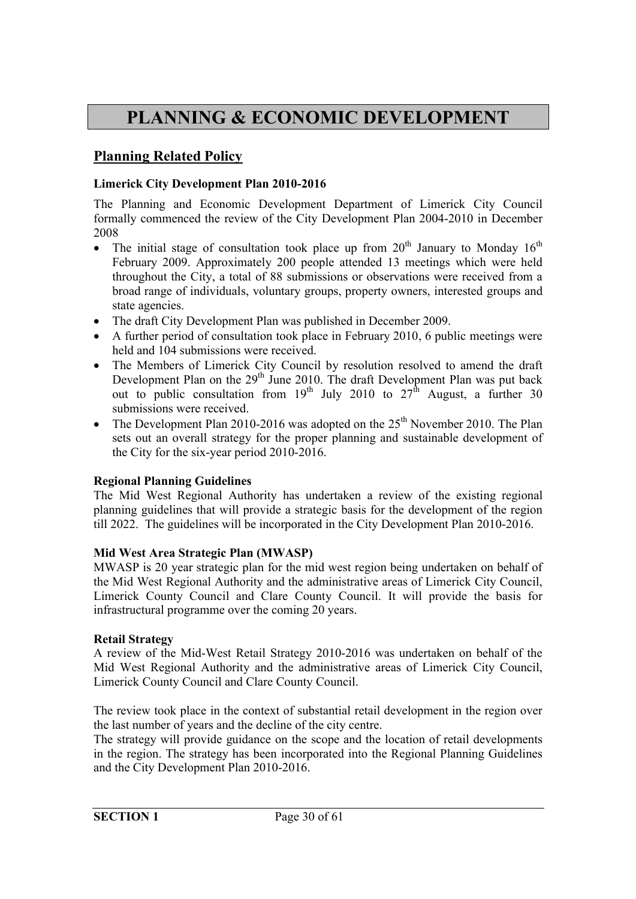# PLANNING & ECONOMIC DEVELOPMENT

## Planning Related Policy

**Limerick City Development Plan 2010-2016**

The Planning and Economic Development Department of Limerick City Council formally commenced the review of the City Development Plan 2004-2010 in December 2008

- The initial stage of consultation took place up from 20th January to Monday 16th February 2009. Approximately 200 people attended 13 meetings which were held throughout the City, a total of 88 submissions or observations were received from a broad range of individuals, voluntary groups, property owners, interested groups and state agencies.
- The draft City Development Plan was published in December 2009.
- A further period of consultation took place in February 2010, 6 public meetings were held and 104 submissions were received.
- The Members of Limerick City Council by resolution resolved to amend the draft Development Plan on the 29th June 2010. The draft Development Plan was put back out to public consultation from 19th July 2010 to 27th August, a further 30 submissions were received.
- The Development Plan 2010-2016 was adopted on the 25th November 2010. The Plan sets out an overall strategy for the proper planning and sustainable development of the City for the six-year period 2010-2016.

**Regional Planning Guidelines**

The Mid West Regional Authority has undertaken a review of the existing regional planning guidelines that will provide a strategic basis for the development of the region till 2022. The guidelines will be incorporated in the City Development Plan 2010-2016.

**Mid West Area Strategic Plan (MWASP)**

MWASP is 20 year strategic plan for the mid west region being undertaken on behalf of the Mid West Regional Authority and the administrative areas of Limerick City Council, Limerick County Council and Clare County Council. It will provide the basis for infrastructural programme over the coming 20 years.

**Retail Strategy**

A review of the Mid-West Retail Strategy 2010-2016 was undertaken on behalf of the Mid West Regional Authority and the administrative areas of Limerick City Council, Limerick County Council and Clare County Council.

The review took place in the context of substantial retail development in the region over the last number of years and the decline of the city centre.

The strategy will provide guidance on the scope and the location of retail developments in the region. The strategy has been incorporated into the Regional Planning Guidelines and the City Development Plan 2010-2016.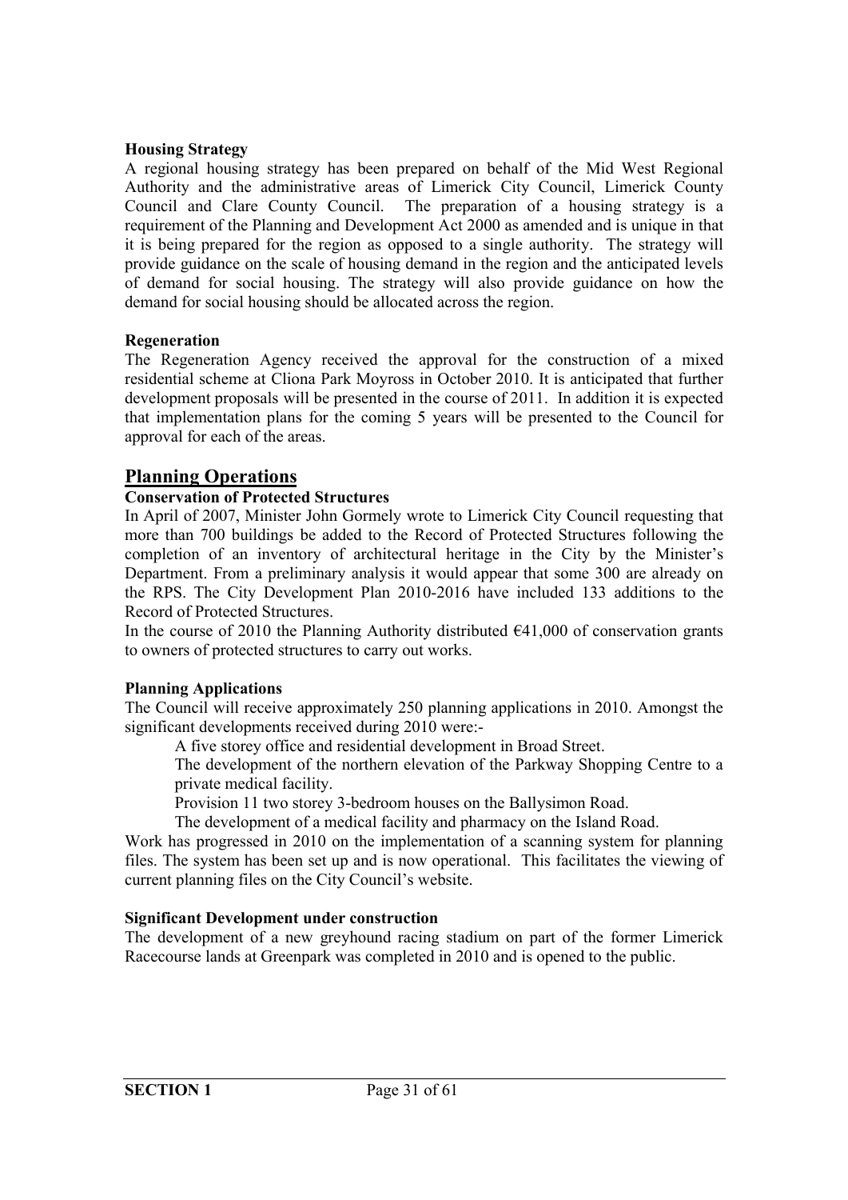**Housing Strategy**

A regional housing strategy has been prepared on behalf of the Mid West Regional Authority and the administrative areas of Limerick City Council, Limerick County Council and Clare County Council. The preparation of a housing strategy is a requirement of the Planning and Development Act 2000 as amended and is unique in that it is being prepared for the region as opposed to a single authority. The strategy will provide guidance on the scale of housing demand in the region and the anticipated levels of demand for social housing. The strategy will also provide guidance on how the demand for social housing should be allocated across the region.

**Regeneration**

The Regeneration Agency received the approval for the construction of a mixed residential scheme at Cliona Park Moyross in October 2010. It is anticipated that further development proposals will be presented in the course of 2011. In addition it is expected that implementation plans for the coming 5 years will be presented to the Council for approval for each of the areas.

## Planning Operations

**Conservation of Protected Structures**

In April of 2007, Minister John Gormely wrote to Limerick City Council requesting that more than 700 buildings be added to the Record of Protected Structures following the completion of an inventory of architectural heritage in the City by the Minister's Department. From a preliminary analysis it would appear that some 300 are already on the RPS. The City Development Plan 2010-2016 have included 133 additions to the Record of Protected Structures.

In the course of 2010 the Planning Authority distributed €41,000 of conservation grants to owners of protected structures to carry out works.

**Planning Applications**

The Council will receive approximately 250 planning applications in 2010. Amongst the significant developments received during 2010 were:-

- A five storey office and residential development in Broad Street.
- The development of the northern elevation of the Parkway Shopping Centre to a private medical facility.
- Provision 11 two storey 3-bedroom houses on the Ballysimon Road.
- The development of a medical facility and pharmacy on the Island Road.

Work has progressed in 2010 on the implementation of a scanning system for planning files. The system has been set up and is now operational. This facilitates the viewing of current planning files on the City Council's website.

**Significant Development under construction**

The development of a new greyhound racing stadium on part of the former Limerick Racecourse lands at Greenpark was completed in 2010 and is opened to the public.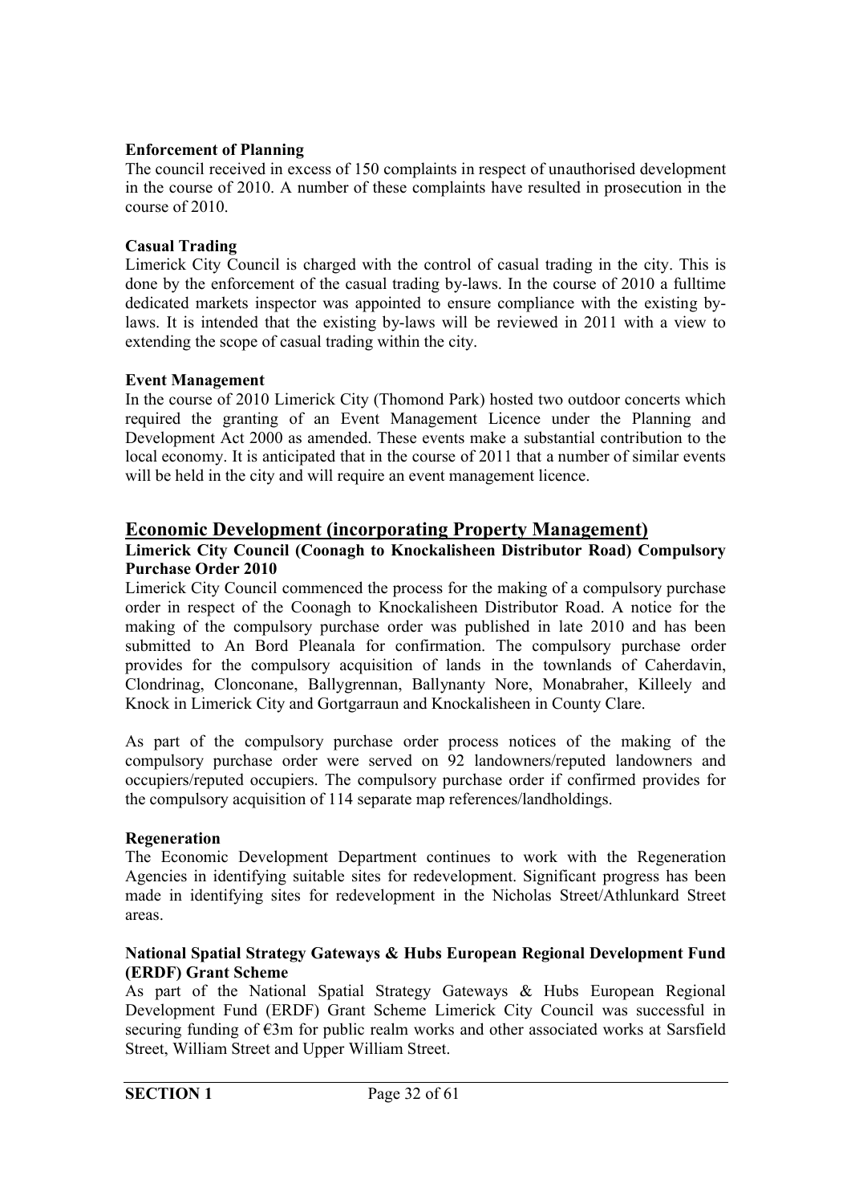**Enforcement of Planning**

The council received in excess of 150 complaints in respect of unauthorised development in the course of 2010. A number of these complaints have resulted in prosecution in the course of 2010.

**Casual Trading**

Limerick City Council is charged with the control of casual trading in the city. This is done by the enforcement of the casual trading by-laws. In the course of 2010 a fulltime dedicated markets inspector was appointed to ensure compliance with the existing by-laws. It is intended that the existing by-laws will be reviewed in 2011 with a view to extending the scope of casual trading within the city.

**Event Management**

In the course of 2010 Limerick City (Thomond Park) hosted two outdoor concerts which required the granting of an Event Management Licence under the Planning and Development Act 2000 as amended. These events make a substantial contribution to the local economy. It is anticipated that in the course of 2011 that a number of similar events will be held in the city and will require an event management licence.

## Economic Development (incorporating Property Management)

**Limerick City Council (Coonagh to Knockalisheen Distributor Road) Compulsory Purchase Order 2010**

Limerick City Council commenced the process for the making of a compulsory purchase order in respect of the Coonagh to Knockalisheen Distributor Road. A notice for the making of the compulsory purchase order was published in late 2010 and has been submitted to An Bord Pleanala for confirmation. The compulsory purchase order provides for the compulsory acquisition of lands in the townlands of Caherdavin, Clondrinag, Clonconane, Ballygrennan, Ballynanty Nore, Monabraher, Killeely and Knock in Limerick City and Gortgarraun and Knockalisheen in County Clare.

As part of the compulsory purchase order process notices of the making of the compulsory purchase order were served on 92 landowners/reputed landowners and occupiers/reputed occupiers. The compulsory purchase order if confirmed provides for the compulsory acquisition of 114 separate map references/landholdings.

**Regeneration**

The Economic Development Department continues to work with the Regeneration Agencies in identifying suitable sites for redevelopment. Significant progress has been made in identifying sites for redevelopment in the Nicholas Street/Athlunkard Street areas.

**National Spatial Strategy Gateways & Hubs European Regional Development Fund (ERDF) Grant Scheme**

As part of the National Spatial Strategy Gateways & Hubs European Regional Development Fund (ERDF) Grant Scheme Limerick City Council was successful in securing funding of €3m for public realm works and other associated works at Sarsfield Street, William Street and Upper William Street.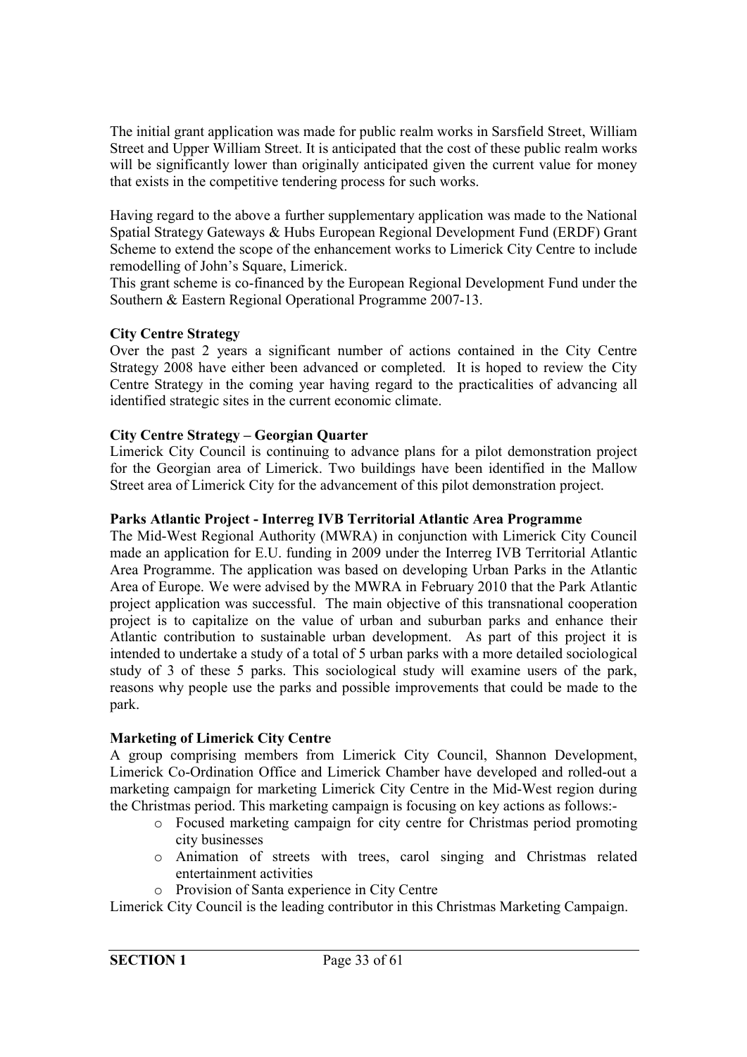The initial grant application was made for public realm works in Sarsfield Street, William Street and Upper William Street. It is anticipated that the cost of these public realm works will be significantly lower than originally anticipated given the current value for money that exists in the competitive tendering process for such works.

Having regard to the above a further supplementary application was made to the National Spatial Strategy Gateways & Hubs European Regional Development Fund (ERDF) Grant Scheme to extend the scope of the enhancement works to Limerick City Centre to include remodelling of John's Square, Limerick.
This grant scheme is co-financed by the European Regional Development Fund under the Southern & Eastern Regional Operational Programme 2007-13.

**City Centre Strategy**
Over the past 2 years a significant number of actions contained in the City Centre Strategy 2008 have either been advanced or completed. It is hoped to review the City Centre Strategy in the coming year having regard to the practicalities of advancing all identified strategic sites in the current economic climate.

**City Centre Strategy – Georgian Quarter**
Limerick City Council is continuing to advance plans for a pilot demonstration project for the Georgian area of Limerick. Two buildings have been identified in the Mallow Street area of Limerick City for the advancement of this pilot demonstration project.

**Parks Atlantic Project - Interreg IVB Territorial Atlantic Area Programme**
The Mid-West Regional Authority (MWRA) in conjunction with Limerick City Council made an application for E.U. funding in 2009 under the Interreg IVB Territorial Atlantic Area Programme. The application was based on developing Urban Parks in the Atlantic Area of Europe. We were advised by the MWRA in February 2010 that the Park Atlantic project application was successful. The main objective of this transnational cooperation project is to capitalize on the value of urban and suburban parks and enhance their Atlantic contribution to sustainable urban development. As part of this project it is intended to undertake a study of a total of 5 urban parks with a more detailed sociological study of 3 of these 5 parks. This sociological study will examine users of the park, reasons why people use the parks and possible improvements that could be made to the park.

**Marketing of Limerick City Centre**
A group comprising members from Limerick City Council, Shannon Development, Limerick Co-Ordination Office and Limerick Chamber have developed and rolled-out a marketing campaign for marketing Limerick City Centre in the Mid-West region during the Christmas period. This marketing campaign is focusing on key actions as follows:-

- Focused marketing campaign for city centre for Christmas period promoting city businesses
- Animation of streets with trees, carol singing and Christmas related entertainment activities
- Provision of Santa experience in City Centre

Limerick City Council is the leading contributor in this Christmas Marketing Campaign.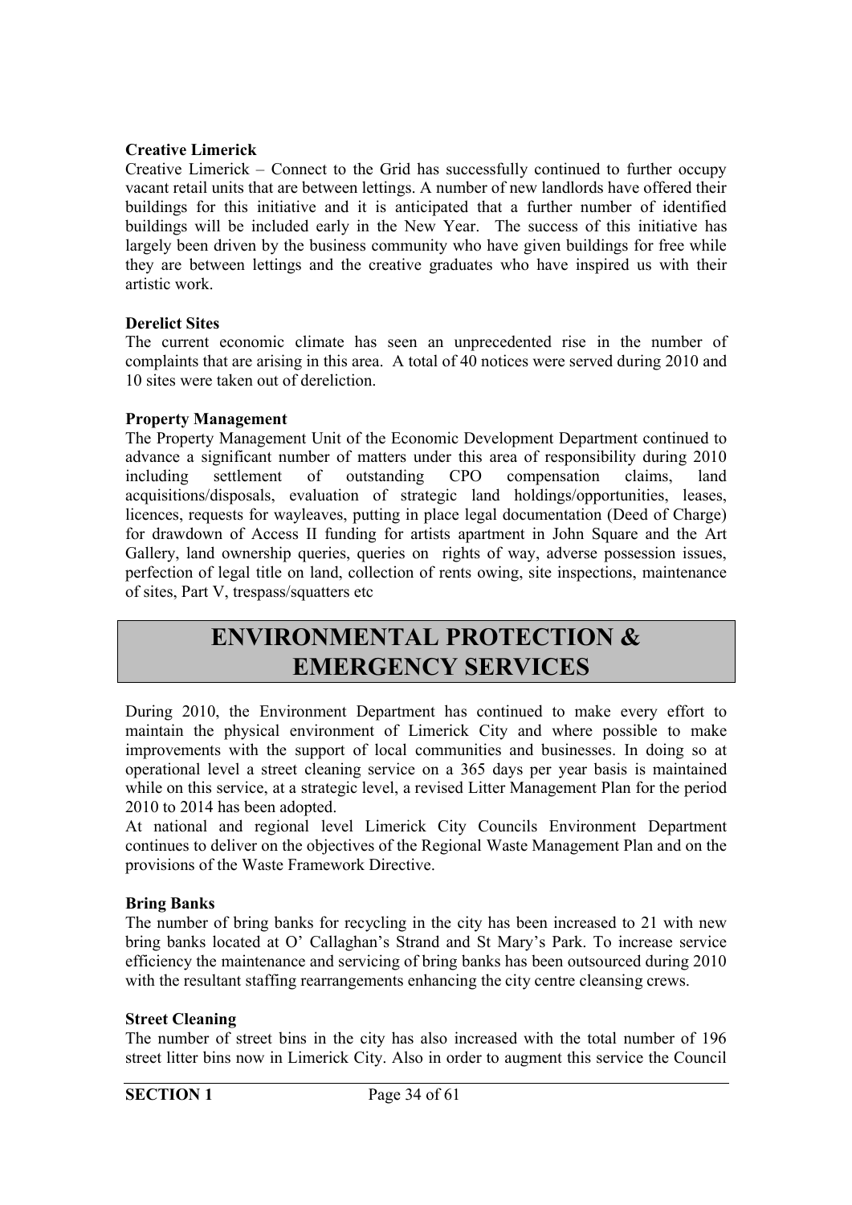**Creative Limerick**

Creative Limerick – Connect to the Grid has successfully continued to further occupy vacant retail units that are between lettings. A number of new landlords have offered their buildings for this initiative and it is anticipated that a further number of identified buildings will be included early in the New Year. The success of this initiative has largely been driven by the business community who have given buildings for free while they are between lettings and the creative graduates who have inspired us with their artistic work.

**Derelict Sites**

The current economic climate has seen an unprecedented rise in the number of complaints that are arising in this area. A total of 40 notices were served during 2010 and 10 sites were taken out of dereliction.

**Property Management**

The Property Management Unit of the Economic Development Department continued to advance a significant number of matters under this area of responsibility during 2010 including settlement of outstanding CPO compensation claims, land acquisitions/disposals, evaluation of strategic land holdings/opportunities, leases, licences, requests for wayleaves, putting in place legal documentation (Deed of Charge) for drawdown of Access II funding for artists apartment in John Square and the Art Gallery, land ownership queries, queries on rights of way, adverse possession issues, perfection of legal title on land, collection of rents owing, site inspections, maintenance of sites, Part V, trespass/squatters etc

# ENVIRONMENTAL PROTECTION & EMERGENCY SERVICES

During 2010, the Environment Department has continued to make every effort to maintain the physical environment of Limerick City and where possible to make improvements with the support of local communities and businesses. In doing so at operational level a street cleaning service on a 365 days per year basis is maintained while on this service, at a strategic level, a revised Litter Management Plan for the period 2010 to 2014 has been adopted.

At national and regional level Limerick City Councils Environment Department continues to deliver on the objectives of the Regional Waste Management Plan and on the provisions of the Waste Framework Directive.

**Bring Banks**

The number of bring banks for recycling in the city has been increased to 21 with new bring banks located at O' Callaghan's Strand and St Mary's Park. To increase service efficiency the maintenance and servicing of bring banks has been outsourced during 2010 with the resultant staffing rearrangements enhancing the city centre cleansing crews.

**Street Cleaning**

The number of street bins in the city has also increased with the total number of 196 street litter bins now in Limerick City. Also in order to augment this service the Council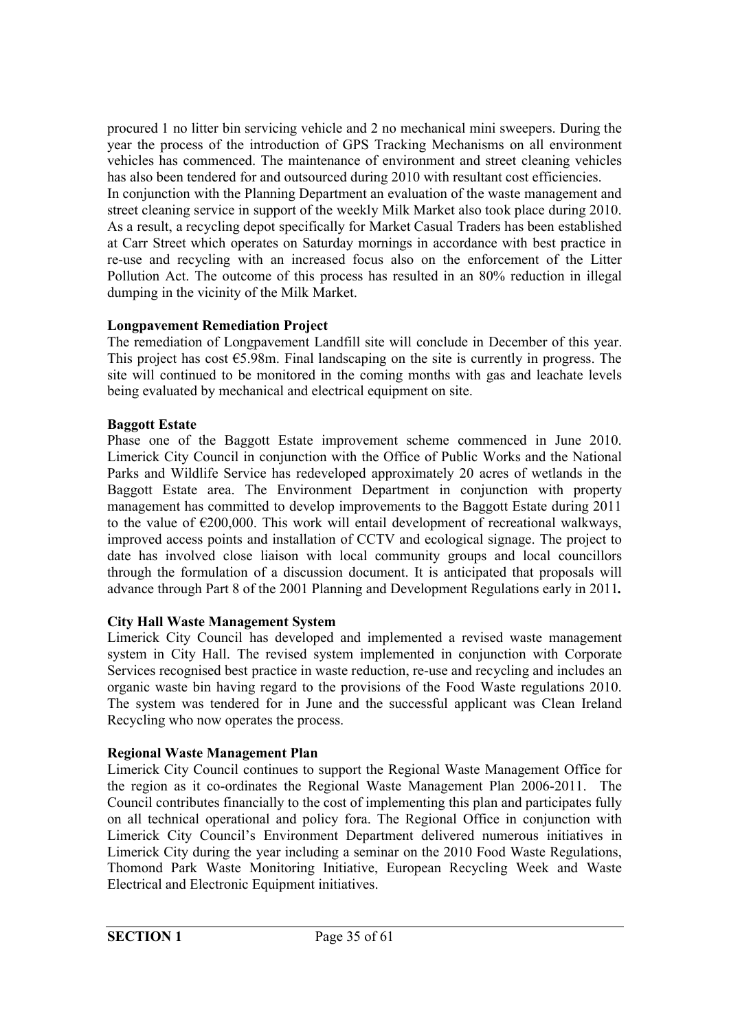procured 1 no litter bin servicing vehicle and 2 no mechanical mini sweepers. During the year the process of the introduction of GPS Tracking Mechanisms on all environment vehicles has commenced. The maintenance of environment and street cleaning vehicles has also been tendered for and outsourced during 2010 with resultant cost efficiencies.
In conjunction with the Planning Department an evaluation of the waste management and street cleaning service in support of the weekly Milk Market also took place during 2010. As a result, a recycling depot specifically for Market Casual Traders has been established at Carr Street which operates on Saturday mornings in accordance with best practice in re-use and recycling with an increased focus also on the enforcement of the Litter Pollution Act. The outcome of this process has resulted in an 80% reduction in illegal dumping in the vicinity of the Milk Market.

**Longpavement Remediation Project**
The remediation of Longpavement Landfill site will conclude in December of this year. This project has cost €5.98m. Final landscaping on the site is currently in progress. The site will continued to be monitored in the coming months with gas and leachate levels being evaluated by mechanical and electrical equipment on site.

**Baggott Estate**
Phase one of the Baggott Estate improvement scheme commenced in June 2010. Limerick City Council in conjunction with the Office of Public Works and the National Parks and Wildlife Service has redeveloped approximately 20 acres of wetlands in the Baggott Estate area. The Environment Department in conjunction with property management has committed to develop improvements to the Baggott Estate during 2011 to the value of €200,000. This work will entail development of recreational walkways, improved access points and installation of CCTV and ecological signage. The project to date has involved close liaison with local community groups and local councillors through the formulation of a discussion document. It is anticipated that proposals will advance through Part 8 of the 2001 Planning and Development Regulations early in 2011**.**

**City Hall Waste Management System**
Limerick City Council has developed and implemented a revised waste management system in City Hall. The revised system implemented in conjunction with Corporate Services recognised best practice in waste reduction, re-use and recycling and includes an organic waste bin having regard to the provisions of the Food Waste regulations 2010. The system was tendered for in June and the successful applicant was Clean Ireland Recycling who now operates the process.

**Regional Waste Management Plan**
Limerick City Council continues to support the Regional Waste Management Office for the region as it co-ordinates the Regional Waste Management Plan 2006-2011. The Council contributes financially to the cost of implementing this plan and participates fully on all technical operational and policy fora. The Regional Office in conjunction with Limerick City Council's Environment Department delivered numerous initiatives in Limerick City during the year including a seminar on the 2010 Food Waste Regulations, Thomond Park Waste Monitoring Initiative, European Recycling Week and Waste Electrical and Electronic Equipment initiatives.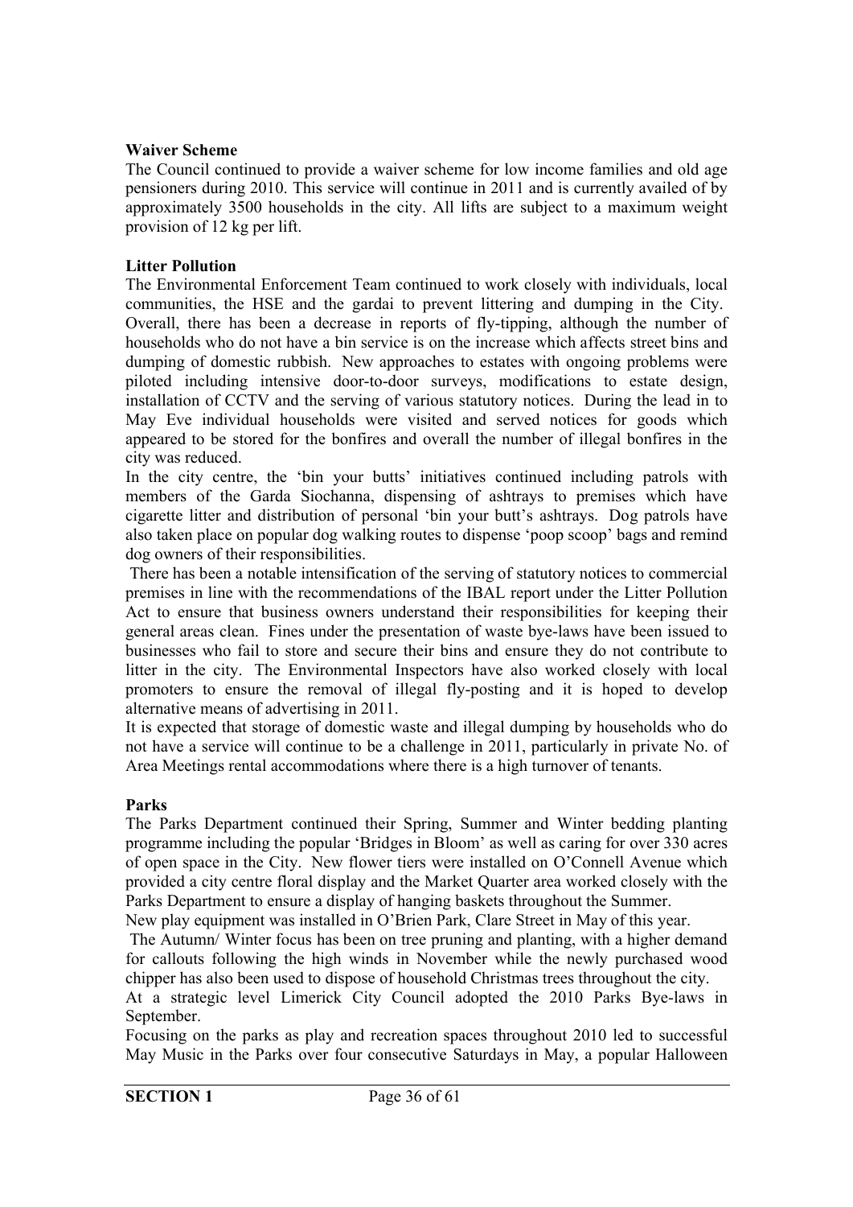**Waiver Scheme**

The Council continued to provide a waiver scheme for low income families and old age pensioners during 2010. This service will continue in 2011 and is currently availed of by approximately 3500 households in the city. All lifts are subject to a maximum weight provision of 12 kg per lift.

**Litter Pollution**

The Environmental Enforcement Team continued to work closely with individuals, local communities, the HSE and the gardai to prevent littering and dumping in the City. Overall, there has been a decrease in reports of fly-tipping, although the number of households who do not have a bin service is on the increase which affects street bins and dumping of domestic rubbish. New approaches to estates with ongoing problems were piloted including intensive door-to-door surveys, modifications to estate design, installation of CCTV and the serving of various statutory notices. During the lead in to May Eve individual households were visited and served notices for goods which appeared to be stored for the bonfires and overall the number of illegal bonfires in the city was reduced.

In the city centre, the 'bin your butts' initiatives continued including patrols with members of the Garda Siochanna, dispensing of ashtrays to premises which have cigarette litter and distribution of personal 'bin your butt's ashtrays. Dog patrols have also taken place on popular dog walking routes to dispense 'poop scoop' bags and remind dog owners of their responsibilities.

There has been a notable intensification of the serving of statutory notices to commercial premises in line with the recommendations of the IBAL report under the Litter Pollution Act to ensure that business owners understand their responsibilities for keeping their general areas clean. Fines under the presentation of waste bye-laws have been issued to businesses who fail to store and secure their bins and ensure they do not contribute to litter in the city. The Environmental Inspectors have also worked closely with local promoters to ensure the removal of illegal fly-posting and it is hoped to develop alternative means of advertising in 2011.

It is expected that storage of domestic waste and illegal dumping by households who do not have a service will continue to be a challenge in 2011, particularly in private No. of Area Meetings rental accommodations where there is a high turnover of tenants.

**Parks**

The Parks Department continued their Spring, Summer and Winter bedding planting programme including the popular 'Bridges in Bloom' as well as caring for over 330 acres of open space in the City. New flower tiers were installed on O'Connell Avenue which provided a city centre floral display and the Market Quarter area worked closely with the Parks Department to ensure a display of hanging baskets throughout the Summer.

New play equipment was installed in O'Brien Park, Clare Street in May of this year.

The Autumn/ Winter focus has been on tree pruning and planting, with a higher demand for callouts following the high winds in November while the newly purchased wood chipper has also been used to dispose of household Christmas trees throughout the city.

At a strategic level Limerick City Council adopted the 2010 Parks Bye-laws in September.

Focusing on the parks as play and recreation spaces throughout 2010 led to successful May Music in the Parks over four consecutive Saturdays in May, a popular Halloween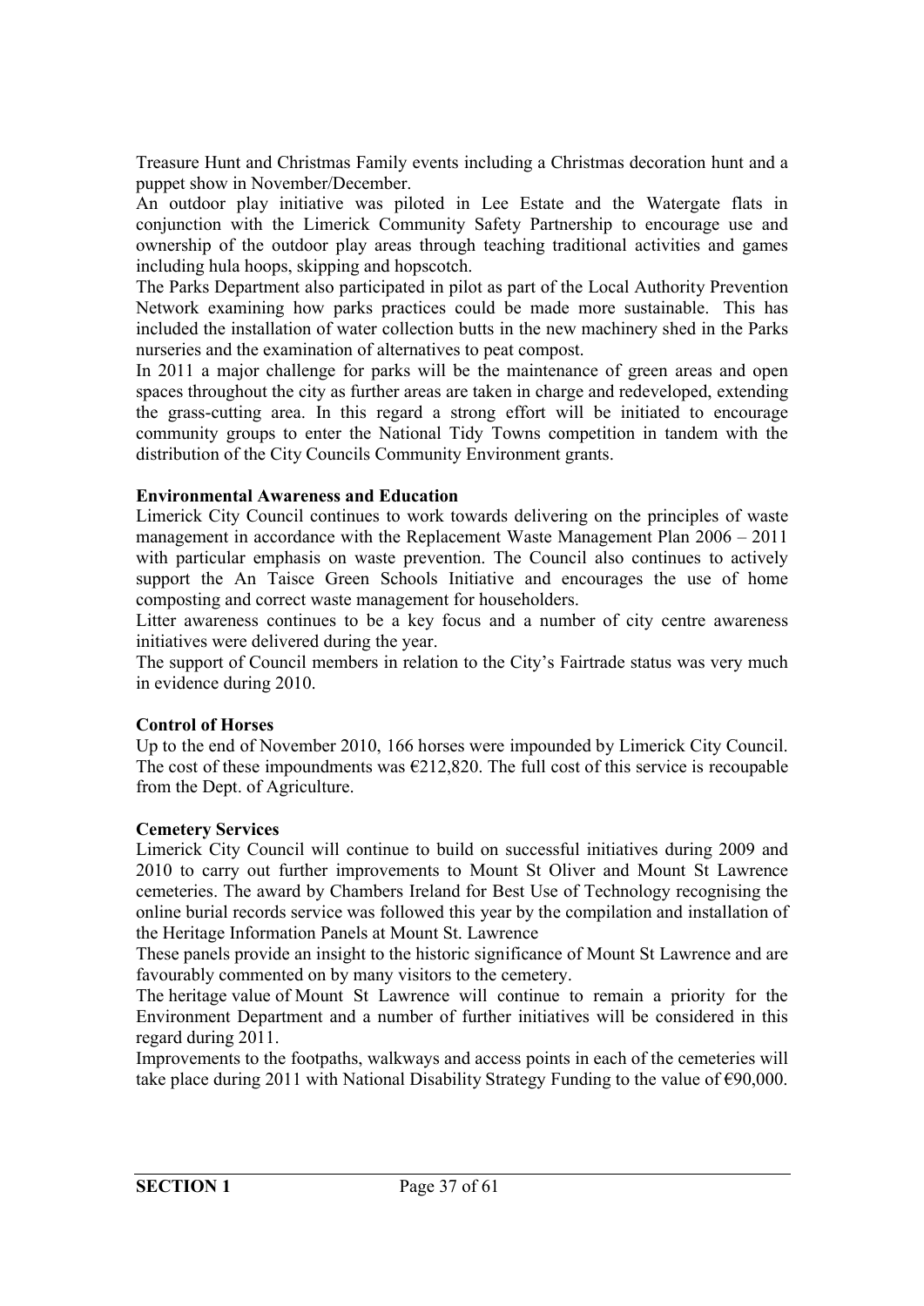Treasure Hunt and Christmas Family events including a Christmas decoration hunt and a puppet show in November/December.

An outdoor play initiative was piloted in Lee Estate and the Watergate flats in conjunction with the Limerick Community Safety Partnership to encourage use and ownership of the outdoor play areas through teaching traditional activities and games including hula hoops, skipping and hopscotch.

The Parks Department also participated in pilot as part of the Local Authority Prevention Network examining how parks practices could be made more sustainable. This has included the installation of water collection butts in the new machinery shed in the Parks nurseries and the examination of alternatives to peat compost.

In 2011 a major challenge for parks will be the maintenance of green areas and open spaces throughout the city as further areas are taken in charge and redeveloped, extending the grass-cutting area. In this regard a strong effort will be initiated to encourage community groups to enter the National Tidy Towns competition in tandem with the distribution of the City Councils Community Environment grants.

**Environmental Awareness and Education**

Limerick City Council continues to work towards delivering on the principles of waste management in accordance with the Replacement Waste Management Plan 2006 – 2011 with particular emphasis on waste prevention. The Council also continues to actively support the An Taisce Green Schools Initiative and encourages the use of home composting and correct waste management for householders.

Litter awareness continues to be a key focus and a number of city centre awareness initiatives were delivered during the year.

The support of Council members in relation to the City's Fairtrade status was very much in evidence during 2010.

**Control of Horses**

Up to the end of November 2010, 166 horses were impounded by Limerick City Council. The cost of these impoundments was €212,820. The full cost of this service is recoupable from the Dept. of Agriculture.

**Cemetery Services**

Limerick City Council will continue to build on successful initiatives during 2009 and 2010 to carry out further improvements to Mount St Oliver and Mount St Lawrence cemeteries. The award by Chambers Ireland for Best Use of Technology recognising the online burial records service was followed this year by the compilation and installation of the Heritage Information Panels at Mount St. Lawrence

These panels provide an insight to the historic significance of Mount St Lawrence and are favourably commented on by many visitors to the cemetery.

The heritage value of Mount St Lawrence will continue to remain a priority for the Environment Department and a number of further initiatives will be considered in this regard during 2011.

Improvements to the footpaths, walkways and access points in each of the cemeteries will take place during 2011 with National Disability Strategy Funding to the value of €90,000.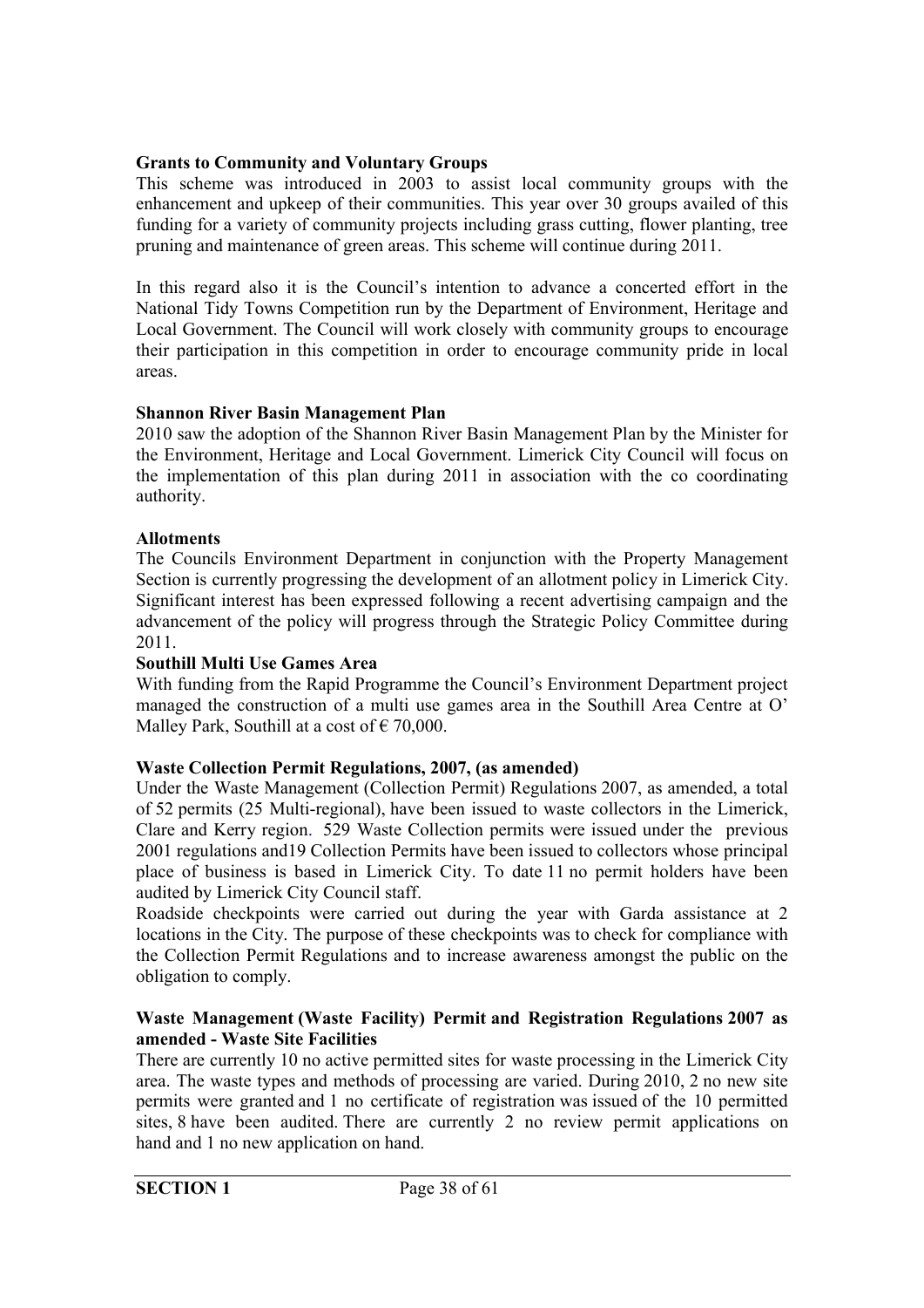**Grants to Community and Voluntary Groups**

This scheme was introduced in 2003 to assist local community groups with the enhancement and upkeep of their communities. This year over 30 groups availed of this funding for a variety of community projects including grass cutting, flower planting, tree pruning and maintenance of green areas. This scheme will continue during 2011.

In this regard also it is the Council's intention to advance a concerted effort in the National Tidy Towns Competition run by the Department of Environment, Heritage and Local Government. The Council will work closely with community groups to encourage their participation in this competition in order to encourage community pride in local areas.

**Shannon River Basin Management Plan**

2010 saw the adoption of the Shannon River Basin Management Plan by the Minister for the Environment, Heritage and Local Government. Limerick City Council will focus on the implementation of this plan during 2011 in association with the co coordinating authority.

**Allotments**

The Councils Environment Department in conjunction with the Property Management Section is currently progressing the development of an allotment policy in Limerick City. Significant interest has been expressed following a recent advertising campaign and the advancement of the policy will progress through the Strategic Policy Committee during 2011.

**Southill Multi Use Games Area**

With funding from the Rapid Programme the Council's Environment Department project managed the construction of a multi use games area in the Southill Area Centre at O' Malley Park, Southill at a cost of € 70,000.

**Waste Collection Permit Regulations, 2007, (as amended)**

Under the Waste Management (Collection Permit) Regulations 2007, as amended, a total of 52 permits (25 Multi-regional), have been issued to waste collectors in the Limerick, Clare and Kerry region. 529 Waste Collection permits were issued under the previous 2001 regulations and19 Collection Permits have been issued to collectors whose principal place of business is based in Limerick City. To date 11 no permit holders have been audited by Limerick City Council staff.

Roadside checkpoints were carried out during the year with Garda assistance at 2 locations in the City. The purpose of these checkpoints was to check for compliance with the Collection Permit Regulations and to increase awareness amongst the public on the obligation to comply.

**Waste Management (Waste Facility) Permit and Registration Regulations 2007 as amended - Waste Site Facilities**

There are currently 10 no active permitted sites for waste processing in the Limerick City area. The waste types and methods of processing are varied. During 2010, 2 no new site permits were granted and 1 no certificate of registration was issued of the 10 permitted sites, 8 have been audited. There are currently 2 no review permit applications on hand and 1 no new application on hand.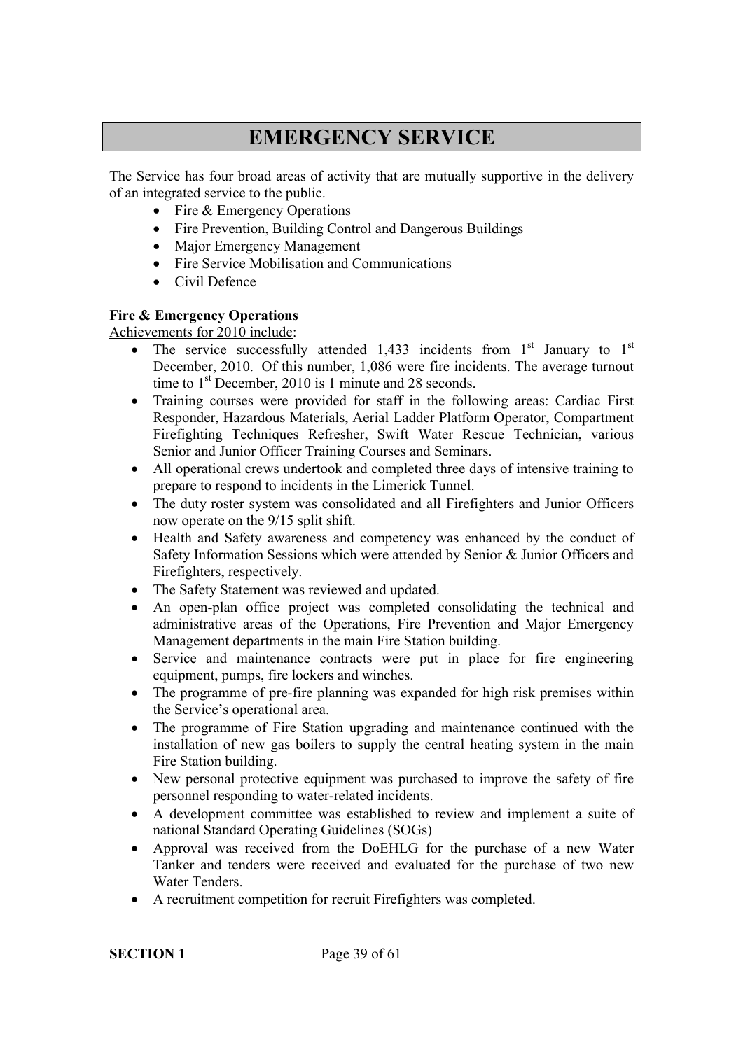# EMERGENCY SERVICE

The Service has four broad areas of activity that are mutually supportive in the delivery of an integrated service to the public.

- Fire & Emergency Operations
- Fire Prevention, Building Control and Dangerous Buildings
- Major Emergency Management
- Fire Service Mobilisation and Communications
- Civil Defence

**Fire & Emergency Operations**

Achievements for 2010 include:

- The service successfully attended 1,433 incidents from 1st January to 1st December, 2010. Of this number, 1,086 were fire incidents. The average turnout time to 1st December, 2010 is 1 minute and 28 seconds.
- Training courses were provided for staff in the following areas: Cardiac First Responder, Hazardous Materials, Aerial Ladder Platform Operator, Compartment Firefighting Techniques Refresher, Swift Water Rescue Technician, various Senior and Junior Officer Training Courses and Seminars.
- All operational crews undertook and completed three days of intensive training to prepare to respond to incidents in the Limerick Tunnel.
- The duty roster system was consolidated and all Firefighters and Junior Officers now operate on the 9/15 split shift.
- Health and Safety awareness and competency was enhanced by the conduct of Safety Information Sessions which were attended by Senior & Junior Officers and Firefighters, respectively.
- The Safety Statement was reviewed and updated.
- An open-plan office project was completed consolidating the technical and administrative areas of the Operations, Fire Prevention and Major Emergency Management departments in the main Fire Station building.
- Service and maintenance contracts were put in place for fire engineering equipment, pumps, fire lockers and winches.
- The programme of pre-fire planning was expanded for high risk premises within the Service's operational area.
- The programme of Fire Station upgrading and maintenance continued with the installation of new gas boilers to supply the central heating system in the main Fire Station building.
- New personal protective equipment was purchased to improve the safety of fire personnel responding to water-related incidents.
- A development committee was established to review and implement a suite of national Standard Operating Guidelines (SOGs)
- Approval was received from the DoEHLG for the purchase of a new Water Tanker and tenders were received and evaluated for the purchase of two new Water Tenders.
- A recruitment competition for recruit Firefighters was completed.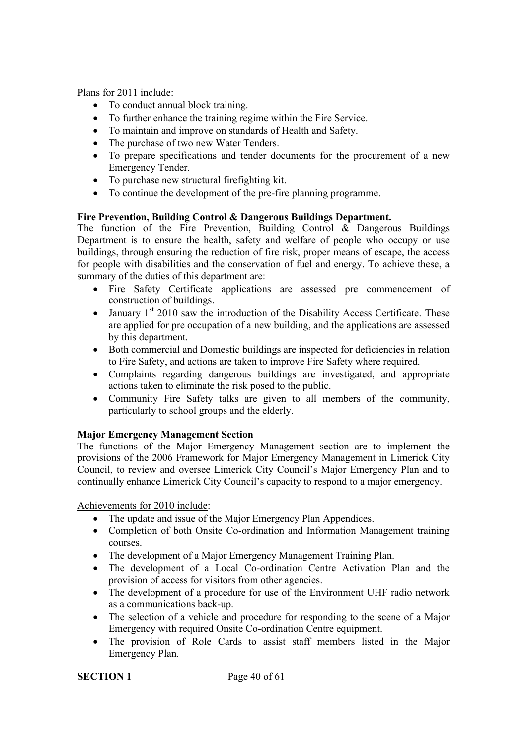Plans for 2011 include:

- To conduct annual block training.
- To further enhance the training regime within the Fire Service.
- To maintain and improve on standards of Health and Safety.
- The purchase of two new Water Tenders.
- To prepare specifications and tender documents for the procurement of a new Emergency Tender.
- To purchase new structural firefighting kit.
- To continue the development of the pre-fire planning programme.

**Fire Prevention, Building Control & Dangerous Buildings Department.**

The function of the Fire Prevention, Building Control & Dangerous Buildings Department is to ensure the health, safety and welfare of people who occupy or use buildings, through ensuring the reduction of fire risk, proper means of escape, the access for people with disabilities and the conservation of fuel and energy. To achieve these, a summary of the duties of this department are:

- Fire Safety Certificate applications are assessed pre commencement of construction of buildings.
- January 1st 2010 saw the introduction of the Disability Access Certificate. These are applied for pre occupation of a new building, and the applications are assessed by this department.
- Both commercial and Domestic buildings are inspected for deficiencies in relation to Fire Safety, and actions are taken to improve Fire Safety where required.
- Complaints regarding dangerous buildings are investigated, and appropriate actions taken to eliminate the risk posed to the public.
- Community Fire Safety talks are given to all members of the community, particularly to school groups and the elderly.

**Major Emergency Management Section**

The functions of the Major Emergency Management section are to implement the provisions of the 2006 Framework for Major Emergency Management in Limerick City Council, to review and oversee Limerick City Council's Major Emergency Plan and to continually enhance Limerick City Council's capacity to respond to a major emergency.

Achievements for 2010 include:

- The update and issue of the Major Emergency Plan Appendices.
- Completion of both Onsite Co-ordination and Information Management training courses.
- The development of a Major Emergency Management Training Plan.
- The development of a Local Co-ordination Centre Activation Plan and the provision of access for visitors from other agencies.
- The development of a procedure for use of the Environment UHF radio network as a communications back-up.
- The selection of a vehicle and procedure for responding to the scene of a Major Emergency with required Onsite Co-ordination Centre equipment.
- The provision of Role Cards to assist staff members listed in the Major Emergency Plan.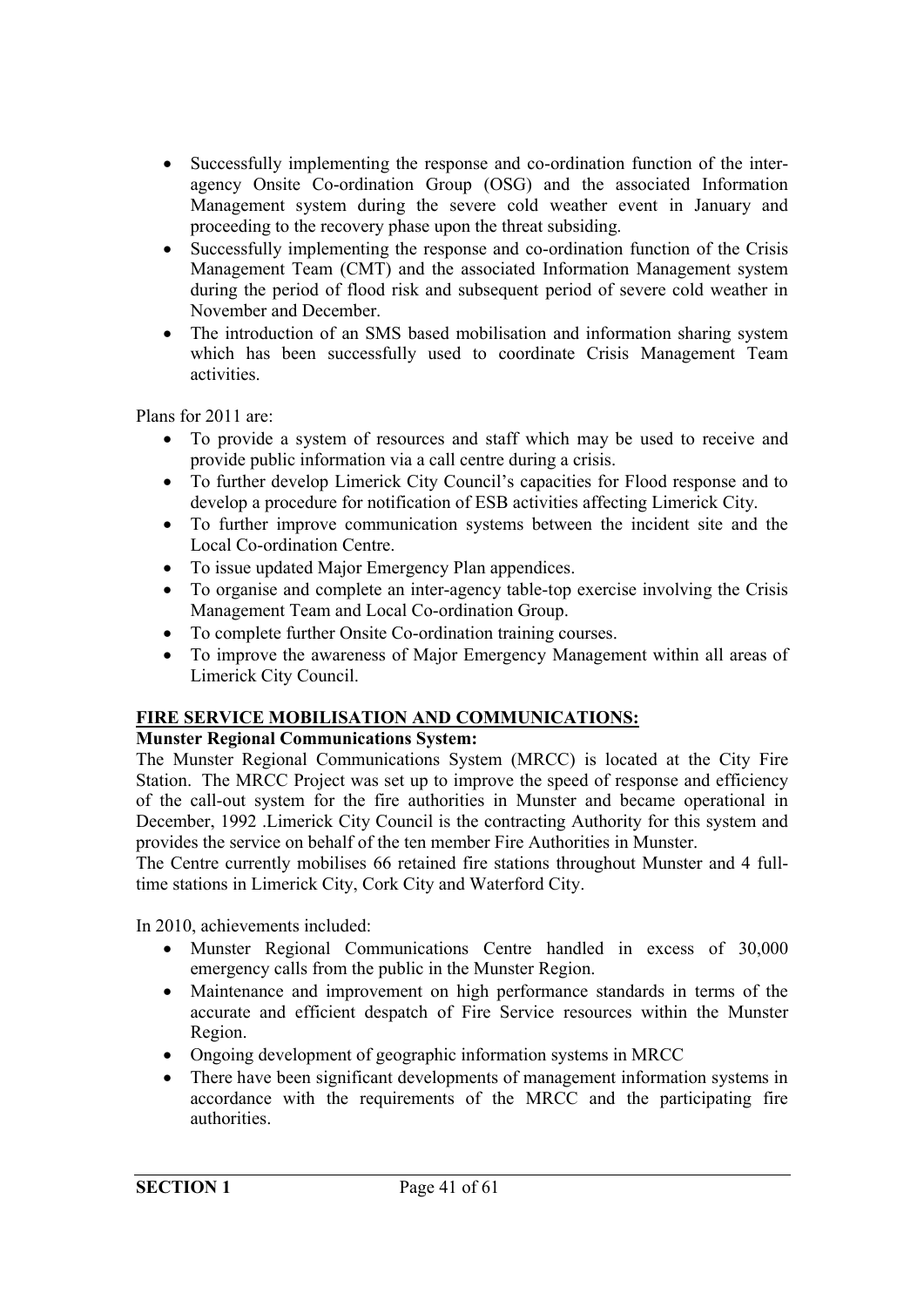- Successfully implementing the response and co-ordination function of the inter-agency Onsite Co-ordination Group (OSG) and the associated Information Management system during the severe cold weather event in January and proceeding to the recovery phase upon the threat subsiding.
- Successfully implementing the response and co-ordination function of the Crisis Management Team (CMT) and the associated Information Management system during the period of flood risk and subsequent period of severe cold weather in November and December.
- The introduction of an SMS based mobilisation and information sharing system which has been successfully used to coordinate Crisis Management Team activities.

Plans for 2011 are:

- To provide a system of resources and staff which may be used to receive and provide public information via a call centre during a crisis.
- To further develop Limerick City Council's capacities for Flood response and to develop a procedure for notification of ESB activities affecting Limerick City.
- To further improve communication systems between the incident site and the Local Co-ordination Centre.
- To issue updated Major Emergency Plan appendices.
- To organise and complete an inter-agency table-top exercise involving the Crisis Management Team and Local Co-ordination Group.
- To complete further Onsite Co-ordination training courses.
- To improve the awareness of Major Emergency Management within all areas of Limerick City Council.

## FIRE SERVICE MOBILISATION AND COMMUNICATIONS:

**Munster Regional Communications System:**

The Munster Regional Communications System (MRCC) is located at the City Fire Station. The MRCC Project was set up to improve the speed of response and efficiency of the call-out system for the fire authorities in Munster and became operational in December, 1992 .Limerick City Council is the contracting Authority for this system and provides the service on behalf of the ten member Fire Authorities in Munster.

The Centre currently mobilises 66 retained fire stations throughout Munster and 4 full-time stations in Limerick City, Cork City and Waterford City.

In 2010, achievements included:

- Munster Regional Communications Centre handled in excess of 30,000 emergency calls from the public in the Munster Region.
- Maintenance and improvement on high performance standards in terms of the accurate and efficient despatch of Fire Service resources within the Munster Region.
- Ongoing development of geographic information systems in MRCC
- There have been significant developments of management information systems in accordance with the requirements of the MRCC and the participating fire authorities.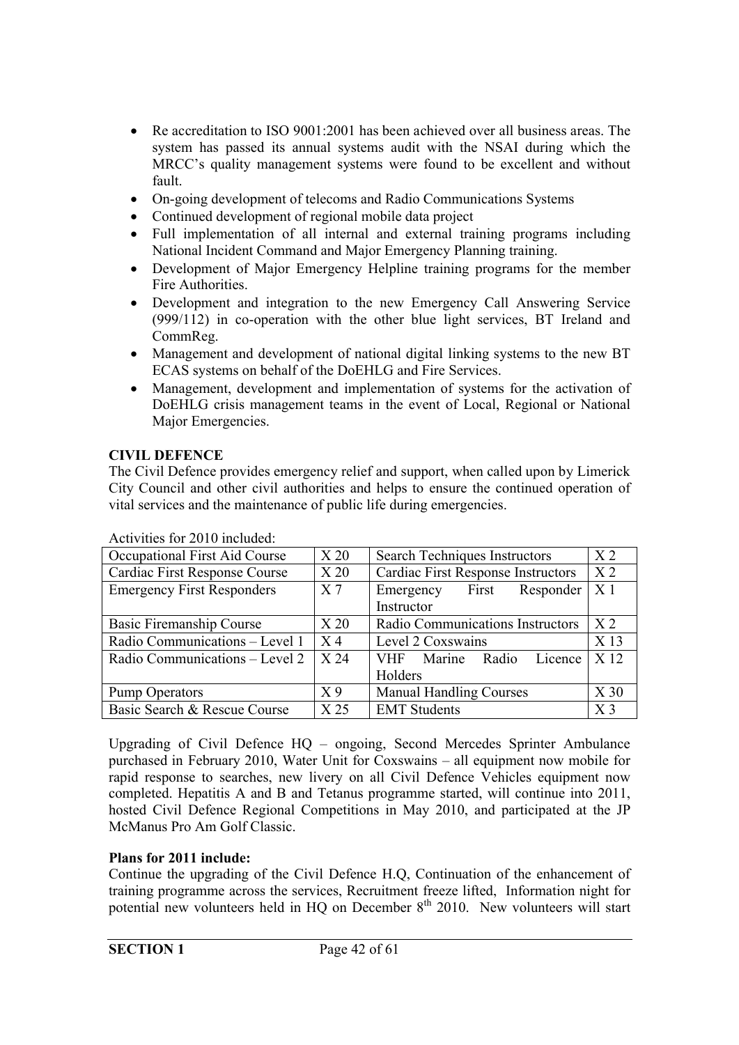- Re accreditation to ISO 9001:2001 has been achieved over all business areas. The system has passed its annual systems audit with the NSAI during which the MRCC's quality management systems were found to be excellent and without fault.
- On-going development of telecoms and Radio Communications Systems
- Continued development of regional mobile data project
- Full implementation of all internal and external training programs including National Incident Command and Major Emergency Planning training.
- Development of Major Emergency Helpline training programs for the member Fire Authorities.
- Development and integration to the new Emergency Call Answering Service (999/112) in co-operation with the other blue light services, BT Ireland and CommReg.
- Management and development of national digital linking systems to the new BT ECAS systems on behalf of the DoEHLG and Fire Services.
- Management, development and implementation of systems for the activation of DoEHLG crisis management teams in the event of Local, Regional or National Major Emergencies.

**CIVIL DEFENCE**

The Civil Defence provides emergency relief and support, when called upon by Limerick City Council and other civil authorities and helps to ensure the continued operation of vital services and the maintenance of public life during emergencies.

Activities for 2010 included:

| Occupational First Aid Course | X 20 | Search Techniques Instructors | X 2 |
|---|---|---|---|
| Cardiac First Response Course | X 20 | Cardiac First Response Instructors | X 2 |
| Emergency First Responders | X 7 | Emergency First Responder Instructor | X 1 |
| Basic Firemanship Course | X 20 | Radio Communications Instructors | X 2 |
| Radio Communications – Level 1 | X 4 | Level 2 Coxswains | X 13 |
| Radio Communications – Level 2 | X 24 | VHF Marine Radio Licence Holders | X 12 |
| Pump Operators | X 9 | Manual Handling Courses | X 30 |
| Basic Search & Rescue Course | X 25 | EMT Students | X 3 |

Upgrading of Civil Defence HQ – ongoing, Second Mercedes Sprinter Ambulance purchased in February 2010, Water Unit for Coxswains – all equipment now mobile for rapid response to searches, new livery on all Civil Defence Vehicles equipment now completed. Hepatitis A and B and Tetanus programme started, will continue into 2011, hosted Civil Defence Regional Competitions in May 2010, and participated at the JP McManus Pro Am Golf Classic.

**Plans for 2011 include:**

Continue the upgrading of the Civil Defence H.Q, Continuation of the enhancement of training programme across the services, Recruitment freeze lifted, Information night for potential new volunteers held in HQ on December 8th 2010. New volunteers will start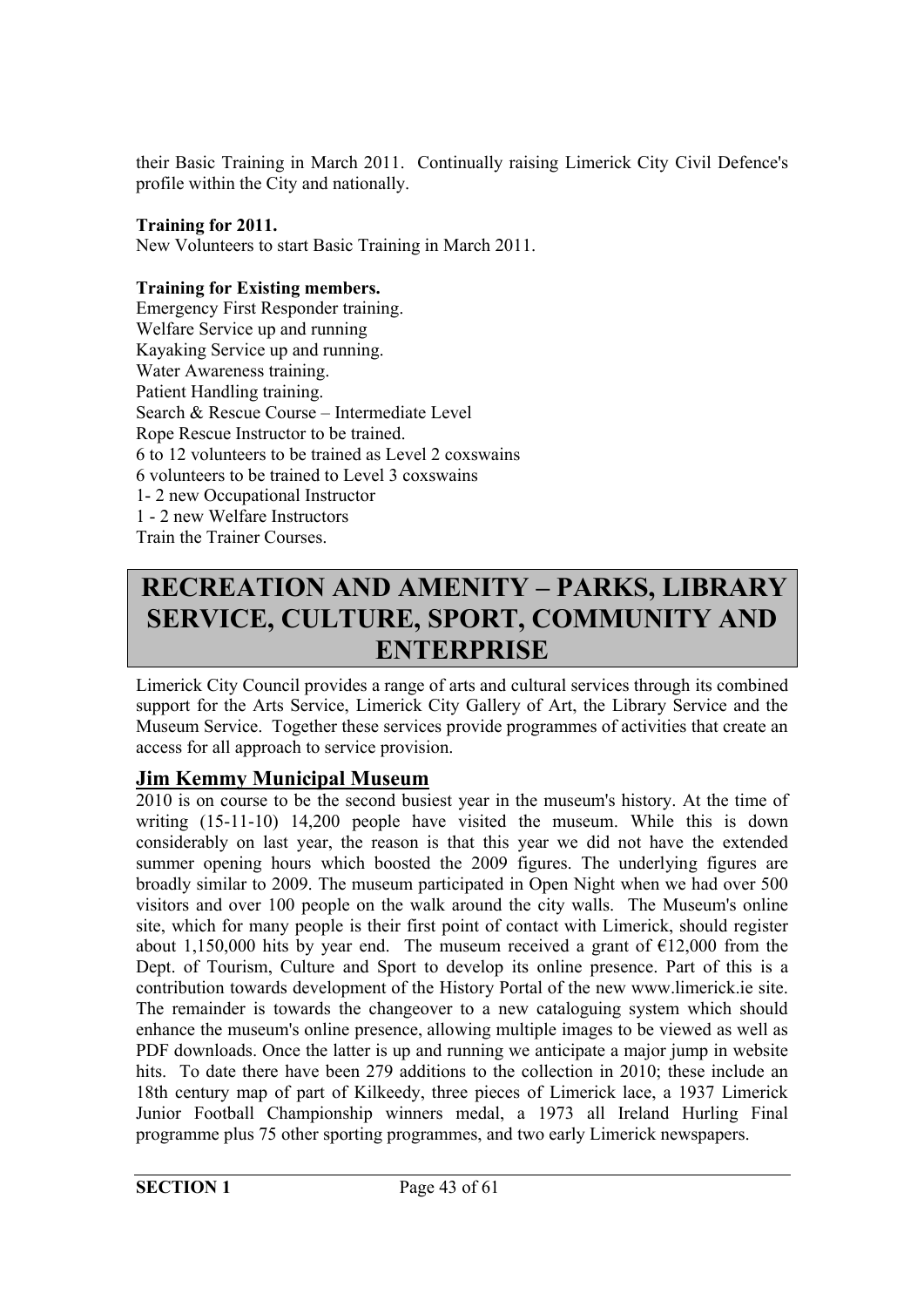their Basic Training in March 2011. Continually raising Limerick City Civil Defence's profile within the City and nationally.

**Training for 2011.**
New Volunteers to start Basic Training in March 2011.

**Training for Existing members.**
Emergency First Responder training.
Welfare Service up and running
Kayaking Service up and running.
Water Awareness training.
Patient Handling training.
Search & Rescue Course – Intermediate Level
Rope Rescue Instructor to be trained.
6 to 12 volunteers to be trained as Level 2 coxswains
6 volunteers to be trained to Level 3 coxswains
1- 2 new Occupational Instructor
1 - 2 new Welfare Instructors
Train the Trainer Courses.

# RECREATION AND AMENITY – PARKS, LIBRARY SERVICE, CULTURE, SPORT, COMMUNITY AND ENTERPRISE

Limerick City Council provides a range of arts and cultural services through its combined support for the Arts Service, Limerick City Gallery of Art, the Library Service and the Museum Service. Together these services provide programmes of activities that create an access for all approach to service provision.

## Jim Kemmy Municipal Museum

2010 is on course to be the second busiest year in the museum's history. At the time of writing (15-11-10) 14,200 people have visited the museum. While this is down considerably on last year, the reason is that this year we did not have the extended summer opening hours which boosted the 2009 figures. The underlying figures are broadly similar to 2009. The museum participated in Open Night when we had over 500 visitors and over 100 people on the walk around the city walls. The Museum's online site, which for many people is their first point of contact with Limerick, should register about 1,150,000 hits by year end. The museum received a grant of €12,000 from the Dept. of Tourism, Culture and Sport to develop its online presence. Part of this is a contribution towards development of the History Portal of the new www.limerick.ie site. The remainder is towards the changeover to a new cataloguing system which should enhance the museum's online presence, allowing multiple images to be viewed as well as PDF downloads. Once the latter is up and running we anticipate a major jump in website hits. To date there have been 279 additions to the collection in 2010; these include an 18th century map of part of Kilkeedy, three pieces of Limerick lace, a 1937 Limerick Junior Football Championship winners medal, a 1973 all Ireland Hurling Final programme plus 75 other sporting programmes, and two early Limerick newspapers.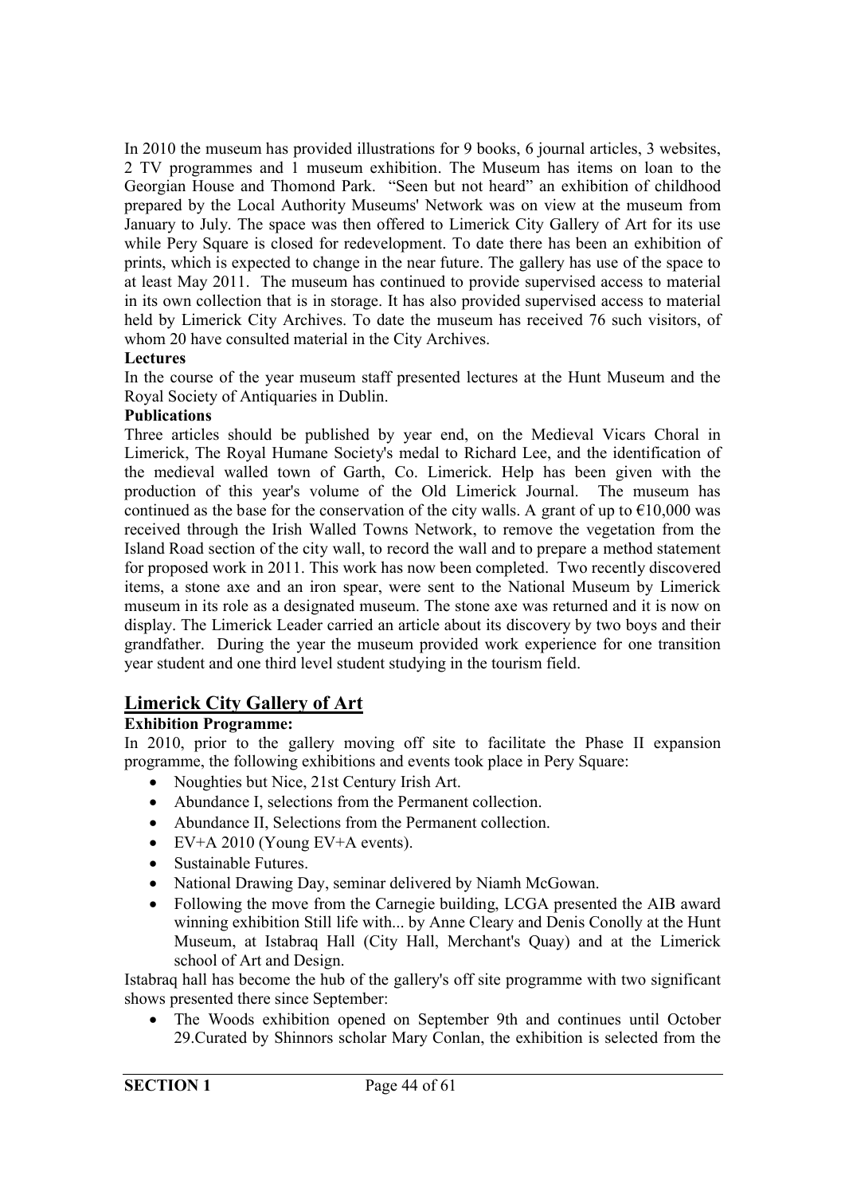In 2010 the museum has provided illustrations for 9 books, 6 journal articles, 3 websites, 2 TV programmes and 1 museum exhibition. The Museum has items on loan to the Georgian House and Thomond Park. "Seen but not heard" an exhibition of childhood prepared by the Local Authority Museums' Network was on view at the museum from January to July. The space was then offered to Limerick City Gallery of Art for its use while Pery Square is closed for redevelopment. To date there has been an exhibition of prints, which is expected to change in the near future. The gallery has use of the space to at least May 2011. The museum has continued to provide supervised access to material in its own collection that is in storage. It has also provided supervised access to material held by Limerick City Archives. To date the museum has received 76 such visitors, of whom 20 have consulted material in the City Archives.

**Lectures**

In the course of the year museum staff presented lectures at the Hunt Museum and the Royal Society of Antiquaries in Dublin.

**Publications**

Three articles should be published by year end, on the Medieval Vicars Choral in Limerick, The Royal Humane Society's medal to Richard Lee, and the identification of the medieval walled town of Garth, Co. Limerick. Help has been given with the production of this year's volume of the Old Limerick Journal. The museum has continued as the base for the conservation of the city walls. A grant of up to €10,000 was received through the Irish Walled Towns Network, to remove the vegetation from the Island Road section of the city wall, to record the wall and to prepare a method statement for proposed work in 2011. This work has now been completed. Two recently discovered items, a stone axe and an iron spear, were sent to the National Museum by Limerick museum in its role as a designated museum. The stone axe was returned and it is now on display. The Limerick Leader carried an article about its discovery by two boys and their grandfather. During the year the museum provided work experience for one transition year student and one third level student studying in the tourism field.

## Limerick City Gallery of Art

**Exhibition Programme:**

In 2010, prior to the gallery moving off site to facilitate the Phase II expansion programme, the following exhibitions and events took place in Pery Square:

- Noughties but Nice, 21st Century Irish Art.
- Abundance I, selections from the Permanent collection.
- Abundance II, Selections from the Permanent collection.
- EV+A 2010 (Young EV+A events).
- Sustainable Futures.
- National Drawing Day, seminar delivered by Niamh McGowan.
- Following the move from the Carnegie building, LCGA presented the AIB award winning exhibition Still life with... by Anne Cleary and Denis Conolly at the Hunt Museum, at Istabraq Hall (City Hall, Merchant's Quay) and at the Limerick school of Art and Design.

Istabraq hall has become the hub of the gallery's off site programme with two significant shows presented there since September:

- The Woods exhibition opened on September 9th and continues until October 29.Curated by Shinnors scholar Mary Conlan, the exhibition is selected from the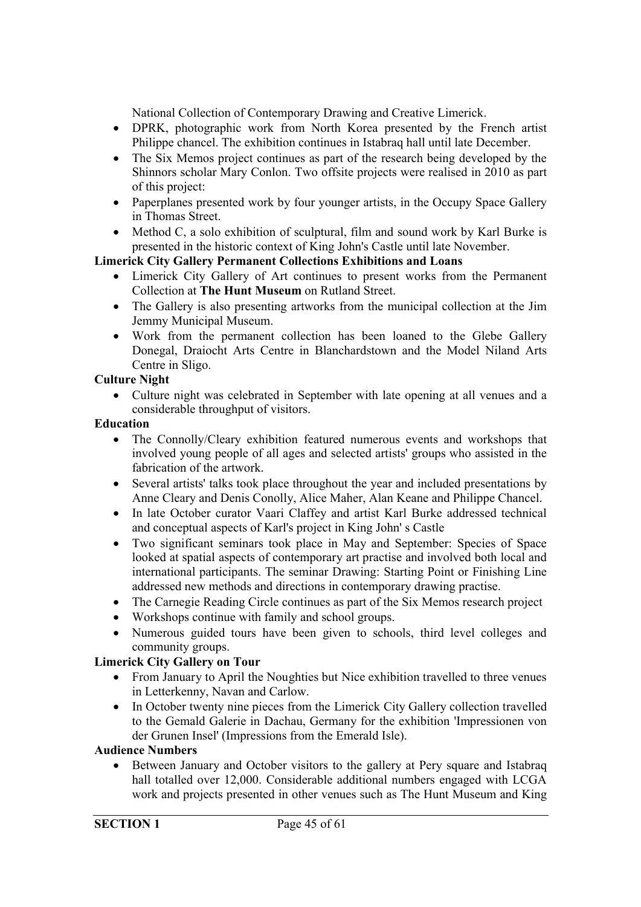National Collection of Contemporary Drawing and Creative Limerick.

- DPRK, photographic work from North Korea presented by the French artist Philippe chancel. The exhibition continues in Istabraq hall until late December.
- The Six Memos project continues as part of the research being developed by the Shinnors scholar Mary Conlon. Two offsite projects were realised in 2010 as part of this project:
- Paperplanes presented work by four younger artists, in the Occupy Space Gallery in Thomas Street.
- Method C, a solo exhibition of sculptural, film and sound work by Karl Burke is presented in the historic context of King John's Castle until late November.

**Limerick City Gallery Permanent Collections Exhibitions and Loans**

- Limerick City Gallery of Art continues to present works from the Permanent Collection at **The Hunt Museum** on Rutland Street.
- The Gallery is also presenting artworks from the municipal collection at the Jim Jemmy Municipal Museum.
- Work from the permanent collection has been loaned to the Glebe Gallery Donegal, Draiocht Arts Centre in Blanchardstown and the Model Niland Arts Centre in Sligo.

**Culture Night**

- Culture night was celebrated in September with late opening at all venues and a considerable throughput of visitors.

**Education**

- The Connolly/Cleary exhibition featured numerous events and workshops that involved young people of all ages and selected artists' groups who assisted in the fabrication of the artwork.
- Several artists' talks took place throughout the year and included presentations by Anne Cleary and Denis Conolly, Alice Maher, Alan Keane and Philippe Chancel.
- In late October curator Vaari Claffey and artist Karl Burke addressed technical and conceptual aspects of Karl's project in King John' s Castle
- Two significant seminars took place in May and September: Species of Space looked at spatial aspects of contemporary art practise and involved both local and international participants. The seminar Drawing: Starting Point or Finishing Line addressed new methods and directions in contemporary drawing practise.
- The Carnegie Reading Circle continues as part of the Six Memos research project
- Workshops continue with family and school groups.
- Numerous guided tours have been given to schools, third level colleges and community groups.

**Limerick City Gallery on Tour**

- From January to April the Noughties but Nice exhibition travelled to three venues in Letterkenny, Navan and Carlow.
- In October twenty nine pieces from the Limerick City Gallery collection travelled to the Gemald Galerie in Dachau, Germany for the exhibition 'Impressionen von der Grunen Insel' (Impressions from the Emerald Isle).

**Audience Numbers**

- Between January and October visitors to the gallery at Pery square and Istabraq hall totalled over 12,000. Considerable additional numbers engaged with LCGA work and projects presented in other venues such as The Hunt Museum and King

**SECTION 1**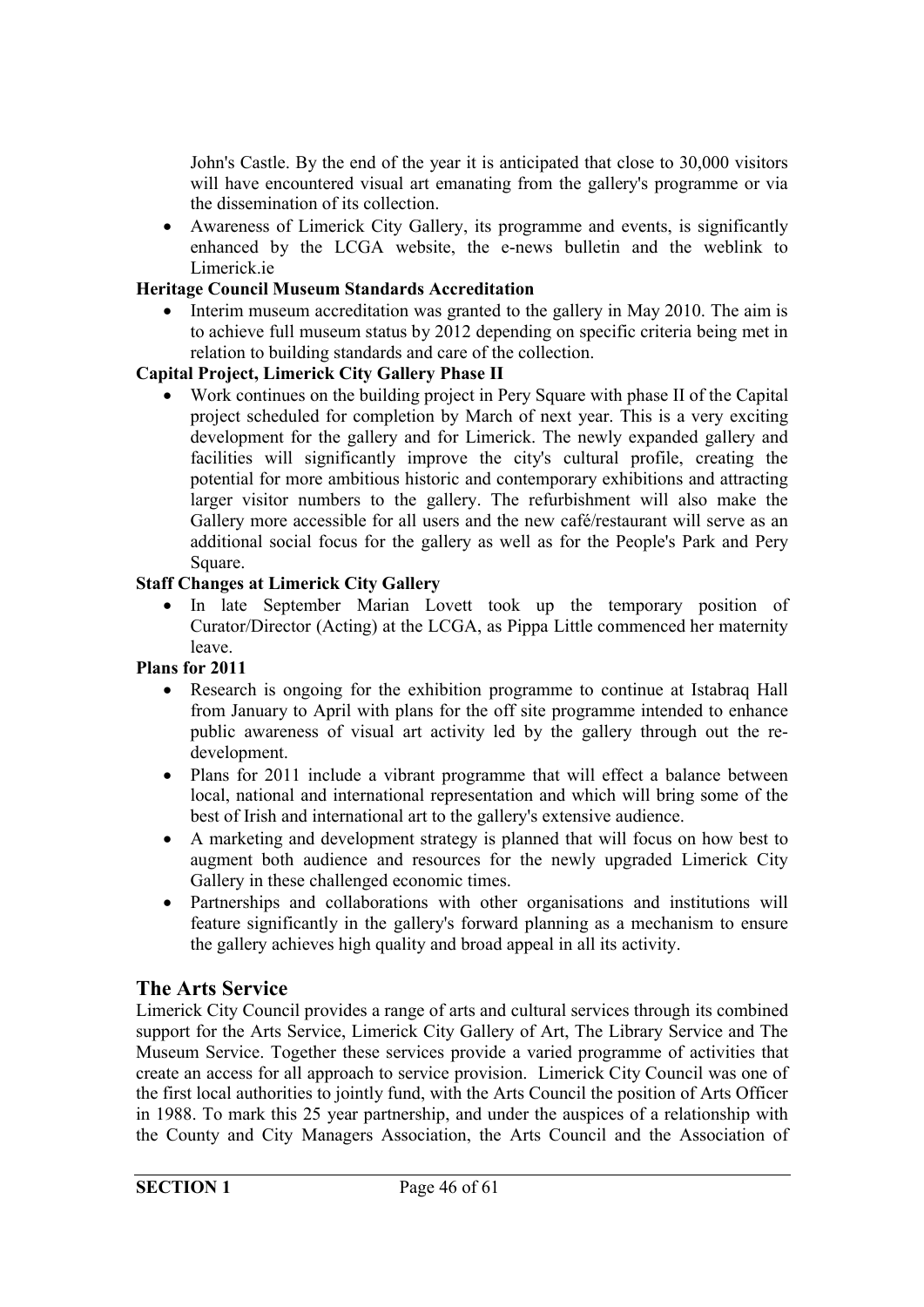John's Castle. By the end of the year it is anticipated that close to 30,000 visitors will have encountered visual art emanating from the gallery's programme or via the dissemination of its collection.

- Awareness of Limerick City Gallery, its programme and events, is significantly enhanced by the LCGA website, the e-news bulletin and the weblink to Limerick.ie

**Heritage Council Museum Standards Accreditation**

- Interim museum accreditation was granted to the gallery in May 2010. The aim is to achieve full museum status by 2012 depending on specific criteria being met in relation to building standards and care of the collection.

**Capital Project, Limerick City Gallery Phase II**

- Work continues on the building project in Pery Square with phase II of the Capital project scheduled for completion by March of next year. This is a very exciting development for the gallery and for Limerick. The newly expanded gallery and facilities will significantly improve the city's cultural profile, creating the potential for more ambitious historic and contemporary exhibitions and attracting larger visitor numbers to the gallery. The refurbishment will also make the Gallery more accessible for all users and the new café/restaurant will serve as an additional social focus for the gallery as well as for the People's Park and Pery Square.

**Staff Changes at Limerick City Gallery**

- In late September Marian Lovett took up the temporary position of Curator/Director (Acting) at the LCGA, as Pippa Little commenced her maternity leave.

**Plans for 2011**

- Research is ongoing for the exhibition programme to continue at Istabraq Hall from January to April with plans for the off site programme intended to enhance public awareness of visual art activity led by the gallery through out the re-development.
- Plans for 2011 include a vibrant programme that will effect a balance between local, national and international representation and which will bring some of the best of Irish and international art to the gallery's extensive audience.
- A marketing and development strategy is planned that will focus on how best to augment both audience and resources for the newly upgraded Limerick City Gallery in these challenged economic times.
- Partnerships and collaborations with other organisations and institutions will feature significantly in the gallery's forward planning as a mechanism to ensure the gallery achieves high quality and broad appeal in all its activity.

## The Arts Service

Limerick City Council provides a range of arts and cultural services through its combined support for the Arts Service, Limerick City Gallery of Art, The Library Service and The Museum Service. Together these services provide a varied programme of activities that create an access for all approach to service provision. Limerick City Council was one of the first local authorities to jointly fund, with the Arts Council the position of Arts Officer in 1988. To mark this 25 year partnership, and under the auspices of a relationship with the County and City Managers Association, the Arts Council and the Association of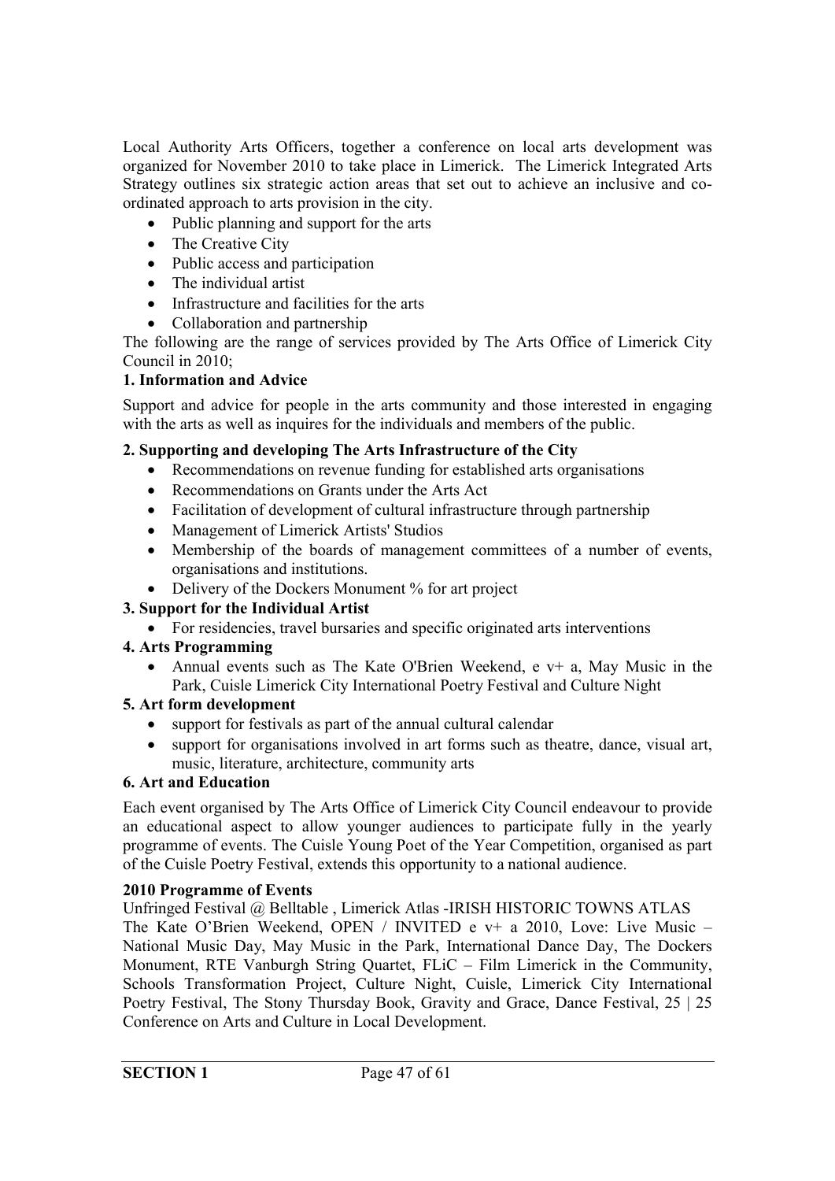Local Authority Arts Officers, together a conference on local arts development was organized for November 2010 to take place in Limerick. The Limerick Integrated Arts Strategy outlines six strategic action areas that set out to achieve an inclusive and co-ordinated approach to arts provision in the city.

- Public planning and support for the arts
- The Creative City
- Public access and participation
- The individual artist
- Infrastructure and facilities for the arts
- Collaboration and partnership

The following are the range of services provided by The Arts Office of Limerick City Council in 2010;

**1. Information and Advice**

Support and advice for people in the arts community and those interested in engaging with the arts as well as inquires for the individuals and members of the public.

**2. Supporting and developing The Arts Infrastructure of the City**

- Recommendations on revenue funding for established arts organisations
- Recommendations on Grants under the Arts Act
- Facilitation of development of cultural infrastructure through partnership
- Management of Limerick Artists' Studios
- Membership of the boards of management committees of a number of events, organisations and institutions.
- Delivery of the Dockers Monument % for art project

**3. Support for the Individual Artist**

- For residencies, travel bursaries and specific originated arts interventions

**4. Arts Programming**

- Annual events such as The Kate O'Brien Weekend, e v+ a, May Music in the Park, Cuisle Limerick City International Poetry Festival and Culture Night

**5. Art form development**

- support for festivals as part of the annual cultural calendar
- support for organisations involved in art forms such as theatre, dance, visual art, music, literature, architecture, community arts

**6. Art and Education**

Each event organised by The Arts Office of Limerick City Council endeavour to provide an educational aspect to allow younger audiences to participate fully in the yearly programme of events. The Cuisle Young Poet of the Year Competition, organised as part of the Cuisle Poetry Festival, extends this opportunity to a national audience.

**2010 Programme of Events**

Unfringed Festival @ Belltable , Limerick Atlas -IRISH HISTORIC TOWNS ATLAS
The Kate O'Brien Weekend, OPEN / INVITED e v+ a 2010, Love: Live Music – National Music Day, May Music in the Park, International Dance Day, The Dockers Monument, RTE Vanburgh String Quartet, FLiC – Film Limerick in the Community, Schools Transformation Project, Culture Night, Cuisle, Limerick City International Poetry Festival, The Stony Thursday Book, Gravity and Grace, Dance Festival, 25 | 25 Conference on Arts and Culture in Local Development.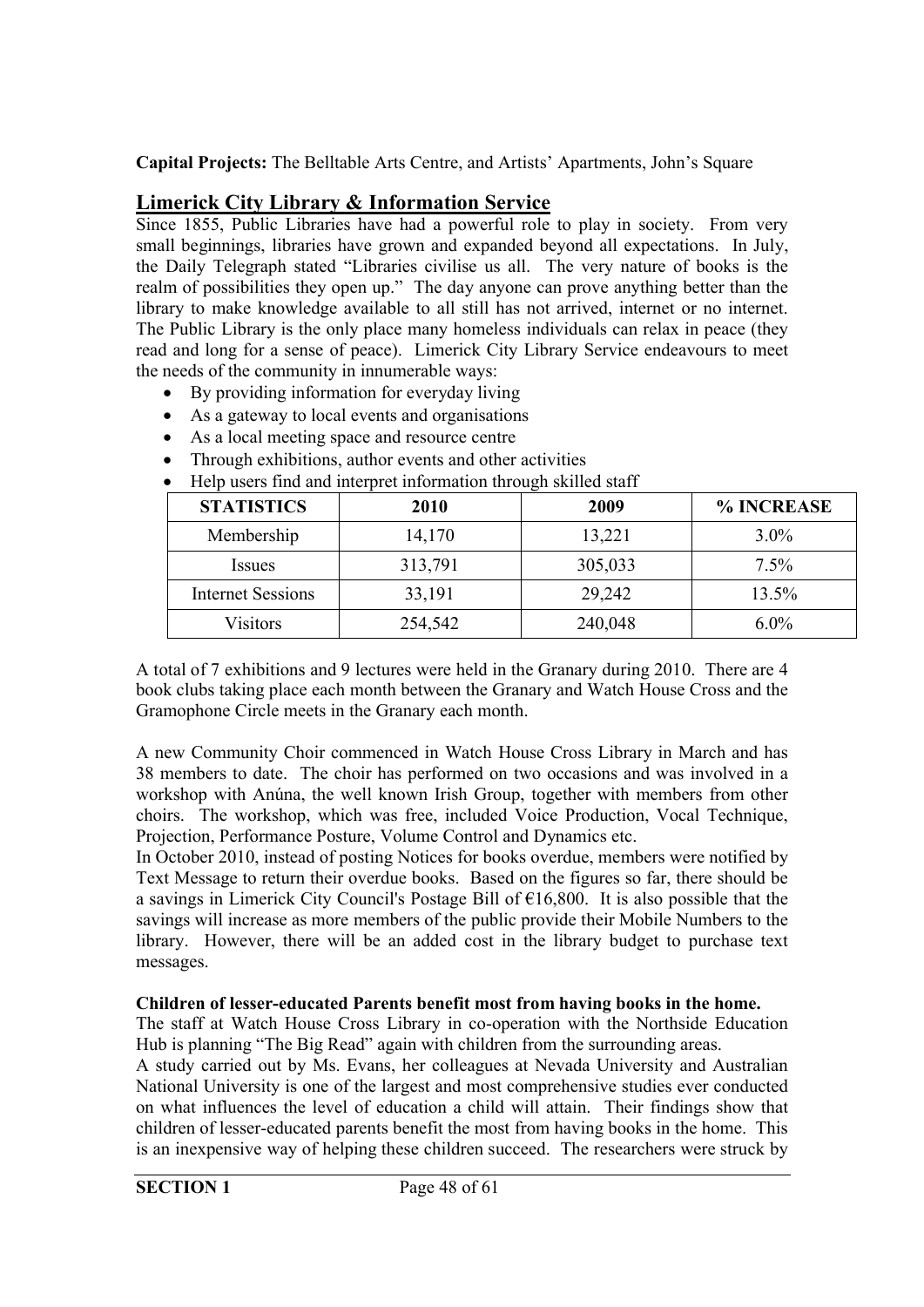**Capital Projects:** The Belltable Arts Centre, and Artists' Apartments, John's Square

## Limerick City Library & Information Service

Since 1855, Public Libraries have had a powerful role to play in society. From very small beginnings, libraries have grown and expanded beyond all expectations. In July, the Daily Telegraph stated "Libraries civilise us all. The very nature of books is the realm of possibilities they open up." The day anyone can prove anything better than the library to make knowledge available to all still has not arrived, internet or no internet. The Public Library is the only place many homeless individuals can relax in peace (they read and long for a sense of peace). Limerick City Library Service endeavours to meet the needs of the community in innumerable ways:

- By providing information for everyday living
- As a gateway to local events and organisations
- As a local meeting space and resource centre
- Through exhibitions, author events and other activities
- Help users find and interpret information through skilled staff

| STATISTICS | 2010 | 2009 | % INCREASE |
|---|---|---|---|
| Membership | 14,170 | 13,221 | 3.0% |
| Issues | 313,791 | 305,033 | 7.5% |
| Internet Sessions | 33,191 | 29,242 | 13.5% |
| Visitors | 254,542 | 240,048 | 6.0% |

A total of 7 exhibitions and 9 lectures were held in the Granary during 2010. There are 4 book clubs taking place each month between the Granary and Watch House Cross and the Gramophone Circle meets in the Granary each month.

A new Community Choir commenced in Watch House Cross Library in March and has 38 members to date. The choir has performed on two occasions and was involved in a workshop with Anúna, the well known Irish Group, together with members from other choirs. The workshop, which was free, included Voice Production, Vocal Technique, Projection, Performance Posture, Volume Control and Dynamics etc.

In October 2010, instead of posting Notices for books overdue, members were notified by Text Message to return their overdue books. Based on the figures so far, there should be a savings in Limerick City Council's Postage Bill of €16,800. It is also possible that the savings will increase as more members of the public provide their Mobile Numbers to the library. However, there will be an added cost in the library budget to purchase text messages.

**Children of lesser-educated Parents benefit most from having books in the home.**

The staff at Watch House Cross Library in co-operation with the Northside Education Hub is planning "The Big Read" again with children from the surrounding areas.

A study carried out by Ms. Evans, her colleagues at Nevada University and Australian National University is one of the largest and most comprehensive studies ever conducted on what influences the level of education a child will attain. Their findings show that children of lesser-educated parents benefit the most from having books in the home. This is an inexpensive way of helping these children succeed. The researchers were struck by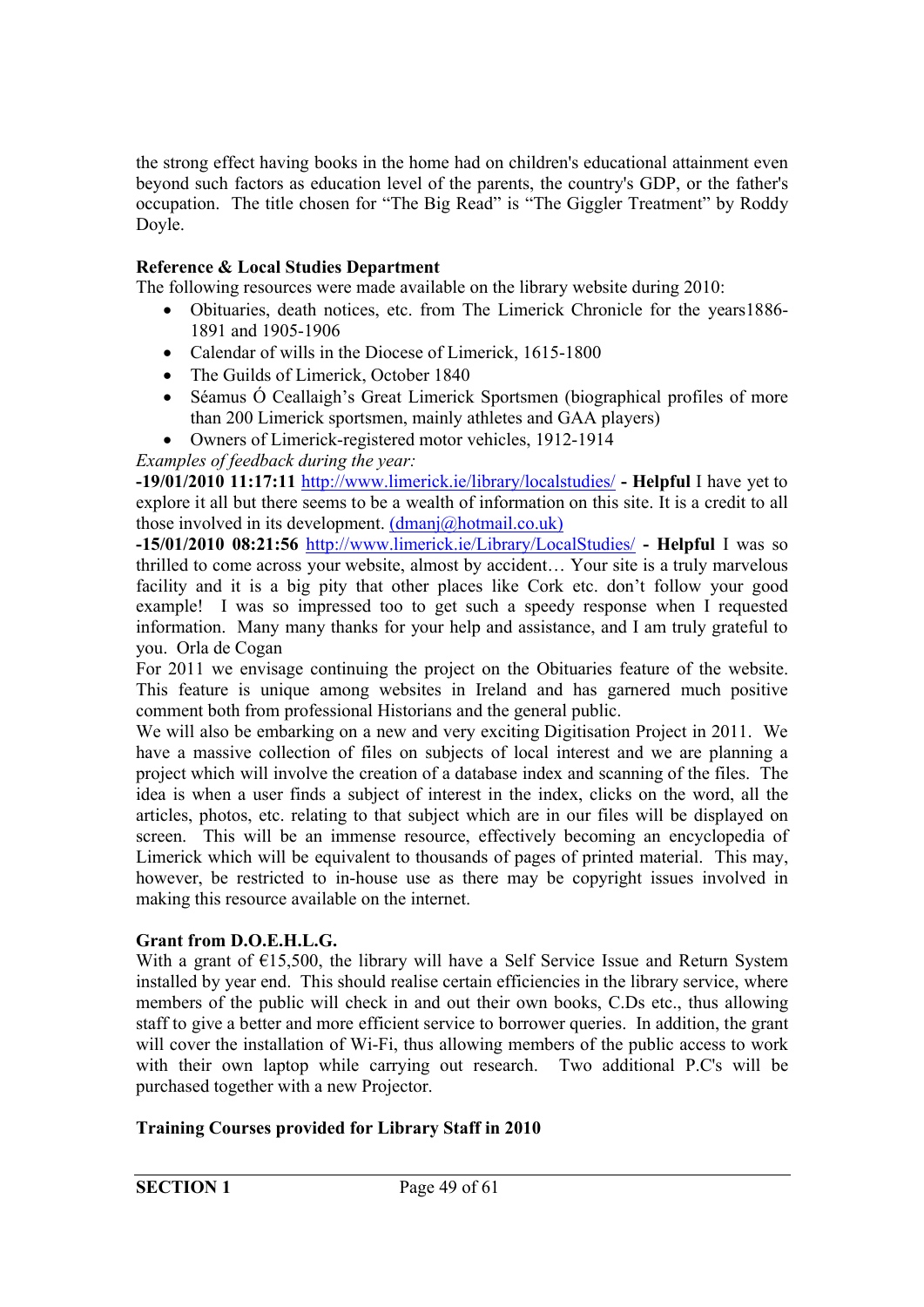the strong effect having books in the home had on children's educational attainment even beyond such factors as education level of the parents, the country's GDP, or the father's occupation. The title chosen for "The Big Read" is "The Giggler Treatment" by Roddy Doyle.

**Reference & Local Studies Department**

The following resources were made available on the library website during 2010:

- Obituaries, death notices, etc. from The Limerick Chronicle for the years1886-1891 and 1905-1906
- Calendar of wills in the Diocese of Limerick, 1615-1800
- The Guilds of Limerick, October 1840
- Séamus Ó Ceallaigh's Great Limerick Sportsmen (biographical profiles of more than 200 Limerick sportsmen, mainly athletes and GAA players)
- Owners of Limerick-registered motor vehicles, 1912-1914

*Examples of feedback during the year:*

**-19/01/2010 11:17:11** http://www.limerick.ie/library/localstudies/ **- Helpful** I have yet to explore it all but there seems to be a wealth of information on this site. It is a credit to all those involved in its development. (dmanj@hotmail.co.uk)

**-15/01/2010 08:21:56** http://www.limerick.ie/Library/LocalStudies/ **- Helpful** I was so thrilled to come across your website, almost by accident… Your site is a truly marvelous facility and it is a big pity that other places like Cork etc. don't follow your good example! I was so impressed too to get such a speedy response when I requested information. Many many thanks for your help and assistance, and I am truly grateful to you. Orla de Cogan

For 2011 we envisage continuing the project on the Obituaries feature of the website. This feature is unique among websites in Ireland and has garnered much positive comment both from professional Historians and the general public.

We will also be embarking on a new and very exciting Digitisation Project in 2011. We have a massive collection of files on subjects of local interest and we are planning a project which will involve the creation of a database index and scanning of the files. The idea is when a user finds a subject of interest in the index, clicks on the word, all the articles, photos, etc. relating to that subject which are in our files will be displayed on screen. This will be an immense resource, effectively becoming an encyclopedia of Limerick which will be equivalent to thousands of pages of printed material. This may, however, be restricted to in-house use as there may be copyright issues involved in making this resource available on the internet.

**Grant from D.O.E.H.L.G.**

With a grant of €15,500, the library will have a Self Service Issue and Return System installed by year end. This should realise certain efficiencies in the library service, where members of the public will check in and out their own books, C.Ds etc., thus allowing staff to give a better and more efficient service to borrower queries. In addition, the grant will cover the installation of Wi-Fi, thus allowing members of the public access to work with their own laptop while carrying out research. Two additional P.C's will be purchased together with a new Projector.

**Training Courses provided for Library Staff in 2010**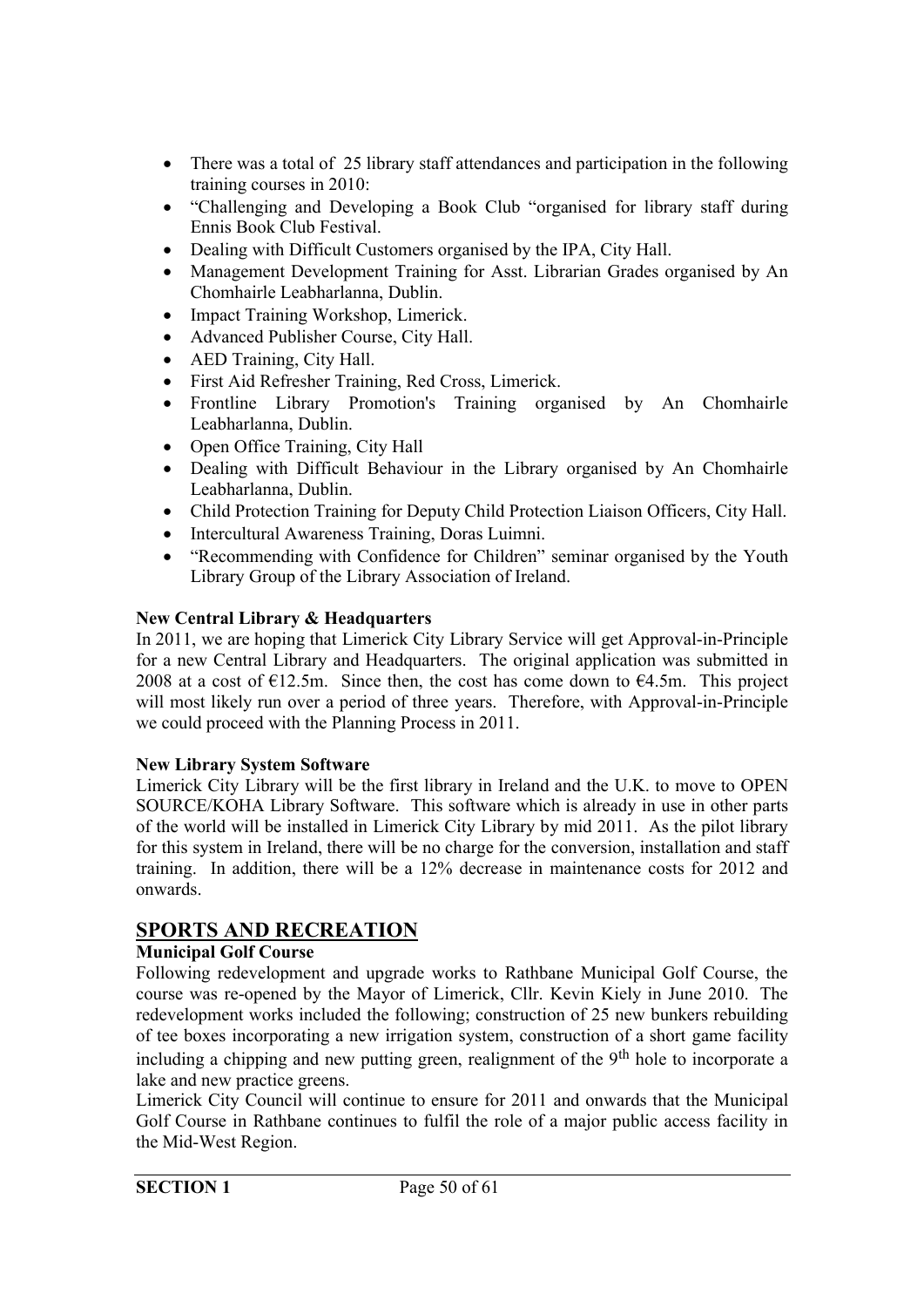- There was a total of 25 library staff attendances and participation in the following training courses in 2010:
- "Challenging and Developing a Book Club "organised for library staff during Ennis Book Club Festival.
- Dealing with Difficult Customers organised by the IPA, City Hall.
- Management Development Training for Asst. Librarian Grades organised by An Chomhairle Leabharlanna, Dublin.
- Impact Training Workshop, Limerick.
- Advanced Publisher Course, City Hall.
- AED Training, City Hall.
- First Aid Refresher Training, Red Cross, Limerick.
- Frontline Library Promotion's Training organised by An Chomhairle Leabharlanna, Dublin.
- Open Office Training, City Hall
- Dealing with Difficult Behaviour in the Library organised by An Chomhairle Leabharlanna, Dublin.
- Child Protection Training for Deputy Child Protection Liaison Officers, City Hall.
- Intercultural Awareness Training, Doras Luimni.
- "Recommending with Confidence for Children" seminar organised by the Youth Library Group of the Library Association of Ireland.

**New Central Library & Headquarters**

In 2011, we are hoping that Limerick City Library Service will get Approval-in-Principle for a new Central Library and Headquarters. The original application was submitted in 2008 at a cost of €12.5m. Since then, the cost has come down to €4.5m. This project will most likely run over a period of three years. Therefore, with Approval-in-Principle we could proceed with the Planning Process in 2011.

**New Library System Software**

Limerick City Library will be the first library in Ireland and the U.K. to move to OPEN SOURCE/KOHA Library Software. This software which is already in use in other parts of the world will be installed in Limerick City Library by mid 2011. As the pilot library for this system in Ireland, there will be no charge for the conversion, installation and staff training. In addition, there will be a 12% decrease in maintenance costs for 2012 and onwards.

## SPORTS AND RECREATION

**Municipal Golf Course**

Following redevelopment and upgrade works to Rathbane Municipal Golf Course, the course was re-opened by the Mayor of Limerick, Cllr. Kevin Kiely in June 2010. The redevelopment works included the following; construction of 25 new bunkers rebuilding of tee boxes incorporating a new irrigation system, construction of a short game facility including a chipping and new putting green, realignment of the 9th hole to incorporate a lake and new practice greens.

Limerick City Council will continue to ensure for 2011 and onwards that the Municipal Golf Course in Rathbane continues to fulfil the role of a major public access facility in the Mid-West Region.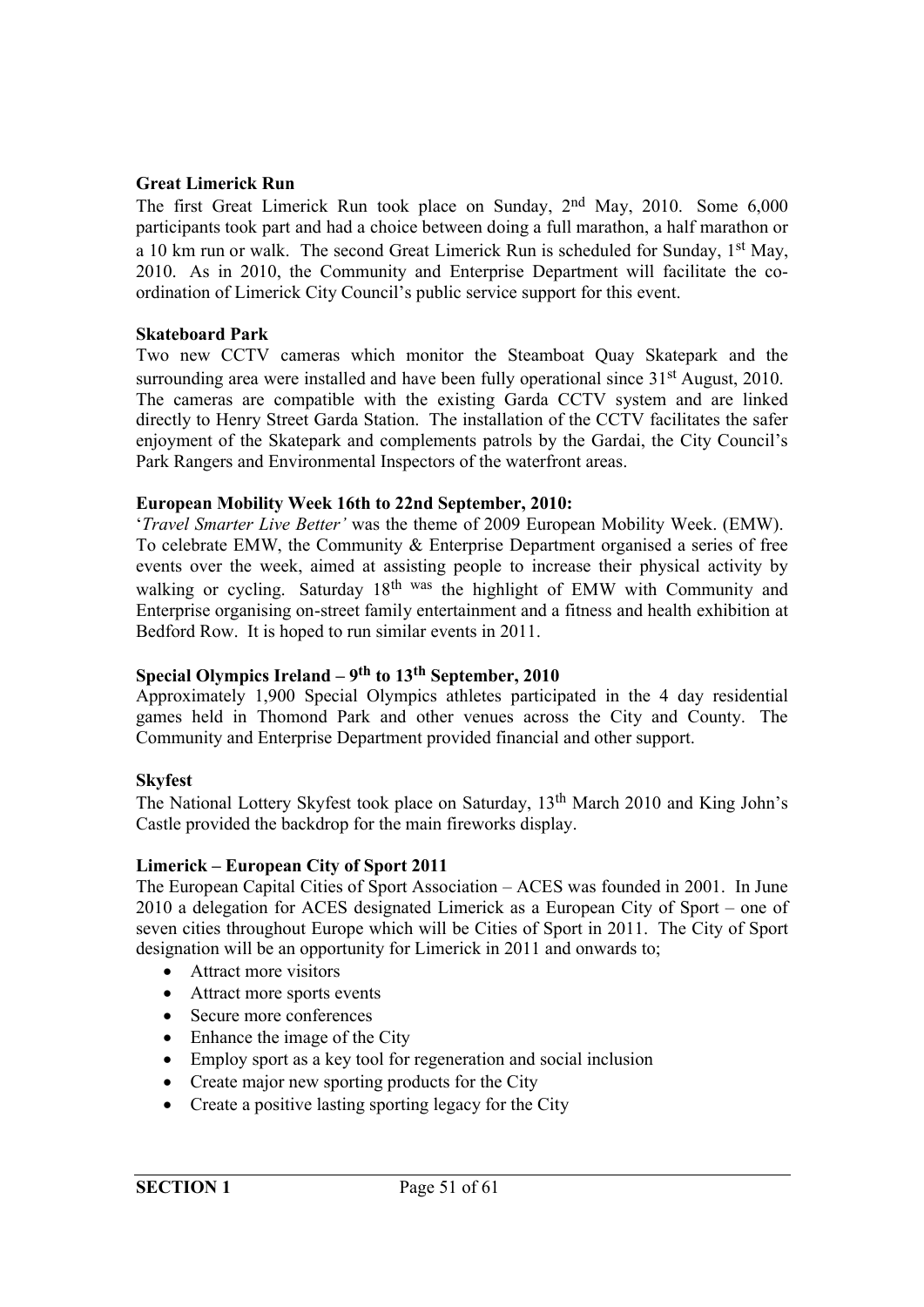**Great Limerick Run**

The first Great Limerick Run took place on Sunday, 2nd May, 2010. Some 6,000 participants took part and had a choice between doing a full marathon, a half marathon or a 10 km run or walk. The second Great Limerick Run is scheduled for Sunday, 1st May, 2010. As in 2010, the Community and Enterprise Department will facilitate the co-ordination of Limerick City Council's public service support for this event.

**Skateboard Park**

Two new CCTV cameras which monitor the Steamboat Quay Skatepark and the surrounding area were installed and have been fully operational since 31st August, 2010. The cameras are compatible with the existing Garda CCTV system and are linked directly to Henry Street Garda Station. The installation of the CCTV facilitates the safer enjoyment of the Skatepark and complements patrols by the Gardai, the City Council's Park Rangers and Environmental Inspectors of the waterfront areas.

**European Mobility Week 16th to 22nd September, 2010:**

'*Travel Smarter Live Better'* was the theme of 2009 European Mobility Week. (EMW). To celebrate EMW, the Community & Enterprise Department organised a series of free events over the week, aimed at assisting people to increase their physical activity by walking or cycling. Saturday 18th was the highlight of EMW with Community and Enterprise organising on-street family entertainment and a fitness and health exhibition at Bedford Row. It is hoped to run similar events in 2011.

**Special Olympics Ireland – 9th to 13th September, 2010**

Approximately 1,900 Special Olympics athletes participated in the 4 day residential games held in Thomond Park and other venues across the City and County. The Community and Enterprise Department provided financial and other support.

**Skyfest**

The National Lottery Skyfest took place on Saturday, 13th March 2010 and King John's Castle provided the backdrop for the main fireworks display.

**Limerick – European City of Sport 2011**

The European Capital Cities of Sport Association – ACES was founded in 2001. In June 2010 a delegation for ACES designated Limerick as a European City of Sport – one of seven cities throughout Europe which will be Cities of Sport in 2011. The City of Sport designation will be an opportunity for Limerick in 2011 and onwards to;

- Attract more visitors
- Attract more sports events
- Secure more conferences
- Enhance the image of the City
- Employ sport as a key tool for regeneration and social inclusion
- Create major new sporting products for the City
- Create a positive lasting sporting legacy for the City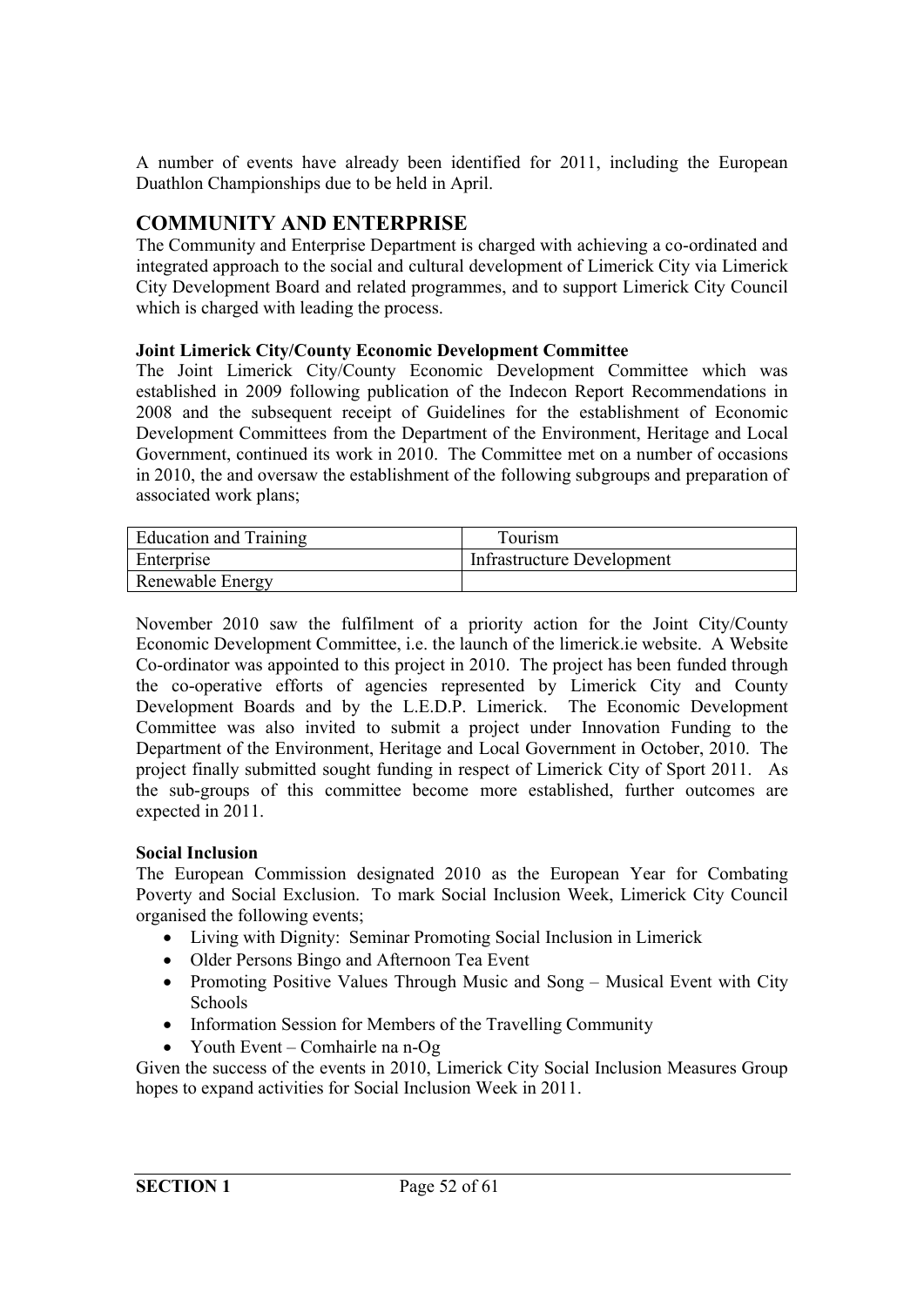A number of events have already been identified for 2011, including the European Duathlon Championships due to be held in April.

## COMMUNITY AND ENTERPRISE

The Community and Enterprise Department is charged with achieving a co-ordinated and integrated approach to the social and cultural development of Limerick City via Limerick City Development Board and related programmes, and to support Limerick City Council which is charged with leading the process.

**Joint Limerick City/County Economic Development Committee**

The Joint Limerick City/County Economic Development Committee which was established in 2009 following publication of the Indecon Report Recommendations in 2008 and the subsequent receipt of Guidelines for the establishment of Economic Development Committees from the Department of the Environment, Heritage and Local Government, continued its work in 2010. The Committee met on a number of occasions in 2010, the and oversaw the establishment of the following subgroups and preparation of associated work plans;

| | |
|---|---|
| Education and Training | Tourism |
| Enterprise | Infrastructure Development |
| Renewable Energy | |

November 2010 saw the fulfilment of a priority action for the Joint City/County Economic Development Committee, i.e. the launch of the limerick.ie website. A Website Co-ordinator was appointed to this project in 2010. The project has been funded through the co-operative efforts of agencies represented by Limerick City and County Development Boards and by the L.E.D.P. Limerick. The Economic Development Committee was also invited to submit a project under Innovation Funding to the Department of the Environment, Heritage and Local Government in October, 2010. The project finally submitted sought funding in respect of Limerick City of Sport 2011. As the sub-groups of this committee become more established, further outcomes are expected in 2011.

**Social Inclusion**

The European Commission designated 2010 as the European Year for Combating Poverty and Social Exclusion. To mark Social Inclusion Week, Limerick City Council organised the following events;

- Living with Dignity: Seminar Promoting Social Inclusion in Limerick
- Older Persons Bingo and Afternoon Tea Event
- Promoting Positive Values Through Music and Song – Musical Event with City Schools
- Information Session for Members of the Travelling Community
- Youth Event – Comhairle na n-Og

Given the success of the events in 2010, Limerick City Social Inclusion Measures Group hopes to expand activities for Social Inclusion Week in 2011.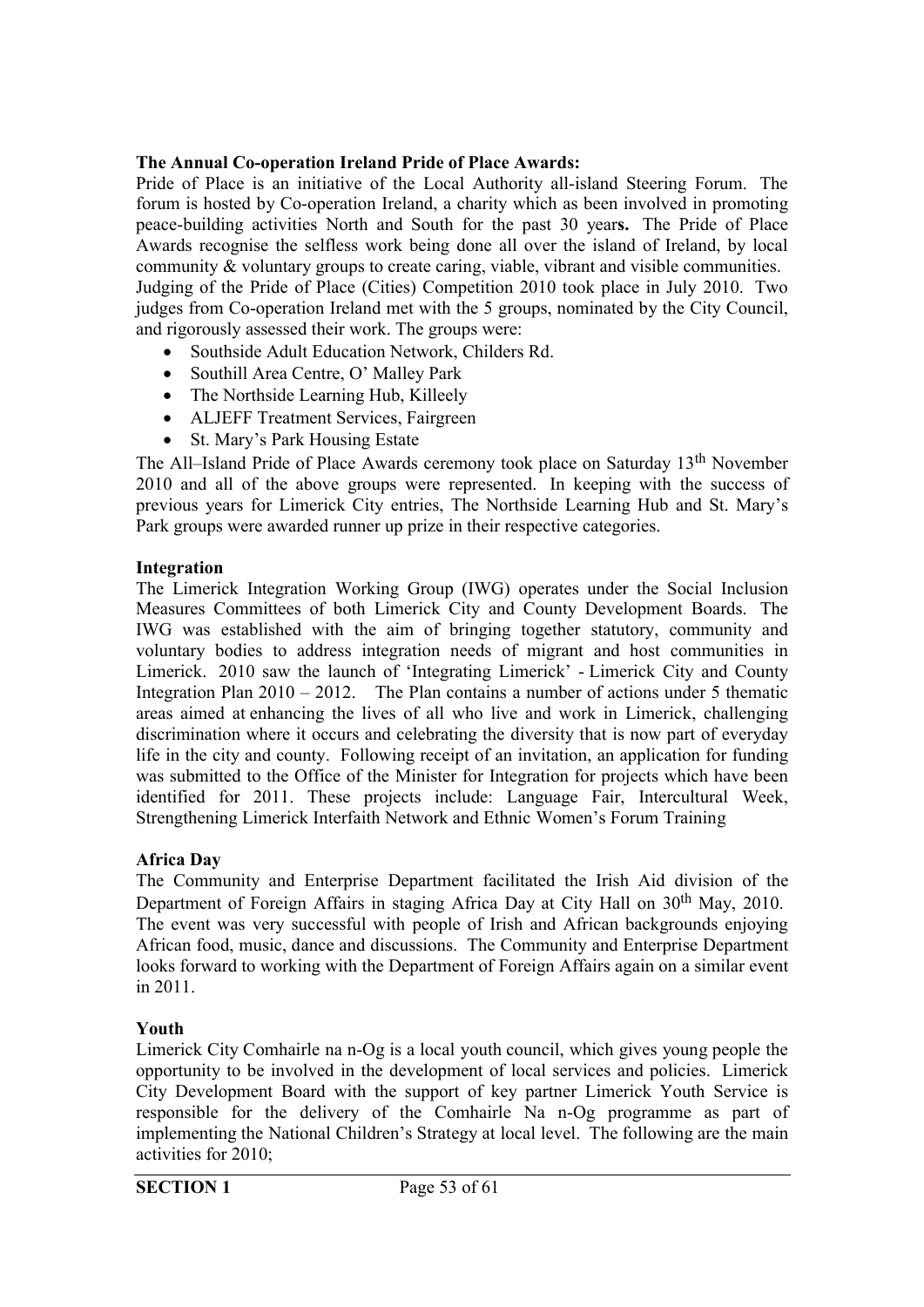**The Annual Co-operation Ireland Pride of Place Awards:**

Pride of Place is an initiative of the Local Authority all-island Steering Forum. The forum is hosted by Co-operation Ireland, a charity which as been involved in promoting peace-building activities North and South for the past 30 year**s.** The Pride of Place Awards recognise the selfless work being done all over the island of Ireland, by local community & voluntary groups to create caring, viable, vibrant and visible communities.

Judging of the Pride of Place (Cities) Competition 2010 took place in July 2010. Two judges from Co-operation Ireland met with the 5 groups, nominated by the City Council, and rigorously assessed their work. The groups were:

- Southside Adult Education Network, Childers Rd.
- Southill Area Centre, O' Malley Park
- The Northside Learning Hub, Killeely
- ALJEFF Treatment Services, Fairgreen
- St. Mary's Park Housing Estate

The All–Island Pride of Place Awards ceremony took place on Saturday 13th November 2010 and all of the above groups were represented. In keeping with the success of previous years for Limerick City entries, The Northside Learning Hub and St. Mary's Park groups were awarded runner up prize in their respective categories.

**Integration**

The Limerick Integration Working Group (IWG) operates under the Social Inclusion Measures Committees of both Limerick City and County Development Boards. The IWG was established with the aim of bringing together statutory, community and voluntary bodies to address integration needs of migrant and host communities in Limerick. 2010 saw the launch of 'Integrating Limerick' - Limerick City and County Integration Plan 2010 – 2012. The Plan contains a number of actions under 5 thematic areas aimed at enhancing the lives of all who live and work in Limerick, challenging discrimination where it occurs and celebrating the diversity that is now part of everyday life in the city and county. Following receipt of an invitation, an application for funding was submitted to the Office of the Minister for Integration for projects which have been identified for 2011. These projects include: Language Fair, Intercultural Week, Strengthening Limerick Interfaith Network and Ethnic Women's Forum Training

**Africa Day**

The Community and Enterprise Department facilitated the Irish Aid division of the Department of Foreign Affairs in staging Africa Day at City Hall on 30th May, 2010. The event was very successful with people of Irish and African backgrounds enjoying African food, music, dance and discussions. The Community and Enterprise Department looks forward to working with the Department of Foreign Affairs again on a similar event in 2011.

**Youth**

Limerick City Comhairle na n-Og is a local youth council, which gives young people the opportunity to be involved in the development of local services and policies. Limerick City Development Board with the support of key partner Limerick Youth Service is responsible for the delivery of the Comhairle Na n-Og programme as part of implementing the National Children's Strategy at local level. The following are the main activities for 2010;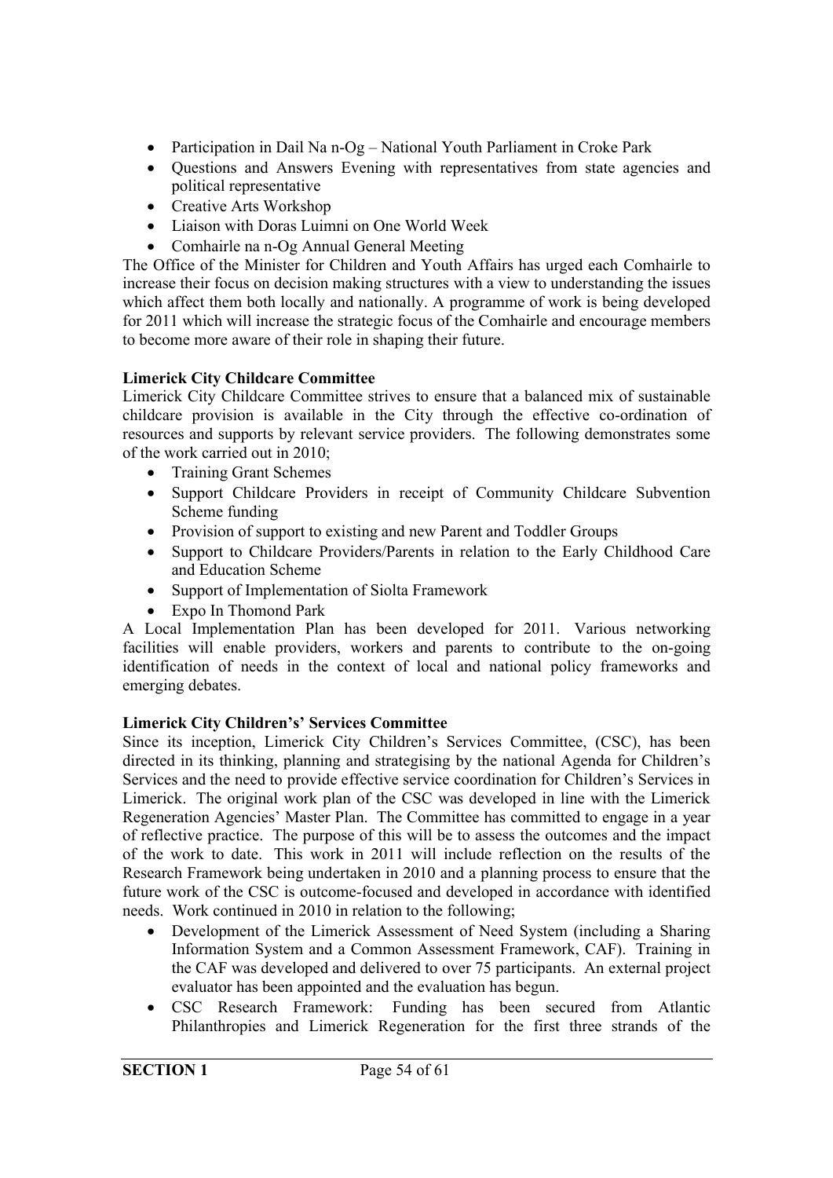- Participation in Dail Na n-Og – National Youth Parliament in Croke Park
- Questions and Answers Evening with representatives from state agencies and political representative
- Creative Arts Workshop
- Liaison with Doras Luimni on One World Week
- Comhairle na n-Og Annual General Meeting

The Office of the Minister for Children and Youth Affairs has urged each Comhairle to increase their focus on decision making structures with a view to understanding the issues which affect them both locally and nationally. A programme of work is being developed for 2011 which will increase the strategic focus of the Comhairle and encourage members to become more aware of their role in shaping their future.

**Limerick City Childcare Committee**

Limerick City Childcare Committee strives to ensure that a balanced mix of sustainable childcare provision is available in the City through the effective co-ordination of resources and supports by relevant service providers. The following demonstrates some of the work carried out in 2010;

- Training Grant Schemes
- Support Childcare Providers in receipt of Community Childcare Subvention Scheme funding
- Provision of support to existing and new Parent and Toddler Groups
- Support to Childcare Providers/Parents in relation to the Early Childhood Care and Education Scheme
- Support of Implementation of Siolta Framework
- Expo In Thomond Park

A Local Implementation Plan has been developed for 2011. Various networking facilities will enable providers, workers and parents to contribute to the on-going identification of needs in the context of local and national policy frameworks and emerging debates.

**Limerick City Childrens's' Services Committee**

Since its inception, Limerick City Children's Services Committee, (CSC), has been directed in its thinking, planning and strategising by the national Agenda for Children's Services and the need to provide effective service coordination for Children's Services in Limerick. The original work plan of the CSC was developed in line with the Limerick Regeneration Agencies' Master Plan. The Committee has committed to engage in a year of reflective practice. The purpose of this will be to assess the outcomes and the impact of the work to date. This work in 2011 will include reflection on the results of the Research Framework being undertaken in 2010 and a planning process to ensure that the future work of the CSC is outcome-focused and developed in accordance with identified needs. Work continued in 2010 in relation to the following;

- Development of the Limerick Assessment of Need System (including a Sharing Information System and a Common Assessment Framework, CAF). Training in the CAF was developed and delivered to over 75 participants. An external project evaluator has been appointed and the evaluation has begun.
- CSC Research Framework: Funding has been secured from Atlantic Philanthropies and Limerick Regeneration for the first three strands of the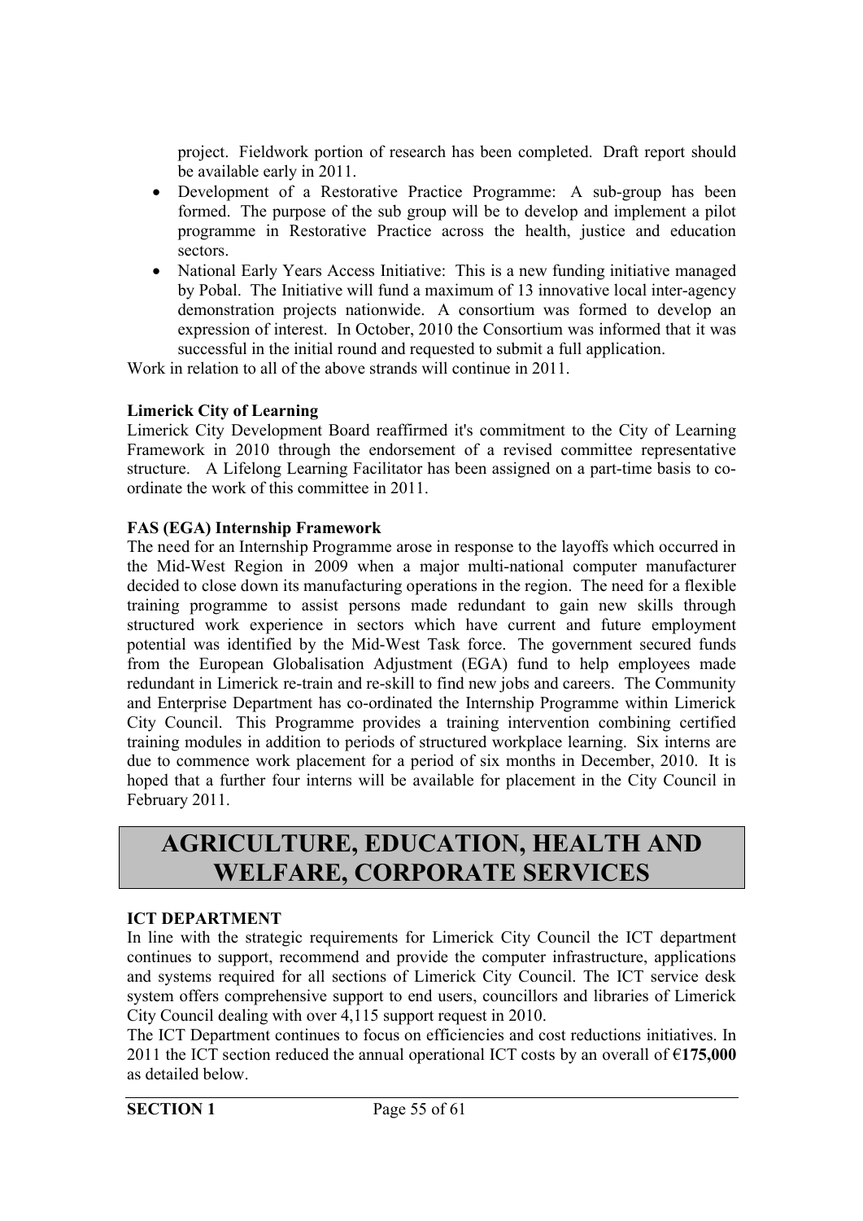project. Fieldwork portion of research has been completed. Draft report should be available early in 2011.

- Development of a Restorative Practice Programme: A sub-group has been formed. The purpose of the sub group will be to develop and implement a pilot programme in Restorative Practice across the health, justice and education sectors.
- National Early Years Access Initiative: This is a new funding initiative managed by Pobal. The Initiative will fund a maximum of 13 innovative local inter-agency demonstration projects nationwide. A consortium was formed to develop an expression of interest. In October, 2010 the Consortium was informed that it was successful in the initial round and requested to submit a full application.

Work in relation to all of the above strands will continue in 2011.

**Limerick City of Learning**

Limerick City Development Board reaffirmed it's commitment to the City of Learning Framework in 2010 through the endorsement of a revised committee representative structure. A Lifelong Learning Facilitator has been assigned on a part-time basis to co-ordinate the work of this committee in 2011.

**FAS (EGA) Internship Framework**

The need for an Internship Programme arose in response to the layoffs which occurred in the Mid-West Region in 2009 when a major multi-national computer manufacturer decided to close down its manufacturing operations in the region. The need for a flexible training programme to assist persons made redundant to gain new skills through structured work experience in sectors which have current and future employment potential was identified by the Mid-West Task force. The government secured funds from the European Globalisation Adjustment (EGA) fund to help employees made redundant in Limerick re-train and re-skill to find new jobs and careers. The Community and Enterprise Department has co-ordinated the Internship Programme within Limerick City Council. This Programme provides a training intervention combining certified training modules in addition to periods of structured workplace learning. Six interns are due to commence work placement for a period of six months in December, 2010. It is hoped that a further four interns will be available for placement in the City Council in February 2011.

# AGRICULTURE, EDUCATION, HEALTH AND WELFARE, CORPORATE SERVICES

**ICT DEPARTMENT**

In line with the strategic requirements for Limerick City Council the ICT department continues to support, recommend and provide the computer infrastructure, applications and systems required for all sections of Limerick City Council. The ICT service desk system offers comprehensive support to end users, councillors and libraries of Limerick City Council dealing with over 4,115 support request in 2010.

The ICT Department continues to focus on efficiencies and cost reductions initiatives. In 2011 the ICT section reduced the annual operational ICT costs by an overall of **€175,000** as detailed below.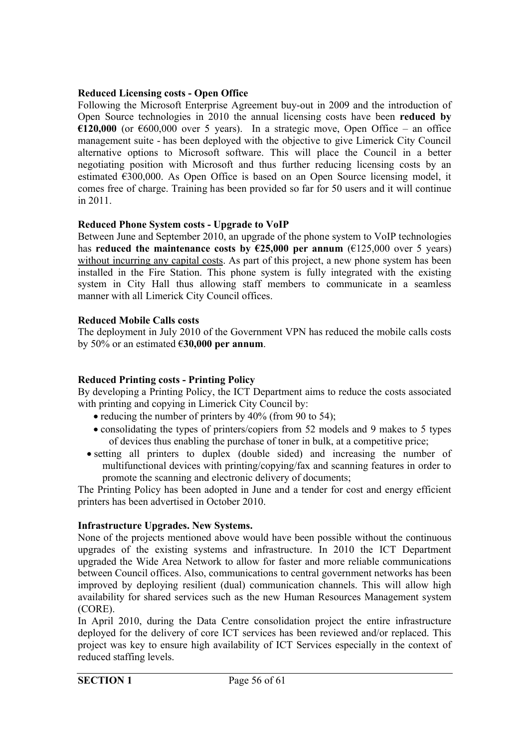**Reduced Licensing costs - Open Office**

Following the Microsoft Enterprise Agreement buy-out in 2009 and the introduction of Open Source technologies in 2010 the annual licensing costs have been **reduced by €120,000** (or €600,000 over 5 years). In a strategic move, Open Office – an office management suite - has been deployed with the objective to give Limerick City Council alternative options to Microsoft software. This will place the Council in a better negotiating position with Microsoft and thus further reducing licensing costs by an estimated €300,000. As Open Office is based on an Open Source licensing model, it comes free of charge. Training has been provided so far for 50 users and it will continue in 2011.

**Reduced Phone System costs - Upgrade to VoIP**

Between June and September 2010, an upgrade of the phone system to VoIP technologies has **reduced the maintenance costs by €25,000 per annum** (€125,000 over 5 years) <u>without incurring any capital costs</u>. As part of this project, a new phone system has been installed in the Fire Station. This phone system is fully integrated with the existing system in City Hall thus allowing staff members to communicate in a seamless manner with all Limerick City Council offices.

**Reduced Mobile Calls costs**

The deployment in July 2010 of the Government VPN has reduced the mobile calls costs by 50% or an estimated €**30,000 per annum**.

**Reduced Printing costs - Printing Policy**

By developing a Printing Policy, the ICT Department aims to reduce the costs associated with printing and copying in Limerick City Council by:

- reducing the number of printers by 40% (from 90 to 54);
- consolidating the types of printers/copiers from 52 models and 9 makes to 5 types of devices thus enabling the purchase of toner in bulk, at a competitive price;
- setting all printers to duplex (double sided) and increasing the number of multifunctional devices with printing/copying/fax and scanning features in order to promote the scanning and electronic delivery of documents;

The Printing Policy has been adopted in June and a tender for cost and energy efficient printers has been advertised in October 2010.

**Infrastructure Upgrades. New Systems.**

None of the projects mentioned above would have been possible without the continuous upgrades of the existing systems and infrastructure. In 2010 the ICT Department upgraded the Wide Area Network to allow for faster and more reliable communications between Council offices. Also, communications to central government networks has been improved by deploying resilient (dual) communication channels. This will allow high availability for shared services such as the new Human Resources Management system (CORE).

In April 2010, during the Data Centre consolidation project the entire infrastructure deployed for the delivery of core ICT services has been reviewed and/or replaced. This project was key to ensure high availability of ICT Services especially in the context of reduced staffing levels.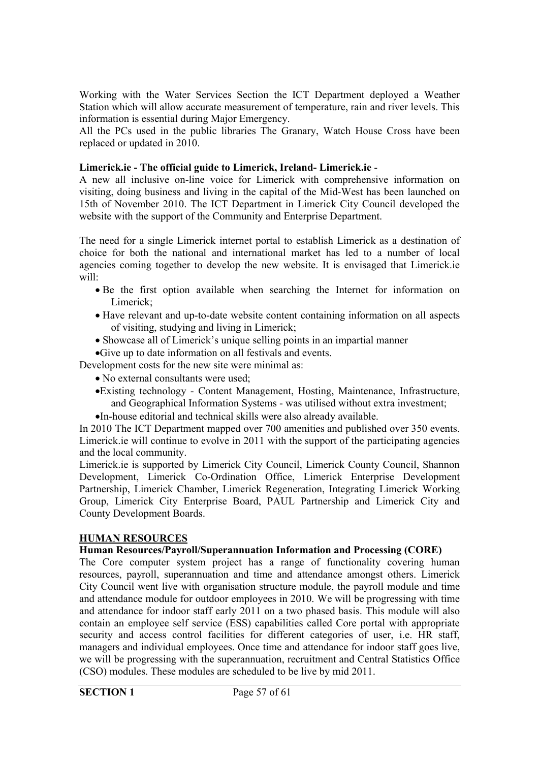Working with the Water Services Section the ICT Department deployed a Weather Station which will allow accurate measurement of temperature, rain and river levels. This information is essential during Major Emergency.

All the PCs used in the public libraries The Granary, Watch House Cross have been replaced or updated in 2010.

**Limerick.ie - The official guide to Limerick, Ireland- Limerick.ie** -

A new all inclusive on-line voice for Limerick with comprehensive information on visiting, doing business and living in the capital of the Mid-West has been launched on 15th of November 2010. The ICT Department in Limerick City Council developed the website with the support of the Community and Enterprise Department.

The need for a single Limerick internet portal to establish Limerick as a destination of choice for both the national and international market has led to a number of local agencies coming together to develop the new website. It is envisaged that Limerick.ie will:

- Be the first option available when searching the Internet for information on Limerick;
- Have relevant and up-to-date website content containing information on all aspects of visiting, studying and living in Limerick;
- Showcase all of Limerick's unique selling points in an impartial manner
- Give up to date information on all festivals and events.

Development costs for the new site were minimal as:

- No external consultants were used;
- Existing technology - Content Management, Hosting, Maintenance, Infrastructure, and Geographical Information Systems - was utilised without extra investment;
- In-house editorial and technical skills were also already available.

In 2010 The ICT Department mapped over 700 amenities and published over 350 events. Limerick.ie will continue to evolve in 2011 with the support of the participating agencies and the local community.

Limerick.ie is supported by Limerick City Council, Limerick County Council, Shannon Development, Limerick Co-Ordination Office, Limerick Enterprise Development Partnership, Limerick Chamber, Limerick Regeneration, Integrating Limerick Working Group, Limerick City Enterprise Board, PAUL Partnership and Limerick City and County Development Boards.

## HUMAN RESOURCES

### Human Resources/Payroll/Superannuation Information and Processing (CORE)

The Core computer system project has a range of functionality covering human resources, payroll, superannuation and time and attendance amongst others. Limerick City Council went live with organisation structure module, the payroll module and time and attendance module for outdoor employees in 2010. We will be progressing with time and attendance for indoor staff early 2011 on a two phased basis. This module will also contain an employee self service (ESS) capabilities called Core portal with appropriate security and access control facilities for different categories of user, i.e. HR staff, managers and individual employees. Once time and attendance for indoor staff goes live, we will be progressing with the superannuation, recruitment and Central Statistics Office (CSO) modules. These modules are scheduled to be live by mid 2011.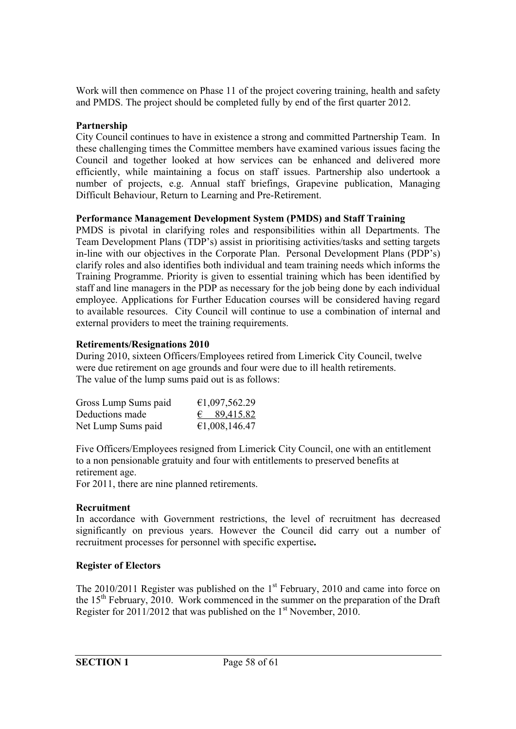Work will then commence on Phase 11 of the project covering training, health and safety and PMDS. The project should be completed fully by end of the first quarter 2012.

**Partnership**

City Council continues to have in existence a strong and committed Partnership Team. In these challenging times the Committee members have examined various issues facing the Council and together looked at how services can be enhanced and delivered more efficiently, while maintaining a focus on staff issues. Partnership also undertook a number of projects, e.g. Annual staff briefings, Grapevine publication, Managing Difficult Behaviour, Return to Learning and Pre-Retirement.

**Performance Management Development System (PMDS) and Staff Training**

PMDS is pivotal in clarifying roles and responsibilities within all Departments. The Team Development Plans (TDP's) assist in prioritising activities/tasks and setting targets in-line with our objectives in the Corporate Plan. Personal Development Plans (PDP's) clarify roles and also identifies both individual and team training needs which informs the Training Programme. Priority is given to essential training which has been identified by staff and line managers in the PDP as necessary for the job being done by each individual employee. Applications for Further Education courses will be considered having regard to available resources. City Council will continue to use a combination of internal and external providers to meet the training requirements.

**Retirements/Resignations 2010**

During 2010, sixteen Officers/Employees retired from Limerick City Council, twelve were due retirement on age grounds and four were due to ill health retirements.
The value of the lump sums paid out is as follows:

| | |
|---|---|
| Gross Lump Sums paid | €1,097,562.29 |
| Deductions made | € 89,415.82 |
| Net Lump Sums paid | €1,008,146.47 |

Five Officers/Employees resigned from Limerick City Council, one with an entitlement to a non pensionable gratuity and four with entitlements to preserved benefits at retirement age.
For 2011, there are nine planned retirements.

**Recruitment**

In accordance with Government restrictions, the level of recruitment has decreased significantly on previous years. However the Council did carry out a number of recruitment processes for personnel with specific expertise**.**

**Register of Electors**

The 2010/2011 Register was published on the 1st February, 2010 and came into force on the 15th February, 2010. Work commenced in the summer on the preparation of the Draft Register for 2011/2012 that was published on the 1st November, 2010.

**SECTION 1**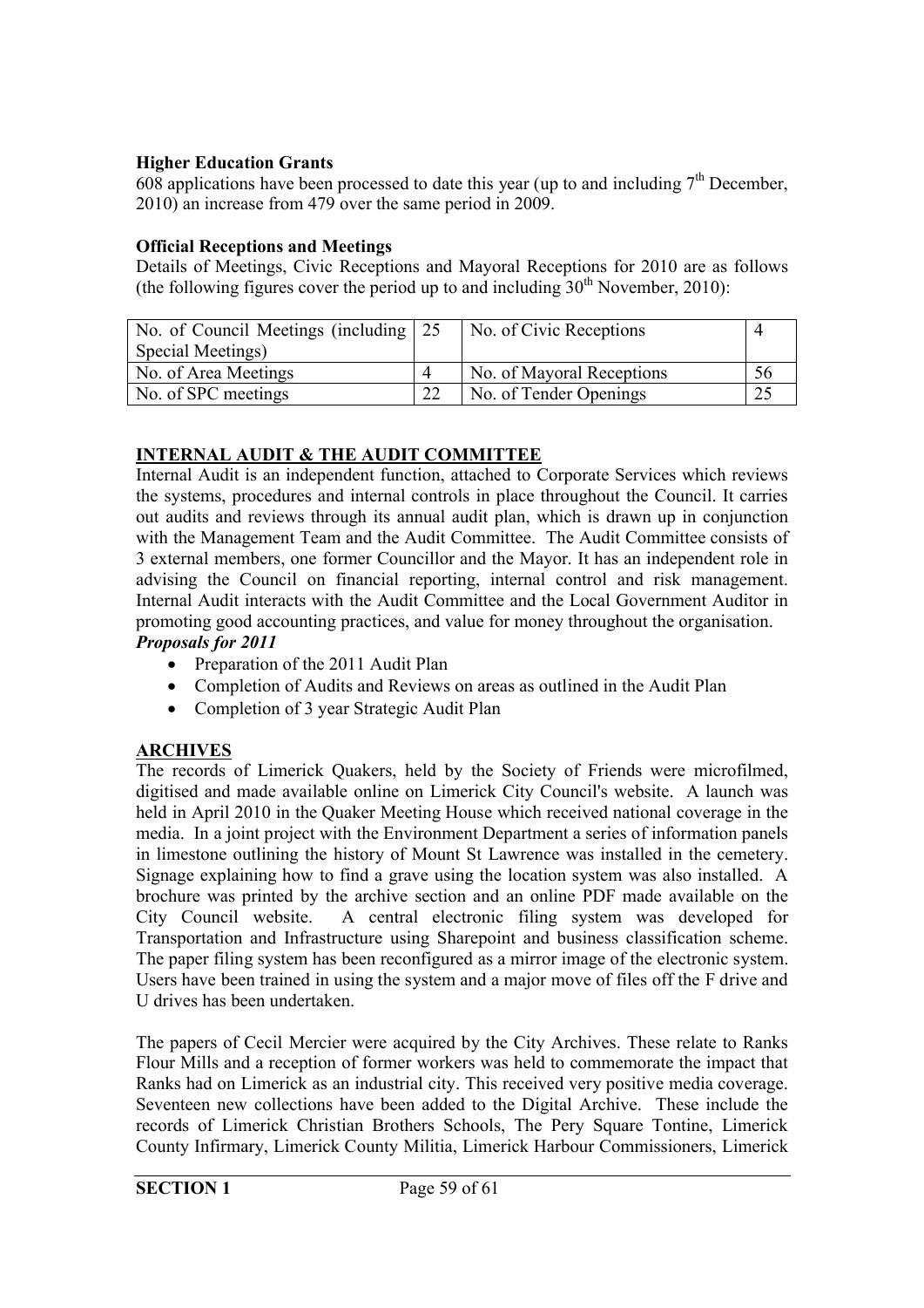**Higher Education Grants**

608 applications have been processed to date this year (up to and including 7th December, 2010) an increase from 479 over the same period in 2009.

**Official Receptions and Meetings**

Details of Meetings, Civic Receptions and Mayoral Receptions for 2010 are as follows (the following figures cover the period up to and including 30th November, 2010):

| No. of Council Meetings (including Special Meetings) | 25 | No. of Civic Receptions | 4 |
|---|---|---|---|
| No. of Area Meetings | 4 | No. of Mayoral Receptions | 56 |
| No. of SPC meetings | 22 | No. of Tender Openings | 25 |

## INTERNAL AUDIT & THE AUDIT COMMITTEE

Internal Audit is an independent function, attached to Corporate Services which reviews the systems, procedures and internal controls in place throughout the Council. It carries out audits and reviews through its annual audit plan, which is drawn up in conjunction with the Management Team and the Audit Committee. The Audit Committee consists of 3 external members, one former Councillor and the Mayor. It has an independent role in advising the Council on financial reporting, internal control and risk management. Internal Audit interacts with the Audit Committee and the Local Government Auditor in promoting good accounting practices, and value for money throughout the organisation.

***Proposals for 2011***

- Preparation of the 2011 Audit Plan
- Completion of Audits and Reviews on areas as outlined in the Audit Plan
- Completion of 3 year Strategic Audit Plan

## ARCHIVES

The records of Limerick Quakers, held by the Society of Friends were microfilmed, digitised and made available online on Limerick City Council's website. A launch was held in April 2010 in the Quaker Meeting House which received national coverage in the media. In a joint project with the Environment Department a series of information panels in limestone outlining the history of Mount St Lawrence was installed in the cemetery. Signage explaining how to find a grave using the location system was also installed. A brochure was printed by the archive section and an online PDF made available on the City Council website. A central electronic filing system was developed for Transportation and Infrastructure using Sharepoint and business classification scheme. The paper filing system has been reconfigured as a mirror image of the electronic system. Users have been trained in using the system and a major move of files off the F drive and U drives has been undertaken.

The papers of Cecil Mercier were acquired by the City Archives. These relate to Ranks Flour Mills and a reception of former workers was held to commemorate the impact that Ranks had on Limerick as an industrial city. This received very positive media coverage. Seventeen new collections have been added to the Digital Archive. These include the records of Limerick Christian Brothers Schools, The Pery Square Tontine, Limerick County Infirmary, Limerick County Militia, Limerick Harbour Commissioners, Limerick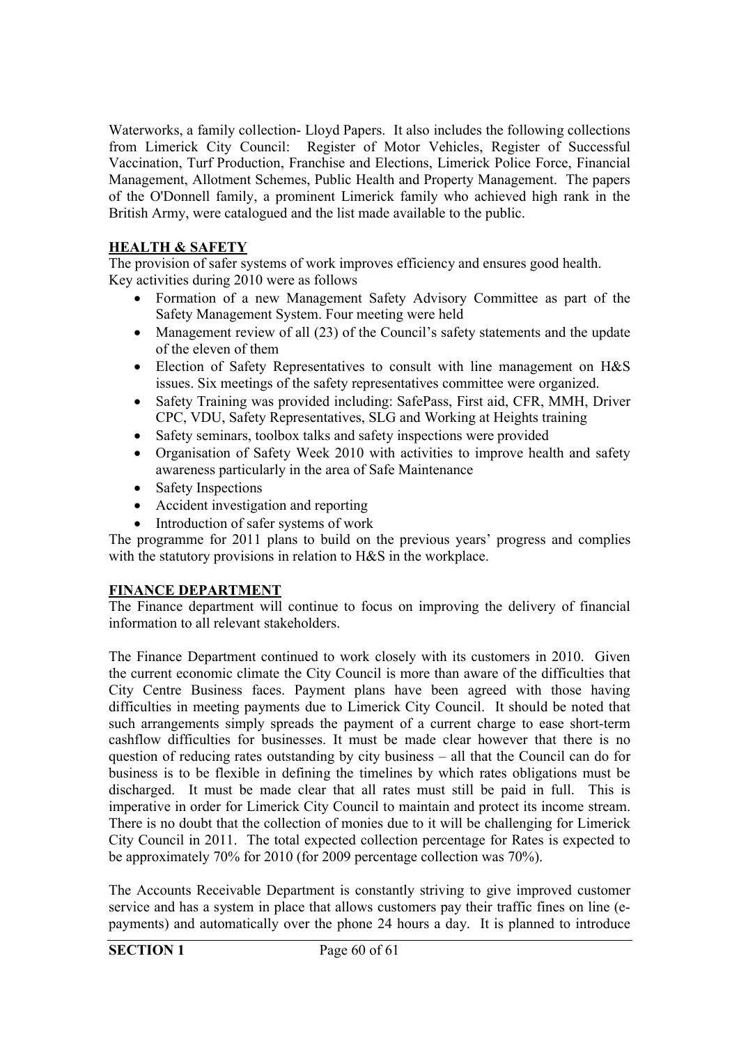Waterworks, a family collection- Lloyd Papers. It also includes the following collections from Limerick City Council: Register of Motor Vehicles, Register of Successful Vaccination, Turf Production, Franchise and Elections, Limerick Police Force, Financial Management, Allotment Schemes, Public Health and Property Management. The papers of the O'Donnell family, a prominent Limerick family who achieved high rank in the British Army, were catalogued and the list made available to the public.

## HEALTH & SAFETY

The provision of safer systems of work improves efficiency and ensures good health. Key activities during 2010 were as follows

- Formation of a new Management Safety Advisory Committee as part of the Safety Management System. Four meeting were held
- Management review of all (23) of the Council's safety statements and the update of the eleven of them
- Election of Safety Representatives to consult with line management on H&S issues. Six meetings of the safety representatives committee were organized.
- Safety Training was provided including: SafePass, First aid, CFR, MMH, Driver CPC, VDU, Safety Representatives, SLG and Working at Heights training
- Safety seminars, toolbox talks and safety inspections were provided
- Organisation of Safety Week 2010 with activities to improve health and safety awareness particularly in the area of Safe Maintenance
- Safety Inspections
- Accident investigation and reporting
- Introduction of safer systems of work

The programme for 2011 plans to build on the previous years' progress and complies with the statutory provisions in relation to H&S in the workplace.

## FINANCE DEPARTMENT

The Finance department will continue to focus on improving the delivery of financial information to all relevant stakeholders.

The Finance Department continued to work closely with its customers in 2010. Given the current economic climate the City Council is more than aware of the difficulties that City Centre Business faces. Payment plans have been agreed with those having difficulties in meeting payments due to Limerick City Council. It should be noted that such arrangements simply spreads the payment of a current charge to ease short-term cashflow difficulties for businesses. It must be made clear however that there is no question of reducing rates outstanding by city business – all that the Council can do for business is to be flexible in defining the timelines by which rates obligations must be discharged. It must be made clear that all rates must still be paid in full. This is imperative in order for Limerick City Council to maintain and protect its income stream. There is no doubt that the collection of monies due to it will be challenging for Limerick City Council in 2011. The total expected collection percentage for Rates is expected to be approximately 70% for 2010 (for 2009 percentage collection was 70%).

The Accounts Receivable Department is constantly striving to give improved customer service and has a system in place that allows customers pay their traffic fines on line (e-payments) and automatically over the phone 24 hours a day. It is planned to introduce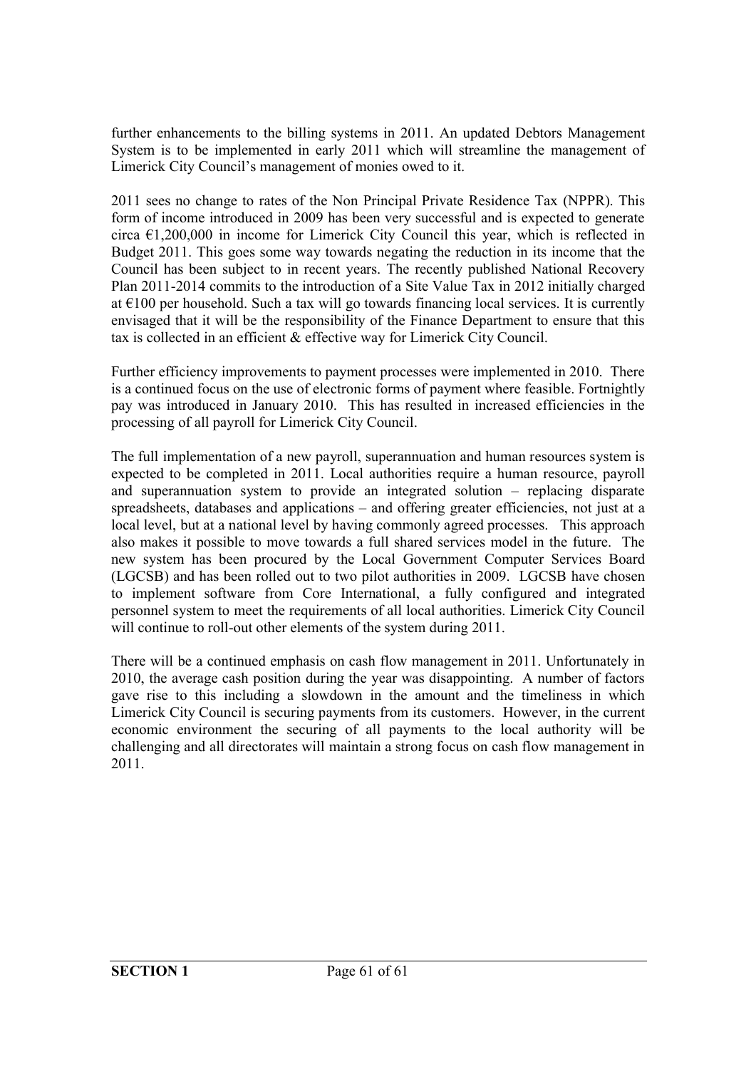further enhancements to the billing systems in 2011. An updated Debtors Management System is to be implemented in early 2011 which will streamline the management of Limerick City Council's management of monies owed to it.

2011 sees no change to rates of the Non Principal Private Residence Tax (NPPR). This form of income introduced in 2009 has been very successful and is expected to generate circa €1,200,000 in income for Limerick City Council this year, which is reflected in Budget 2011. This goes some way towards negating the reduction in its income that the Council has been subject to in recent years. The recently published National Recovery Plan 2011-2014 commits to the introduction of a Site Value Tax in 2012 initially charged at €100 per household. Such a tax will go towards financing local services. It is currently envisaged that it will be the responsibility of the Finance Department to ensure that this tax is collected in an efficient & effective way for Limerick City Council.

Further efficiency improvements to payment processes were implemented in 2010. There is a continued focus on the use of electronic forms of payment where feasible. Fortnightly pay was introduced in January 2010. This has resulted in increased efficiencies in the processing of all payroll for Limerick City Council.

The full implementation of a new payroll, superannuation and human resources system is expected to be completed in 2011. Local authorities require a human resource, payroll and superannuation system to provide an integrated solution – replacing disparate spreadsheets, databases and applications – and offering greater efficiencies, not just at a local level, but at a national level by having commonly agreed processes. This approach also makes it possible to move towards a full shared services model in the future. The new system has been procured by the Local Government Computer Services Board (LGCSB) and has been rolled out to two pilot authorities in 2009. LGCSB have chosen to implement software from Core International, a fully configured and integrated personnel system to meet the requirements of all local authorities. Limerick City Council will continue to roll-out other elements of the system during 2011.

There will be a continued emphasis on cash flow management in 2011. Unfortunately in 2010, the average cash position during the year was disappointing. A number of factors gave rise to this including a slowdown in the amount and the timeliness in which Limerick City Council is securing payments from its customers. However, in the current economic environment the securing of all payments to the local authority will be challenging and all directorates will maintain a strong focus on cash flow management in 2011.